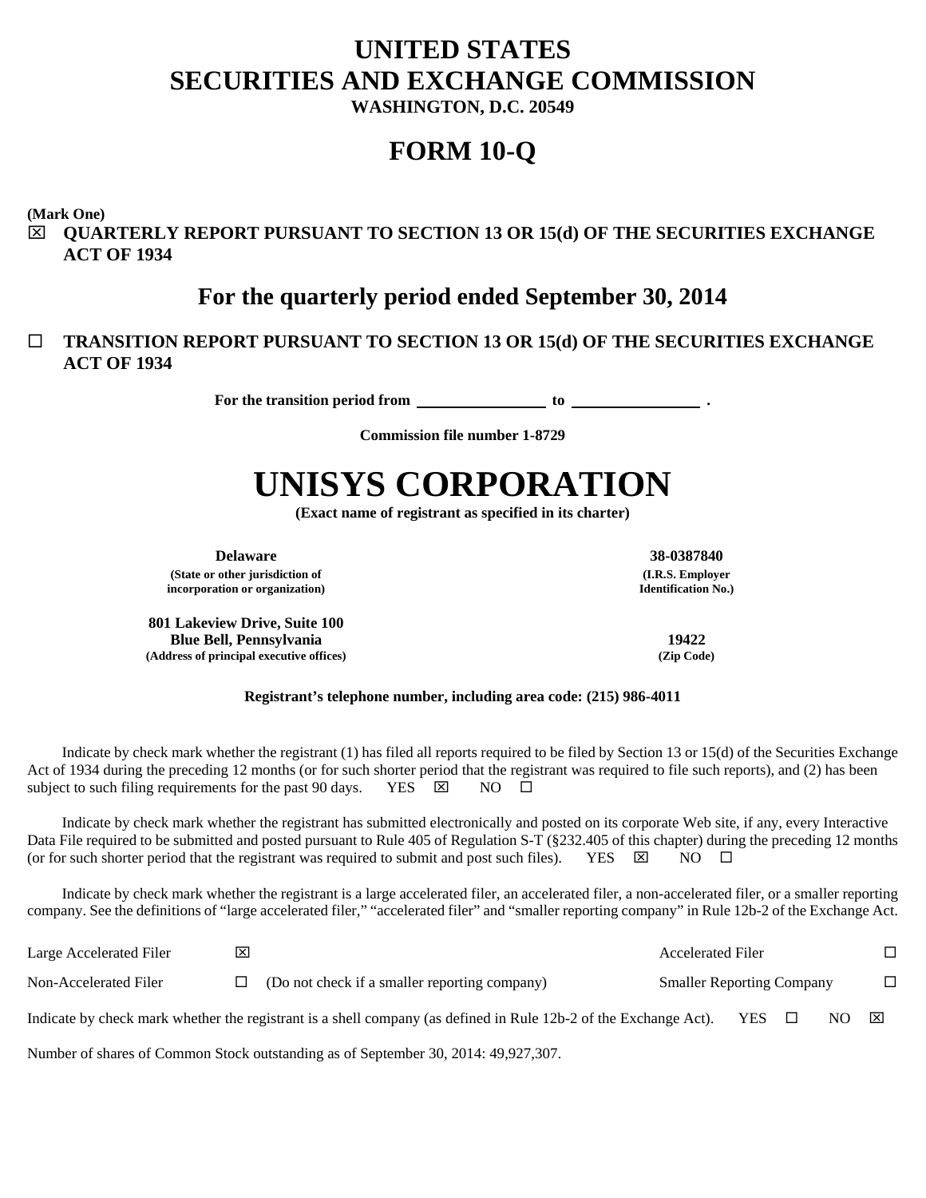# UNITED STATES
# SECURITIES AND EXCHANGE COMMISSION
**WASHINGTON, D.C. 20549**

# FORM 10-Q

**(Mark One)**

☒ **QUARTERLY REPORT PURSUANT TO SECTION 13 OR 15(d) OF THE SECURITIES EXCHANGE ACT OF 1934**

## For the quarterly period ended September 30, 2014

☐ **TRANSITION REPORT PURSUANT TO SECTION 13 OR 15(d) OF THE SECURITIES EXCHANGE ACT OF 1934**

**For the transition period from \_\_\_\_\_\_\_\_\_\_\_\_\_\_\_\_ to \_\_\_\_\_\_\_\_\_\_\_\_\_\_\_\_ .**

**Commission file number 1-8729**

# UNISYS CORPORATION
**(Exact name of registrant as specified in its charter)**

| **Delaware** | **38-0387840** |
|---|---|
| **(State or other jurisdiction of incorporation or organization)** | **(I.R.S. Employer Identification No.)** |
| **801 Lakeview Drive, Suite 100 Blue Bell, Pennsylvania** | **19422** |
| **(Address of principal executive offices)** | **(Zip Code)** |

**Registrant's telephone number, including area code: (215) 986-4011**

Indicate by check mark whether the registrant (1) has filed all reports required to be filed by Section 13 or 15(d) of the Securities Exchange Act of 1934 during the preceding 12 months (or for such shorter period that the registrant was required to file such reports), and (2) has been subject to such filing requirements for the past 90 days. YES ☒ NO ☐

Indicate by check mark whether the registrant has submitted electronically and posted on its corporate Web site, if any, every Interactive Data File required to be submitted and posted pursuant to Rule 405 of Regulation S-T (§232.405 of this chapter) during the preceding 12 months (or for such shorter period that the registrant was required to submit and post such files). YES ☒ NO ☐

Indicate by check mark whether the registrant is a large accelerated filer, an accelerated filer, a non-accelerated filer, or a smaller reporting company. See the definitions of "large accelerated filer," "accelerated filer" and "smaller reporting company" in Rule 12b-2 of the Exchange Act.

| | | | | |
|---|---|---|---|---|
| Large Accelerated Filer | ☒ | | Accelerated Filer | ☐ |
| Non-Accelerated Filer | ☐ | (Do not check if a smaller reporting company) | Smaller Reporting Company | ☐ |

Indicate by check mark whether the registrant is a shell company (as defined in Rule 12b-2 of the Exchange Act). YES ☐ NO ☒

Number of shares of Common Stock outstanding as of September 30, 2014: 49,927,307.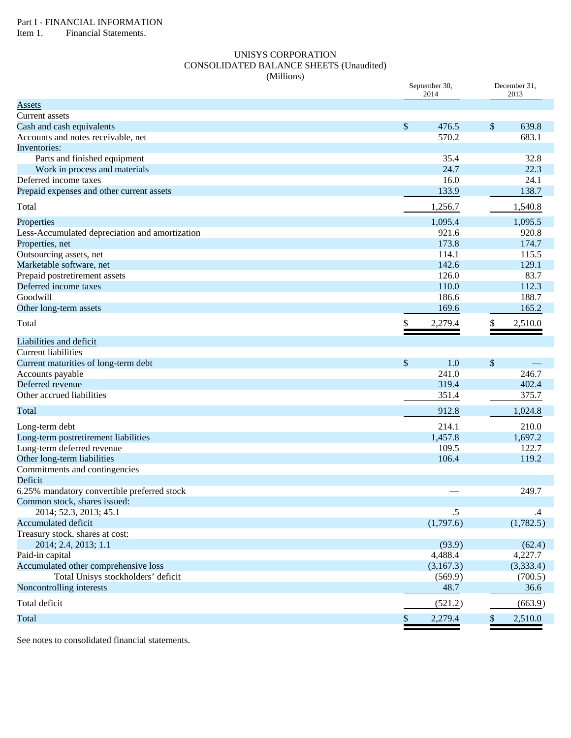Part I - FINANCIAL INFORMATION

Item 1. Financial Statements.

# UNISYS CORPORATION
## CONSOLIDATED BALANCE SHEETS (Unaudited)
(Millions)

| | September 30, 2014 | December 31, 2013 |
|---|---|---|
| Assets | | |
| Current assets | | |
| Cash and cash equivalents | $ 476.5 | $ 639.8 |
| Accounts and notes receivable, net | 570.2 | 683.1 |
| Inventories: | | |
| Parts and finished equipment | 35.4 | 32.8 |
| Work in process and materials | 24.7 | 22.3 |
| Deferred income taxes | 16.0 | 24.1 |
| Prepaid expenses and other current assets | 133.9 | 138.7 |
| Total | 1,256.7 | 1,540.8 |
| Properties | 1,095.4 | 1,095.5 |
| Less-Accumulated depreciation and amortization | 921.6 | 920.8 |
| Properties, net | 173.8 | 174.7 |
| Outsourcing assets, net | 114.1 | 115.5 |
| Marketable software, net | 142.6 | 129.1 |
| Prepaid postretirement assets | 126.0 | 83.7 |
| Deferred income taxes | 110.0 | 112.3 |
| Goodwill | 186.6 | 188.7 |
| Other long-term assets | 169.6 | 165.2 |
| Total | $ 2,279.4 | $ 2,510.0 |
| Liabilities and deficit | | |
| Current liabilities | | |
| Current maturities of long-term debt | $ 1.0 | $ — |
| Accounts payable | 241.0 | 246.7 |
| Deferred revenue | 319.4 | 402.4 |
| Other accrued liabilities | 351.4 | 375.7 |
| Total | 912.8 | 1,024.8 |
| Long-term debt | 214.1 | 210.0 |
| Long-term postretirement liabilities | 1,457.8 | 1,697.2 |
| Long-term deferred revenue | 109.5 | 122.7 |
| Other long-term liabilities | 106.4 | 119.2 |
| Commitments and contingencies | | |
| Deficit | | |
| 6.25% mandatory convertible preferred stock | — | 249.7 |
| Common stock, shares issued: | | |
| 2014; 52.3, 2013; 45.1 | .5 | .4 |
| Accumulated deficit | (1,797.6) | (1,782.5) |
| Treasury stock, shares at cost: | | |
| 2014; 2.4, 2013; 1.1 | (93.9) | (62.4) |
| Paid-in capital | 4,488.4 | 4,227.7 |
| Accumulated other comprehensive loss | (3,167.3) | (3,333.4) |
| Total Unisys stockholders' deficit | (569.9) | (700.5) |
| Noncontrolling interests | 48.7 | 36.6 |
| Total deficit | (521.2) | (663.9) |
| Total | $ 2,279.4 | $ 2,510.0 |

See notes to consolidated financial statements.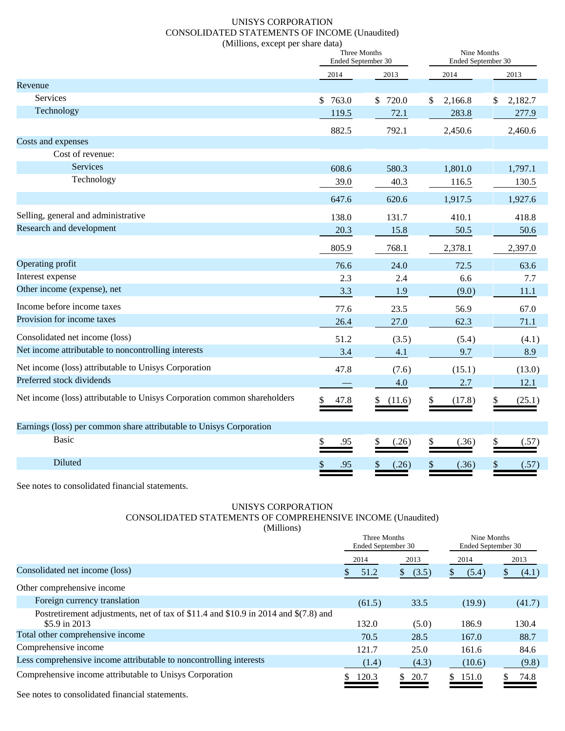# UNISYS CORPORATION
## CONSOLIDATED STATEMENTS OF INCOME (Unaudited)
(Millions, except per share data)

| | Three Months Ended September 30 | | Nine Months Ended September 30 | |
|---|---|---|---|---|
| | 2014 | 2013 | 2014 | 2013 |
| Revenue | | | | |
| Services | $ 763.0 | $ 720.0 | $ 2,166.8 | $ 2,182.7 |
| Technology | 119.5 | 72.1 | 283.8 | 277.9 |
| | 882.5 | 792.1 | 2,450.6 | 2,460.6 |
| Costs and expenses | | | | |
| Cost of revenue: | | | | |
| Services | 608.6 | 580.3 | 1,801.0 | 1,797.1 |
| Technology | 39.0 | 40.3 | 116.5 | 130.5 |
| | 647.6 | 620.6 | 1,917.5 | 1,927.6 |
| Selling, general and administrative | 138.0 | 131.7 | 410.1 | 418.8 |
| Research and development | 20.3 | 15.8 | 50.5 | 50.6 |
| | 805.9 | 768.1 | 2,378.1 | 2,397.0 |
| Operating profit | 76.6 | 24.0 | 72.5 | 63.6 |
| Interest expense | 2.3 | 2.4 | 6.6 | 7.7 |
| Other income (expense), net | 3.3 | 1.9 | (9.0) | 11.1 |
| Income before income taxes | 77.6 | 23.5 | 56.9 | 67.0 |
| Provision for income taxes | 26.4 | 27.0 | 62.3 | 71.1 |
| Consolidated net income (loss) | 51.2 | (3.5) | (5.4) | (4.1) |
| Net income attributable to noncontrolling interests | 3.4 | 4.1 | 9.7 | 8.9 |
| Net income (loss) attributable to Unisys Corporation | 47.8 | (7.6) | (15.1) | (13.0) |
| Preferred stock dividends | — | 4.0 | 2.7 | 12.1 |
| Net income (loss) attributable to Unisys Corporation common shareholders | $ 47.8 | $ (11.6) | $ (17.8) | $ (25.1) |
| Earnings (loss) per common share attributable to Unisys Corporation | | | | |
| Basic | $ .95 | $ (.26) | $ (.36) | $ (.57) |
| Diluted | $ .95 | $ (.26) | $ (.36) | $ (.57) |

See notes to consolidated financial statements.

# UNISYS CORPORATION
## CONSOLIDATED STATEMENTS OF COMPREHENSIVE INCOME (Unaudited)
(Millions)

| | Three Months Ended September 30 | | Nine Months Ended September 30 | |
|---|---|---|---|---|
| | 2014 | 2013 | 2014 | 2013 |
| Consolidated net income (loss) | $ 51.2 | $ (3.5) | $ (5.4) | $ (4.1) |
| Other comprehensive income | | | | |
| Foreign currency translation | (61.5) | 33.5 | (19.9) | (41.7) |
| Postretirement adjustments, net of tax of $11.4 and $10.9 in 2014 and $(7.8) and $5.9 in 2013 | 132.0 | (5.0) | 186.9 | 130.4 |
| Total other comprehensive income | 70.5 | 28.5 | 167.0 | 88.7 |
| Comprehensive income | 121.7 | 25.0 | 161.6 | 84.6 |
| Less comprehensive income attributable to noncontrolling interests | (1.4) | (4.3) | (10.6) | (9.8) |
| Comprehensive income attributable to Unisys Corporation | $ 120.3 | $ 20.7 | $ 151.0 | $ 74.8 |

See notes to consolidated financial statements.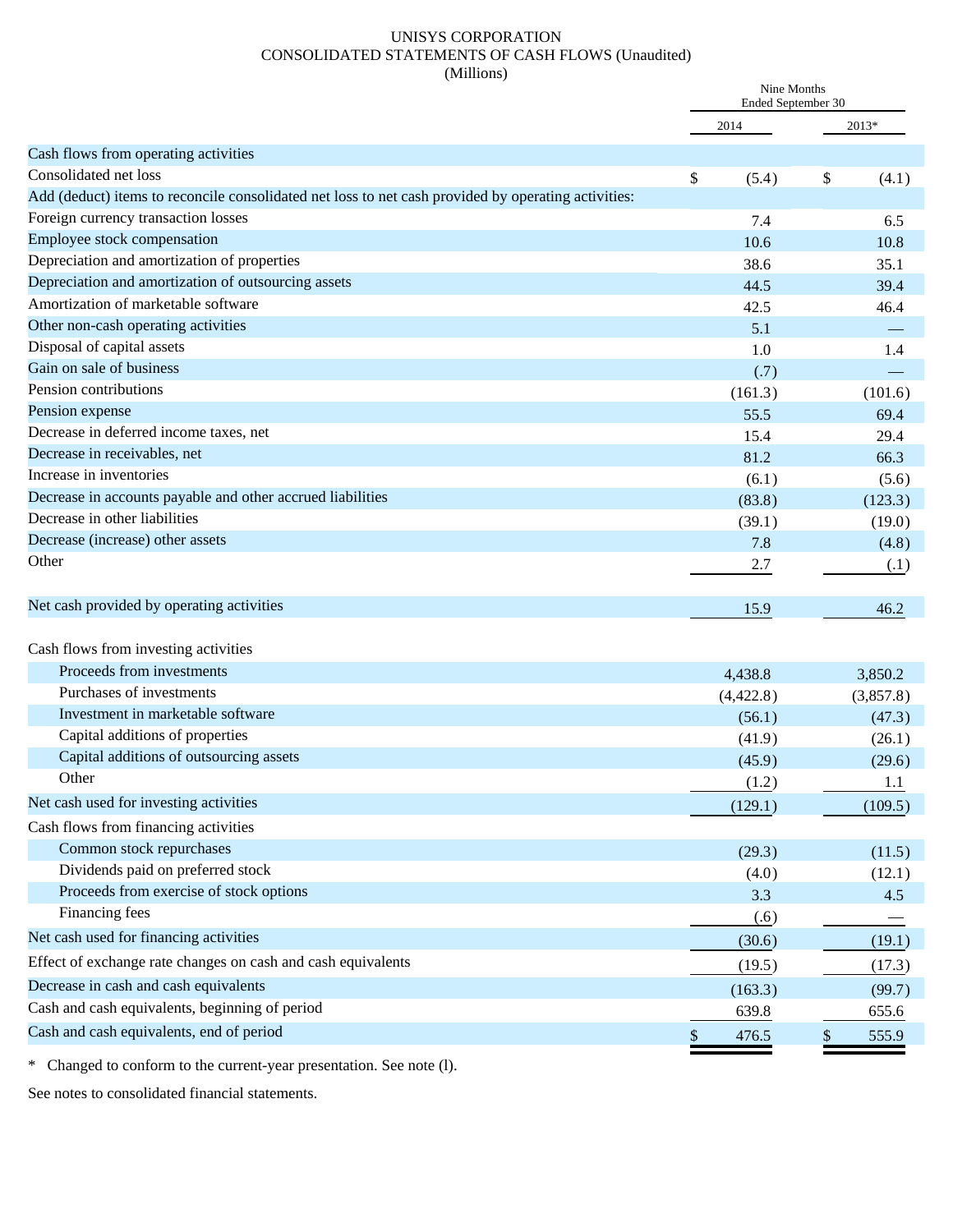# UNISYS CORPORATION
## CONSOLIDATED STATEMENTS OF CASH FLOWS (Unaudited)
### (Millions)

| | Nine Months Ended September 30 | |
|---|---|---|
| | 2014 | 2013* |
| **Cash flows from operating activities** | | |
| Consolidated net loss | $ (5.4) | $ (4.1) |
| Add (deduct) items to reconcile consolidated net loss to net cash provided by operating activities: | | |
| Foreign currency transaction losses | 7.4 | 6.5 |
| Employee stock compensation | 10.6 | 10.8 |
| Depreciation and amortization of properties | 38.6 | 35.1 |
| Depreciation and amortization of outsourcing assets | 44.5 | 39.4 |
| Amortization of marketable software | 42.5 | 46.4 |
| Other non-cash operating activities | 5.1 | — |
| Disposal of capital assets | 1.0 | 1.4 |
| Gain on sale of business | (.7) | — |
| Pension contributions | (161.3) | (101.6) |
| Pension expense | 55.5 | 69.4 |
| Decrease in deferred income taxes, net | 15.4 | 29.4 |
| Decrease in receivables, net | 81.2 | 66.3 |
| Increase in inventories | (6.1) | (5.6) |
| Decrease in accounts payable and other accrued liabilities | (83.8) | (123.3) |
| Decrease in other liabilities | (39.1) | (19.0) |
| Decrease (increase) other assets | 7.8 | (4.8) |
| Other | 2.7 | (.1) |
| Net cash provided by operating activities | 15.9 | 46.2 |
| **Cash flows from investing activities** | | |
| Proceeds from investments | 4,438.8 | 3,850.2 |
| Purchases of investments | (4,422.8) | (3,857.8) |
| Investment in marketable software | (56.1) | (47.3) |
| Capital additions of properties | (41.9) | (26.1) |
| Capital additions of outsourcing assets | (45.9) | (29.6) |
| Other | (1.2) | 1.1 |
| Net cash used for investing activities | (129.1) | (109.5) |
| **Cash flows from financing activities** | | |
| Common stock repurchases | (29.3) | (11.5) |
| Dividends paid on preferred stock | (4.0) | (12.1) |
| Proceeds from exercise of stock options | 3.3 | 4.5 |
| Financing fees | (.6) | — |
| Net cash used for financing activities | (30.6) | (19.1) |
| Effect of exchange rate changes on cash and cash equivalents | (19.5) | (17.3) |
| Decrease in cash and cash equivalents | (163.3) | (99.7) |
| Cash and cash equivalents, beginning of period | 639.8 | 655.6 |
| Cash and cash equivalents, end of period | $ 476.5 | $ 555.9 |

* Changed to conform to the current-year presentation. See note (l).

See notes to consolidated financial statements.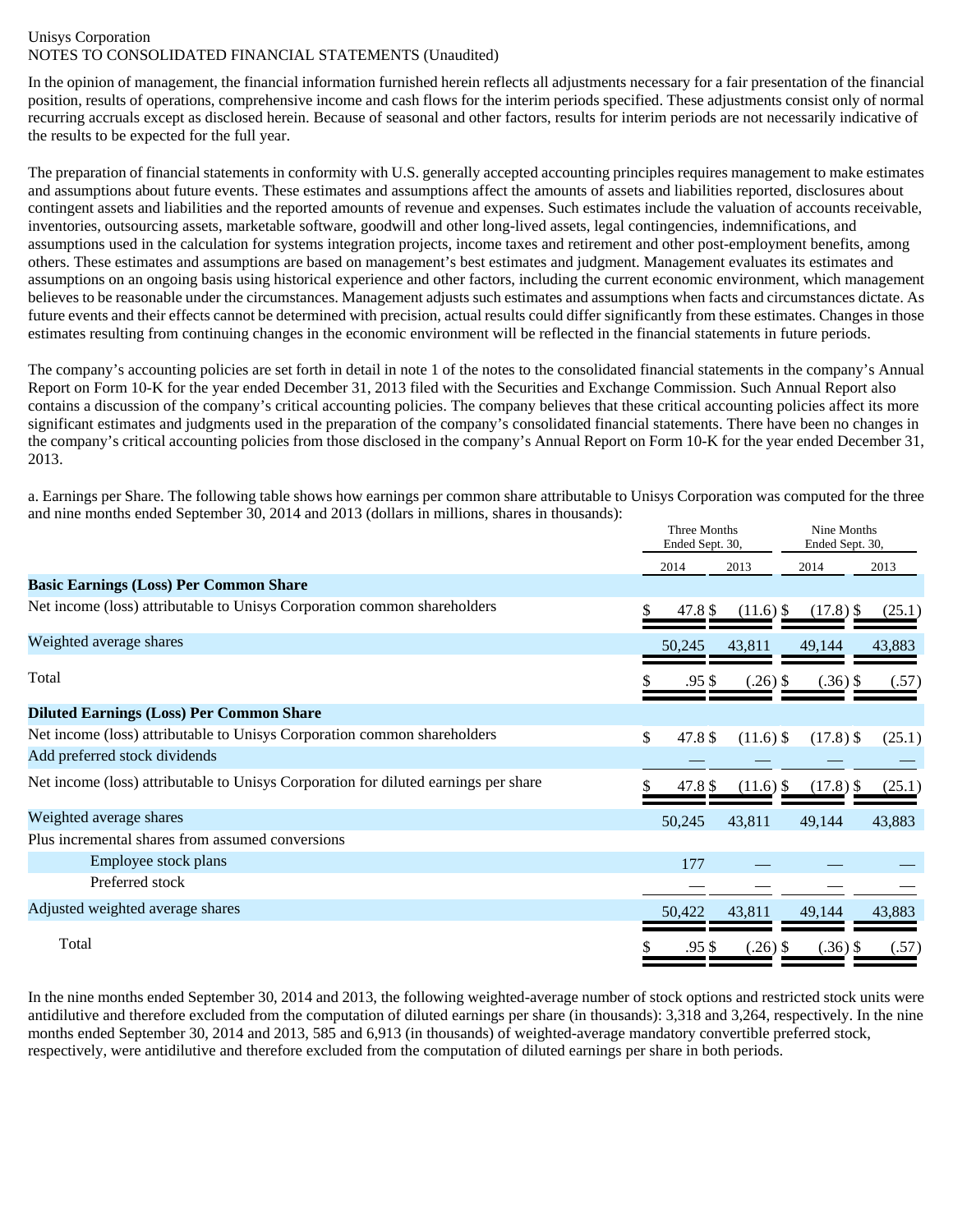Unisys Corporation
NOTES TO CONSOLIDATED FINANCIAL STATEMENTS (Unaudited)

In the opinion of management, the financial information furnished herein reflects all adjustments necessary for a fair presentation of the financial position, results of operations, comprehensive income and cash flows for the interim periods specified. These adjustments consist only of normal recurring accruals except as disclosed herein. Because of seasonal and other factors, results for interim periods are not necessarily indicative of the results to be expected for the full year.

The preparation of financial statements in conformity with U.S. generally accepted accounting principles requires management to make estimates and assumptions about future events. These estimates and assumptions affect the amounts of assets and liabilities reported, disclosures about contingent assets and liabilities and the reported amounts of revenue and expenses. Such estimates include the valuation of accounts receivable, inventories, outsourcing assets, marketable software, goodwill and other long-lived assets, legal contingencies, indemnifications, and assumptions used in the calculation for systems integration projects, income taxes and retirement and other post-employment benefits, among others. These estimates and assumptions are based on management's best estimates and judgment. Management evaluates its estimates and assumptions on an ongoing basis using historical experience and other factors, including the current economic environment, which management believes to be reasonable under the circumstances. Management adjusts such estimates and assumptions when facts and circumstances dictate. As future events and their effects cannot be determined with precision, actual results could differ significantly from these estimates. Changes in those estimates resulting from continuing changes in the economic environment will be reflected in the financial statements in future periods.

The company's accounting policies are set forth in detail in note 1 of the notes to the consolidated financial statements in the company's Annual Report on Form 10-K for the year ended December 31, 2013 filed with the Securities and Exchange Commission. Such Annual Report also contains a discussion of the company's critical accounting policies. The company believes that these critical accounting policies affect its more significant estimates and judgments used in the preparation of the company's consolidated financial statements. There have been no changes in the company's critical accounting policies from those disclosed in the company's Annual Report on Form 10-K for the year ended December 31, 2013.

a. Earnings per Share. The following table shows how earnings per common share attributable to Unisys Corporation was computed for the three and nine months ended September 30, 2014 and 2013 (dollars in millions, shares in thousands):

| | Three Months Ended Sept. 30, | | Nine Months Ended Sept. 30, | |
|---|---|---|---|---|
| | 2014 | 2013 | 2014 | 2013 |
| **Basic Earnings (Loss) Per Common Share** | | | | |
| Net income (loss) attributable to Unisys Corporation common shareholders | $ 47.8 | $ (11.6) | $ (17.8) | $ (25.1) |
| Weighted average shares | 50,245 | 43,811 | 49,144 | 43,883 |
| Total | $ .95 | $ (.26) | $ (.36) | $ (.57) |
| **Diluted Earnings (Loss) Per Common Share** | | | | |
| Net income (loss) attributable to Unisys Corporation common shareholders | $ 47.8 | $ (11.6) | $ (17.8) | $ (25.1) |
| Add preferred stock dividends | — | — | — | — |
| Net income (loss) attributable to Unisys Corporation for diluted earnings per share | $ 47.8 | $ (11.6) | $ (17.8) | $ (25.1) |
| Weighted average shares | 50,245 | 43,811 | 49,144 | 43,883 |
| Plus incremental shares from assumed conversions | | | | |
| Employee stock plans | 177 | — | — | — |
| Preferred stock | — | — | — | — |
| Adjusted weighted average shares | 50,422 | 43,811 | 49,144 | 43,883 |
| Total | $ .95 | $ (.26) | $ (.36) | $ (.57) |

In the nine months ended September 30, 2014 and 2013, the following weighted-average number of stock options and restricted stock units were antidilutive and therefore excluded from the computation of diluted earnings per share (in thousands): 3,318 and 3,264, respectively. In the nine months ended September 30, 2014 and 2013, 585 and 6,913 (in thousands) of weighted-average mandatory convertible preferred stock, respectively, were antidilutive and therefore excluded from the computation of diluted earnings per share in both periods.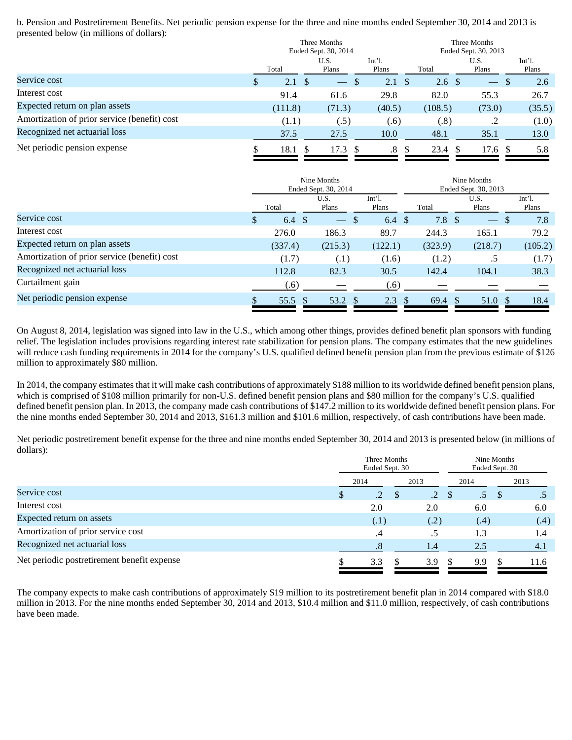b. Pension and Postretirement Benefits. Net periodic pension expense for the three and nine months ended September 30, 2014 and 2013 is presented below (in millions of dollars):

| | Three Months Ended Sept. 30, 2014 | | | Three Months Ended Sept. 30, 2013 | | |
|---|---|---|---|---|---|---|
| | Total | U.S. Plans | Int'l. Plans | Total | U.S. Plans | Int'l. Plans |
| Service cost | $ 2.1 | $ — | $ 2.1 | $ 2.6 | $ — | $ 2.6 |
| Interest cost | 91.4 | 61.6 | 29.8 | 82.0 | 55.3 | 26.7 |
| Expected return on plan assets | (111.8) | (71.3) | (40.5) | (108.5) | (73.0) | (35.5) |
| Amortization of prior service (benefit) cost | (1.1) | (.5) | (.6) | (.8) | .2 | (1.0) |
| Recognized net actuarial loss | 37.5 | 27.5 | 10.0 | 48.1 | 35.1 | 13.0 |
| Net periodic pension expense | $ 18.1 | $ 17.3 | $ .8 | $ 23.4 | $ 17.6 | $ 5.8 |

| | Nine Months Ended Sept. 30, 2014 | | | Nine Months Ended Sept. 30, 2013 | | |
|---|---|---|---|---|---|---|
| | Total | U.S. Plans | Int'l. Plans | Total | U.S. Plans | Int'l. Plans |
| Service cost | $ 6.4 | $ — | $ 6.4 | $ 7.8 | $ — | $ 7.8 |
| Interest cost | 276.0 | 186.3 | 89.7 | 244.3 | 165.1 | 79.2 |
| Expected return on plan assets | (337.4) | (215.3) | (122.1) | (323.9) | (218.7) | (105.2) |
| Amortization of prior service (benefit) cost | (1.7) | (.1) | (1.6) | (1.2) | .5 | (1.7) |
| Recognized net actuarial loss | 112.8 | 82.3 | 30.5 | 142.4 | 104.1 | 38.3 |
| Curtailment gain | (.6) | — | (.6) | — | — | — |
| Net periodic pension expense | $ 55.5 | $ 53.2 | $ 2.3 | $ 69.4 | $ 51.0 | $ 18.4 |

On August 8, 2014, legislation was signed into law in the U.S., which among other things, provides defined benefit plan sponsors with funding relief. The legislation includes provisions regarding interest rate stabilization for pension plans. The company estimates that the new guidelines will reduce cash funding requirements in 2014 for the company's U.S. qualified defined benefit pension plan from the previous estimate of $126 million to approximately $80 million.

In 2014, the company estimates that it will make cash contributions of approximately $188 million to its worldwide defined benefit pension plans, which is comprised of $108 million primarily for non-U.S. defined benefit pension plans and $80 million for the company's U.S. qualified defined benefit pension plan. In 2013, the company made cash contributions of $147.2 million to its worldwide defined benefit pension plans. For the nine months ended September 30, 2014 and 2013, $161.3 million and $101.6 million, respectively, of cash contributions have been made.

Net periodic postretirement benefit expense for the three and nine months ended September 30, 2014 and 2013 is presented below (in millions of dollars):

| | Three Months Ended Sept. 30 | | Nine Months Ended Sept. 30 | |
|---|---|---|---|---|
| | 2014 | 2013 | 2014 | 2013 |
| Service cost | $ .2 | $ .2 | $ .5 | $ .5 |
| Interest cost | 2.0 | 2.0 | 6.0 | 6.0 |
| Expected return on assets | (.1) | (.2) | (.4) | (.4) |
| Amortization of prior service cost | .4 | .5 | 1.3 | 1.4 |
| Recognized net actuarial loss | .8 | 1.4 | 2.5 | 4.1 |
| Net periodic postretirement benefit expense | $ 3.3 | $ 3.9 | $ 9.9 | $ 11.6 |

The company expects to make cash contributions of approximately $19 million to its postretirement benefit plan in 2014 compared with $18.0 million in 2013. For the nine months ended September 30, 2014 and 2013, $10.4 million and $11.0 million, respectively, of cash contributions have been made.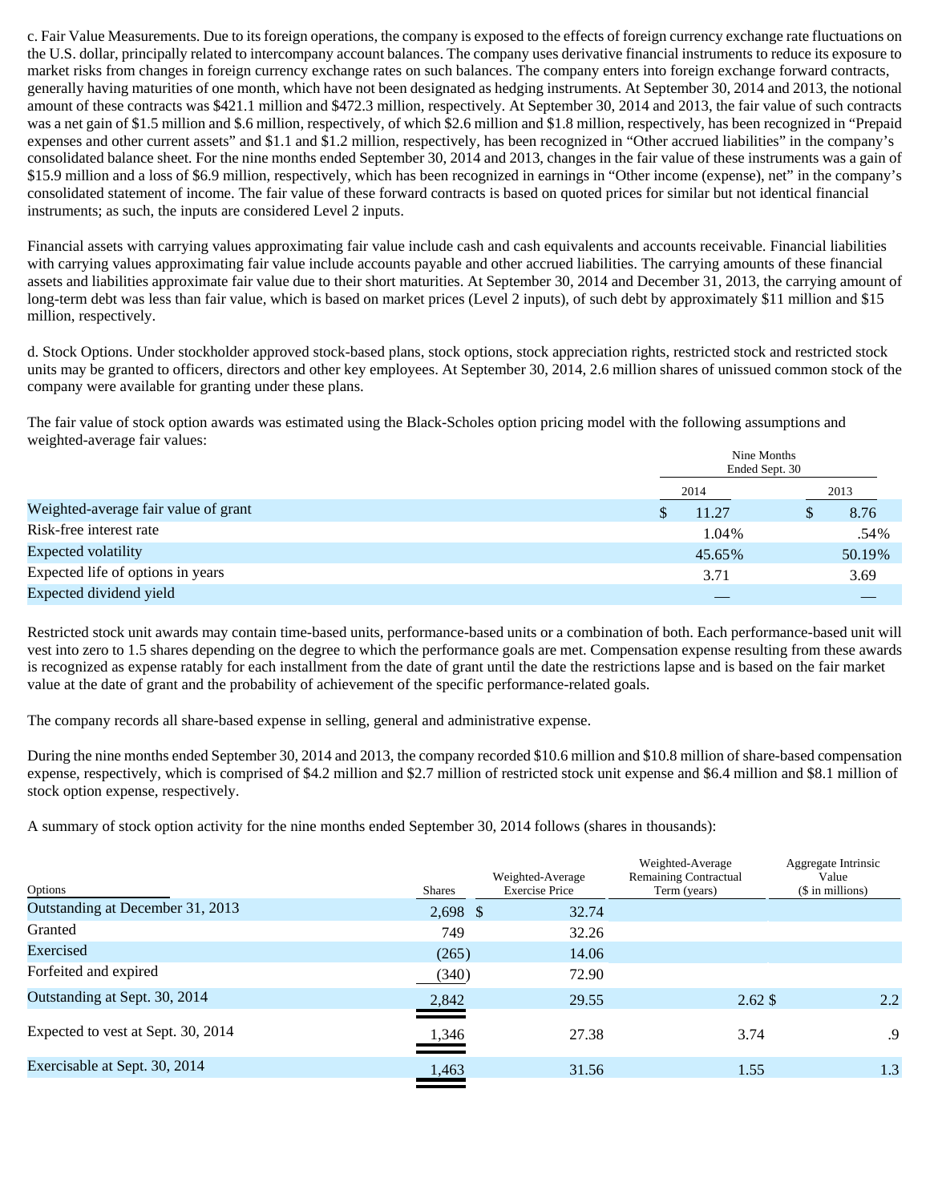c. Fair Value Measurements. Due to its foreign operations, the company is exposed to the effects of foreign currency exchange rate fluctuations on the U.S. dollar, principally related to intercompany account balances. The company uses derivative financial instruments to reduce its exposure to market risks from changes in foreign currency exchange rates on such balances. The company enters into foreign exchange forward contracts, generally having maturities of one month, which have not been designated as hedging instruments. At September 30, 2014 and 2013, the notional amount of these contracts was $421.1 million and $472.3 million, respectively. At September 30, 2014 and 2013, the fair value of such contracts was a net gain of $1.5 million and $.6 million, respectively, of which $2.6 million and $1.8 million, respectively, has been recognized in "Prepaid expenses and other current assets" and $1.1 and $1.2 million, respectively, has been recognized in "Other accrued liabilities" in the company's consolidated balance sheet. For the nine months ended September 30, 2014 and 2013, changes in the fair value of these instruments was a gain of $15.9 million and a loss of $6.9 million, respectively, which has been recognized in earnings in "Other income (expense), net" in the company's consolidated statement of income. The fair value of these forward contracts is based on quoted prices for similar but not identical financial instruments; as such, the inputs are considered Level 2 inputs.

Financial assets with carrying values approximating fair value include cash and cash equivalents and accounts receivable. Financial liabilities with carrying values approximating fair value include accounts payable and other accrued liabilities. The carrying amounts of these financial assets and liabilities approximate fair value due to their short maturities. At September 30, 2014 and December 31, 2013, the carrying amount of long-term debt was less than fair value, which is based on market prices (Level 2 inputs), of such debt by approximately $11 million and $15 million, respectively.

d. Stock Options. Under stockholder approved stock-based plans, stock options, stock appreciation rights, restricted stock and restricted stock units may be granted to officers, directors and other key employees. At September 30, 2014, 2.6 million shares of unissued common stock of the company were available for granting under these plans.

The fair value of stock option awards was estimated using the Black-Scholes option pricing model with the following assumptions and weighted-average fair values:

| | Nine Months Ended Sept. 30 | |
|---|---|---|
| | 2014 | 2013 |
| Weighted-average fair value of grant | $ 11.27 | $ 8.76 |
| Risk-free interest rate | 1.04% | .54% |
| Expected volatility | 45.65% | 50.19% |
| Expected life of options in years | 3.71 | 3.69 |
| Expected dividend yield | — | — |

Restricted stock unit awards may contain time-based units, performance-based units or a combination of both. Each performance-based unit will vest into zero to 1.5 shares depending on the degree to which the performance goals are met. Compensation expense resulting from these awards is recognized as expense ratably for each installment from the date of grant until the date the restrictions lapse and is based on the fair market value at the date of grant and the probability of achievement of the specific performance-related goals.

The company records all share-based expense in selling, general and administrative expense.

During the nine months ended September 30, 2014 and 2013, the company recorded $10.6 million and $10.8 million of share-based compensation expense, respectively, which is comprised of $4.2 million and $2.7 million of restricted stock unit expense and $6.4 million and $8.1 million of stock option expense, respectively.

A summary of stock option activity for the nine months ended September 30, 2014 follows (shares in thousands):

| Options | Shares | Weighted-Average Exercise Price | Weighted-Average Remaining Contractual Term (years) | Aggregate Intrinsic Value ($ in millions) |
|---|---|---|---|---|
| Outstanding at December 31, 2013 | 2,698 | $ 32.74 | | |
| Granted | 749 | 32.26 | | |
| Exercised | (265) | 14.06 | | |
| Forfeited and expired | (340) | 72.90 | | |
| Outstanding at Sept. 30, 2014 | 2,842 | 29.55 | 2.62 | $ 2.2 |
| Expected to vest at Sept. 30, 2014 | 1,346 | 27.38 | 3.74 | .9 |
| Exercisable at Sept. 30, 2014 | 1,463 | 31.56 | 1.55 | 1.3 |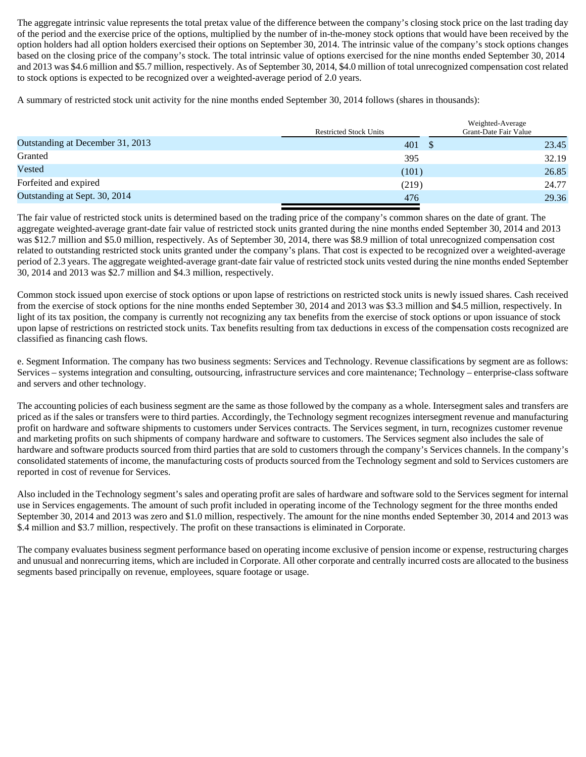The aggregate intrinsic value represents the total pretax value of the difference between the company's closing stock price on the last trading day of the period and the exercise price of the options, multiplied by the number of in-the-money stock options that would have been received by the option holders had all option holders exercised their options on September 30, 2014. The intrinsic value of the company's stock options changes based on the closing price of the company's stock. The total intrinsic value of options exercised for the nine months ended September 30, 2014 and 2013 was $4.6 million and $5.7 million, respectively. As of September 30, 2014, $4.0 million of total unrecognized compensation cost related to stock options is expected to be recognized over a weighted-average period of 2.0 years.

A summary of restricted stock unit activity for the nine months ended September 30, 2014 follows (shares in thousands):

| | Restricted Stock Units | Weighted-Average Grant-Date Fair Value |
|---|---|---|
| Outstanding at December 31, 2013 | 401 | $ 23.45 |
| Granted | 395 | 32.19 |
| Vested | (101) | 26.85 |
| Forfeited and expired | (219) | 24.77 |
| Outstanding at Sept. 30, 2014 | 476 | 29.36 |

The fair value of restricted stock units is determined based on the trading price of the company's common shares on the date of grant. The aggregate weighted-average grant-date fair value of restricted stock units granted during the nine months ended September 30, 2014 and 2013 was $12.7 million and $5.0 million, respectively. As of September 30, 2014, there was $8.9 million of total unrecognized compensation cost related to outstanding restricted stock units granted under the company's plans. That cost is expected to be recognized over a weighted-average period of 2.3 years. The aggregate weighted-average grant-date fair value of restricted stock units vested during the nine months ended September 30, 2014 and 2013 was $2.7 million and $4.3 million, respectively.

Common stock issued upon exercise of stock options or upon lapse of restrictions on restricted stock units is newly issued shares. Cash received from the exercise of stock options for the nine months ended September 30, 2014 and 2013 was $3.3 million and $4.5 million, respectively. In light of its tax position, the company is currently not recognizing any tax benefits from the exercise of stock options or upon issuance of stock upon lapse of restrictions on restricted stock units. Tax benefits resulting from tax deductions in excess of the compensation costs recognized are classified as financing cash flows.

e. Segment Information. The company has two business segments: Services and Technology. Revenue classifications by segment are as follows: Services – systems integration and consulting, outsourcing, infrastructure services and core maintenance; Technology – enterprise-class software and servers and other technology.

The accounting policies of each business segment are the same as those followed by the company as a whole. Intersegment sales and transfers are priced as if the sales or transfers were to third parties. Accordingly, the Technology segment recognizes intersegment revenue and manufacturing profit on hardware and software shipments to customers under Services contracts. The Services segment, in turn, recognizes customer revenue and marketing profits on such shipments of company hardware and software to customers. The Services segment also includes the sale of hardware and software products sourced from third parties that are sold to customers through the company's Services channels. In the company's consolidated statements of income, the manufacturing costs of products sourced from the Technology segment and sold to Services customers are reported in cost of revenue for Services.

Also included in the Technology segment's sales and operating profit are sales of hardware and software sold to the Services segment for internal use in Services engagements. The amount of such profit included in operating income of the Technology segment for the three months ended September 30, 2014 and 2013 was zero and $1.0 million, respectively. The amount for the nine months ended September 30, 2014 and 2013 was $.4 million and $3.7 million, respectively. The profit on these transactions is eliminated in Corporate.

The company evaluates business segment performance based on operating income exclusive of pension income or expense, restructuring charges and unusual and nonrecurring items, which are included in Corporate. All other corporate and centrally incurred costs are allocated to the business segments based principally on revenue, employees, square footage or usage.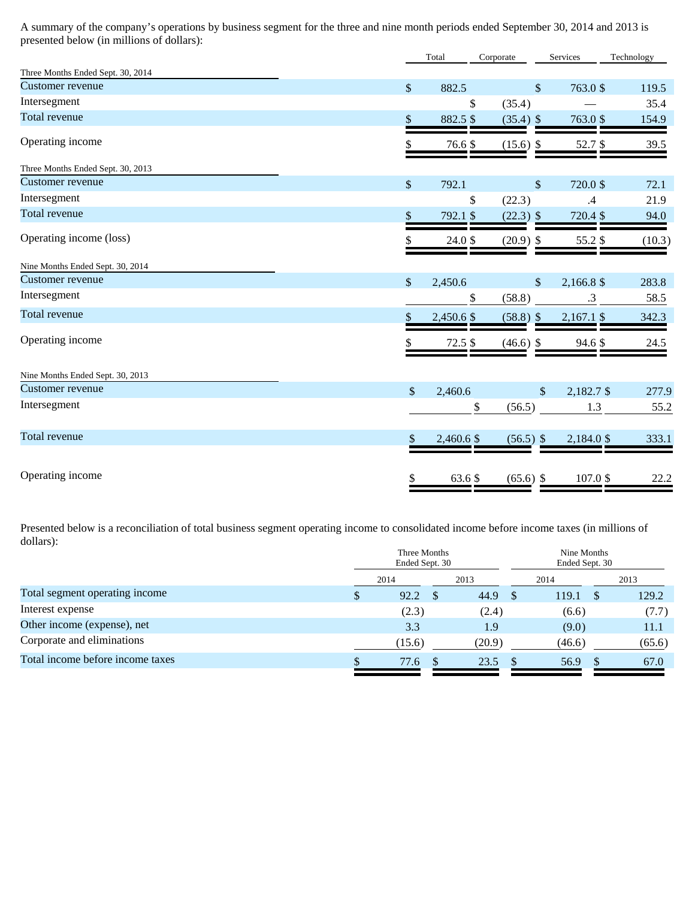A summary of the company's operations by business segment for the three and nine month periods ended September 30, 2014 and 2013 is presented below (in millions of dollars):

| | Total | Corporate | Services | Technology |
|---|---|---|---|---|
| **Three Months Ended Sept. 30, 2014** | | | | |
| Customer revenue | $ 882.5 | | $ 763.0 | $ 119.5 |
| Intersegment | | $ (35.4) | — | 35.4 |
| Total revenue | $ 882.5 | $ (35.4) | $ 763.0 | $ 154.9 |
| Operating income | $ 76.6 | $ (15.6) | $ 52.7 | $ 39.5 |
| **Three Months Ended Sept. 30, 2013** | | | | |
| Customer revenue | $ 792.1 | | $ 720.0 | $ 72.1 |
| Intersegment | | $ (22.3) | .4 | 21.9 |
| Total revenue | $ 792.1 | $ (22.3) | $ 720.4 | $ 94.0 |
| Operating income (loss) | $ 24.0 | $ (20.9) | $ 55.2 | $ (10.3) |
| **Nine Months Ended Sept. 30, 2014** | | | | |
| Customer revenue | $ 2,450.6 | | $ 2,166.8 | $ 283.8 |
| Intersegment | | $ (58.8) | .3 | 58.5 |
| Total revenue | $ 2,450.6 | $ (58.8) | $ 2,167.1 | $ 342.3 |
| Operating income | $ 72.5 | $ (46.6) | $ 94.6 | $ 24.5 |
| **Nine Months Ended Sept. 30, 2013** | | | | |
| Customer revenue | $ 2,460.6 | | $ 2,182.7 | $ 277.9 |
| Intersegment | | $ (56.5) | 1.3 | 55.2 |
| Total revenue | $ 2,460.6 | $ (56.5) | $ 2,184.0 | $ 333.1 |
| Operating income | $ 63.6 | $ (65.6) | $ 107.0 | $ 22.2 |

Presented below is a reconciliation of total business segment operating income to consolidated income before income taxes (in millions of dollars):

| | Three Months Ended Sept. 30 | | Nine Months Ended Sept. 30 | |
|---|---|---|---|---|
| | 2014 | 2013 | 2014 | 2013 |
| Total segment operating income | $ 92.2 | $ 44.9 | $ 119.1 | $ 129.2 |
| Interest expense | (2.3) | (2.4) | (6.6) | (7.7) |
| Other income (expense), net | 3.3 | 1.9 | (9.0) | 11.1 |
| Corporate and eliminations | (15.6) | (20.9) | (46.6) | (65.6) |
| Total income before income taxes | $ 77.6 | $ 23.5 | $ 56.9 | $ 67.0 |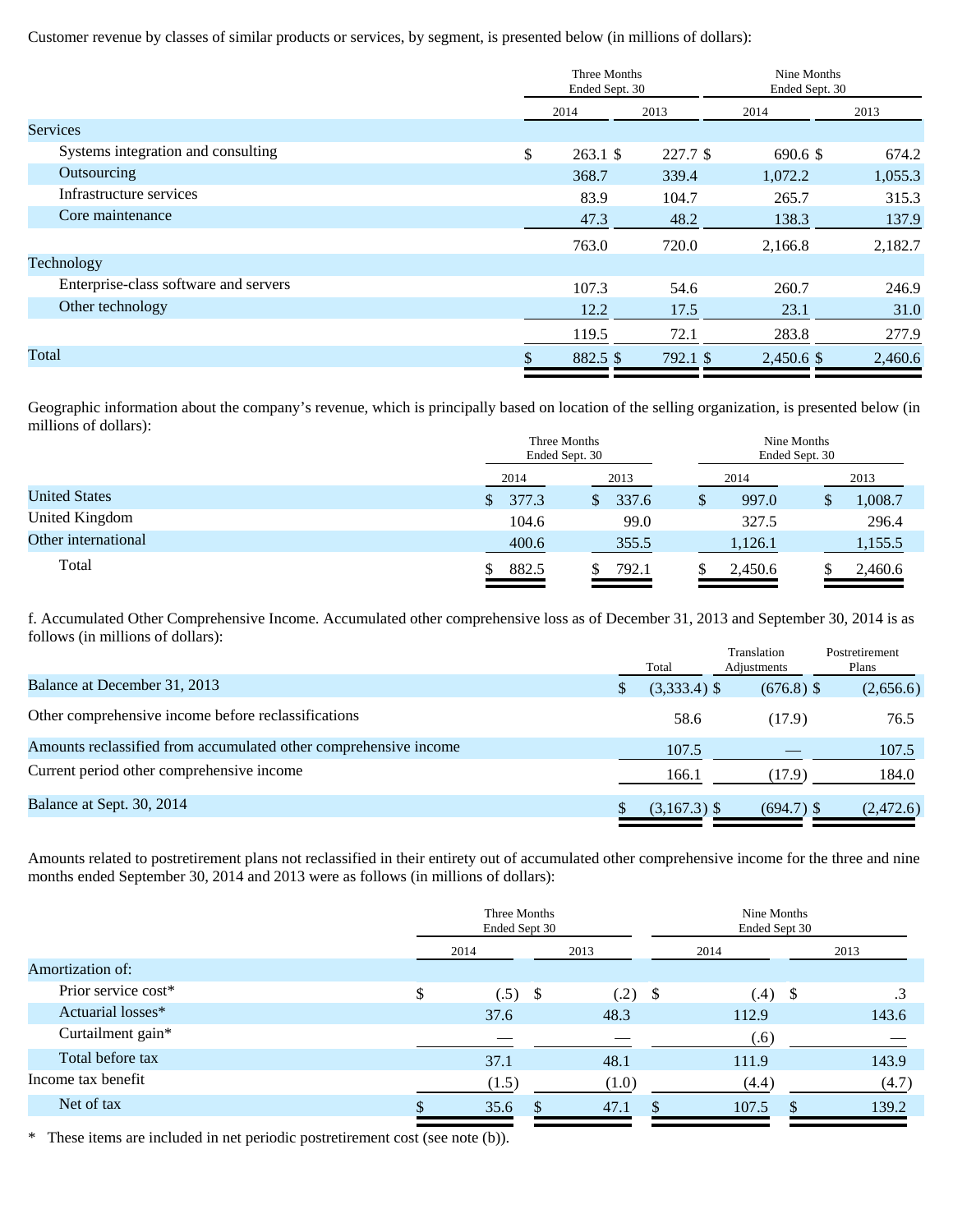Customer revenue by classes of similar products or services, by segment, is presented below (in millions of dollars):

| | Three Months Ended Sept. 30 | | Nine Months Ended Sept. 30 | |
|---|---|---|---|---|
| | 2014 | 2013 | 2014 | 2013 |
| Services | | | | |
| Systems integration and consulting | $ 263.1 | $ 227.7 | $ 690.6 | $ 674.2 |
| Outsourcing | 368.7 | 339.4 | 1,072.2 | 1,055.3 |
| Infrastructure services | 83.9 | 104.7 | 265.7 | 315.3 |
| Core maintenance | 47.3 | 48.2 | 138.3 | 137.9 |
| | 763.0 | 720.0 | 2,166.8 | 2,182.7 |
| Technology | | | | |
| Enterprise-class software and servers | 107.3 | 54.6 | 260.7 | 246.9 |
| Other technology | 12.2 | 17.5 | 23.1 | 31.0 |
| | 119.5 | 72.1 | 283.8 | 277.9 |
| Total | $ 882.5 | $ 792.1 | $ 2,450.6 | $ 2,460.6 |

Geographic information about the company's revenue, which is principally based on location of the selling organization, is presented below (in millions of dollars):

| | Three Months Ended Sept. 30 | | Nine Months Ended Sept. 30 | |
|---|---|---|---|---|
| | 2014 | 2013 | 2014 | 2013 |
| United States | $ 377.3 | $ 337.6 | $ 997.0 | $ 1,008.7 |
| United Kingdom | 104.6 | 99.0 | 327.5 | 296.4 |
| Other international | 400.6 | 355.5 | 1,126.1 | 1,155.5 |
| Total | $ 882.5 | $ 792.1 | $ 2,450.6 | $ 2,460.6 |

f. Accumulated Other Comprehensive Income. Accumulated other comprehensive loss as of December 31, 2013 and September 30, 2014 is as follows (in millions of dollars):

| | Total | Translation Adjustments | Postretirement Plans |
|---|---|---|---|
| Balance at December 31, 2013 | $ (3,333.4) | $ (676.8) | $ (2,656.6) |
| Other comprehensive income before reclassifications | 58.6 | (17.9) | 76.5 |
| Amounts reclassified from accumulated other comprehensive income | 107.5 | — | 107.5 |
| Current period other comprehensive income | 166.1 | (17.9) | 184.0 |
| Balance at Sept. 30, 2014 | $ (3,167.3) | $ (694.7) | $ (2,472.6) |

Amounts related to postretirement plans not reclassified in their entirety out of accumulated other comprehensive income for the three and nine months ended September 30, 2014 and 2013 were as follows (in millions of dollars):

| | Three Months Ended Sept 30 | | Nine Months Ended Sept 30 | |
|---|---|---|---|---|
| | 2014 | 2013 | 2014 | 2013 |
| Amortization of: | | | | |
| Prior service cost* | $ (.5) | $ (.2) | $ (.4) | $ .3 |
| Actuarial losses* | 37.6 | 48.3 | 112.9 | 143.6 |
| Curtailment gain* | — | — | (.6) | — |
| Total before tax | 37.1 | 48.1 | 111.9 | 143.9 |
| Income tax benefit | (1.5) | (1.0) | (4.4) | (4.7) |
| Net of tax | $ 35.6 | $ 47.1 | $ 107.5 | $ 139.2 |

* These items are included in net periodic postretirement cost (see note (b)).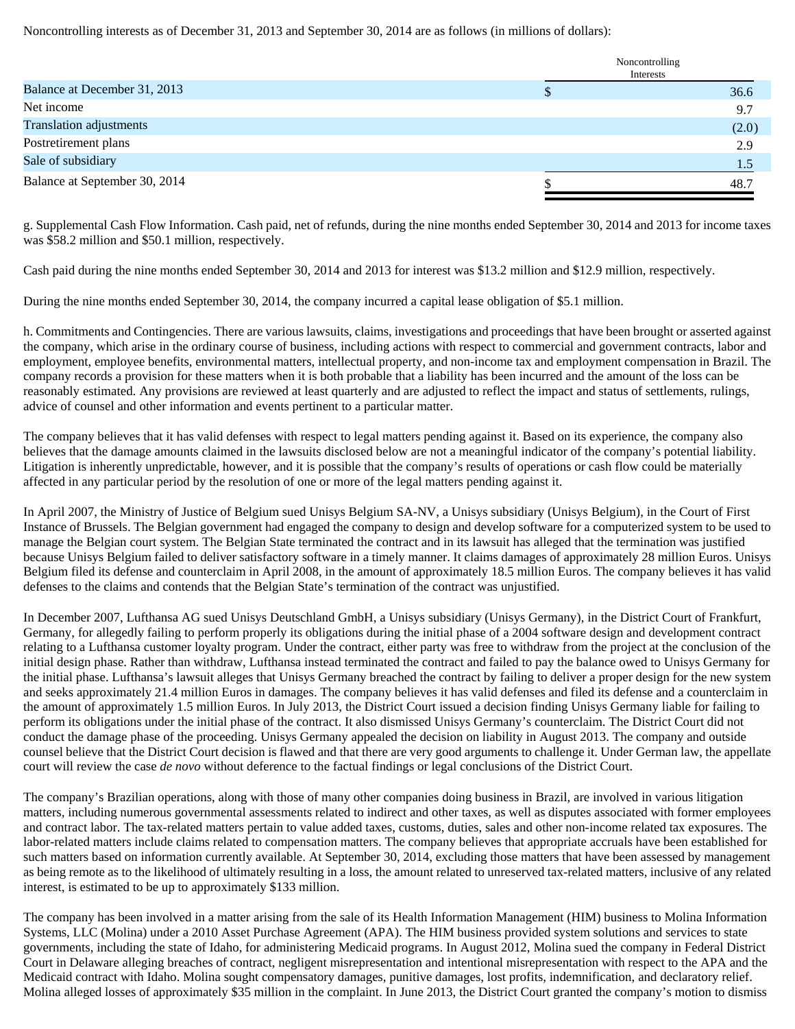Noncontrolling interests as of December 31, 2013 and September 30, 2014 are as follows (in millions of dollars):

| | Noncontrolling Interests |
|---|---|
| Balance at December 31, 2013 | $ 36.6 |
| Net income | 9.7 |
| Translation adjustments | (2.0) |
| Postretirement plans | 2.9 |
| Sale of subsidiary | 1.5 |
| Balance at September 30, 2014 | $ 48.7 |

g. Supplemental Cash Flow Information. Cash paid, net of refunds, during the nine months ended September 30, 2014 and 2013 for income taxes was $58.2 million and $50.1 million, respectively.

Cash paid during the nine months ended September 30, 2014 and 2013 for interest was $13.2 million and $12.9 million, respectively.

During the nine months ended September 30, 2014, the company incurred a capital lease obligation of $5.1 million.

h. Commitments and Contingencies. There are various lawsuits, claims, investigations and proceedings that have been brought or asserted against the company, which arise in the ordinary course of business, including actions with respect to commercial and government contracts, labor and employment, employee benefits, environmental matters, intellectual property, and non-income tax and employment compensation in Brazil. The company records a provision for these matters when it is both probable that a liability has been incurred and the amount of the loss can be reasonably estimated. Any provisions are reviewed at least quarterly and are adjusted to reflect the impact and status of settlements, rulings, advice of counsel and other information and events pertinent to a particular matter.

The company believes that it has valid defenses with respect to legal matters pending against it. Based on its experience, the company also believes that the damage amounts claimed in the lawsuits disclosed below are not a meaningful indicator of the company's potential liability. Litigation is inherently unpredictable, however, and it is possible that the company's results of operations or cash flow could be materially affected in any particular period by the resolution of one or more of the legal matters pending against it.

In April 2007, the Ministry of Justice of Belgium sued Unisys Belgium SA-NV, a Unisys subsidiary (Unisys Belgium), in the Court of First Instance of Brussels. The Belgian government had engaged the company to design and develop software for a computerized system to be used to manage the Belgian court system. The Belgian State terminated the contract and in its lawsuit has alleged that the termination was justified because Unisys Belgium failed to deliver satisfactory software in a timely manner. It claims damages of approximately 28 million Euros. Unisys Belgium filed its defense and counterclaim in April 2008, in the amount of approximately 18.5 million Euros. The company believes it has valid defenses to the claims and contends that the Belgian State's termination of the contract was unjustified.

In December 2007, Lufthansa AG sued Unisys Deutschland GmbH, a Unisys subsidiary (Unisys Germany), in the District Court of Frankfurt, Germany, for allegedly failing to perform properly its obligations during the initial phase of a 2004 software design and development contract relating to a Lufthansa customer loyalty program. Under the contract, either party was free to withdraw from the project at the conclusion of the initial design phase. Rather than withdraw, Lufthansa instead terminated the contract and failed to pay the balance owed to Unisys Germany for the initial phase. Lufthansa's lawsuit alleges that Unisys Germany breached the contract by failing to deliver a proper design for the new system and seeks approximately 21.4 million Euros in damages. The company believes it has valid defenses and filed its defense and a counterclaim in the amount of approximately 1.5 million Euros. In July 2013, the District Court issued a decision finding Unisys Germany liable for failing to perform its obligations under the initial phase of the contract. It also dismissed Unisys Germany's counterclaim. The District Court did not conduct the damage phase of the proceeding. Unisys Germany appealed the decision on liability in August 2013. The company and outside counsel believe that the District Court decision is flawed and that there are very good arguments to challenge it. Under German law, the appellate court will review the case *de novo* without deference to the factual findings or legal conclusions of the District Court.

The company's Brazilian operations, along with those of many other companies doing business in Brazil, are involved in various litigation matters, including numerous governmental assessments related to indirect and other taxes, as well as disputes associated with former employees and contract labor. The tax-related matters pertain to value added taxes, customs, duties, sales and other non-income related tax exposures. The labor-related matters include claims related to compensation matters. The company believes that appropriate accruals have been established for such matters based on information currently available. At September 30, 2014, excluding those matters that have been assessed by management as being remote as to the likelihood of ultimately resulting in a loss, the amount related to unreserved tax-related matters, inclusive of any related interest, is estimated to be up to approximately $133 million.

The company has been involved in a matter arising from the sale of its Health Information Management (HIM) business to Molina Information Systems, LLC (Molina) under a 2010 Asset Purchase Agreement (APA). The HIM business provided system solutions and services to state governments, including the state of Idaho, for administering Medicaid programs. In August 2012, Molina sued the company in Federal District Court in Delaware alleging breaches of contract, negligent misrepresentation and intentional misrepresentation with respect to the APA and the Medicaid contract with Idaho. Molina sought compensatory damages, punitive damages, lost profits, indemnification, and declaratory relief. Molina alleged losses of approximately $35 million in the complaint. In June 2013, the District Court granted the company's motion to dismiss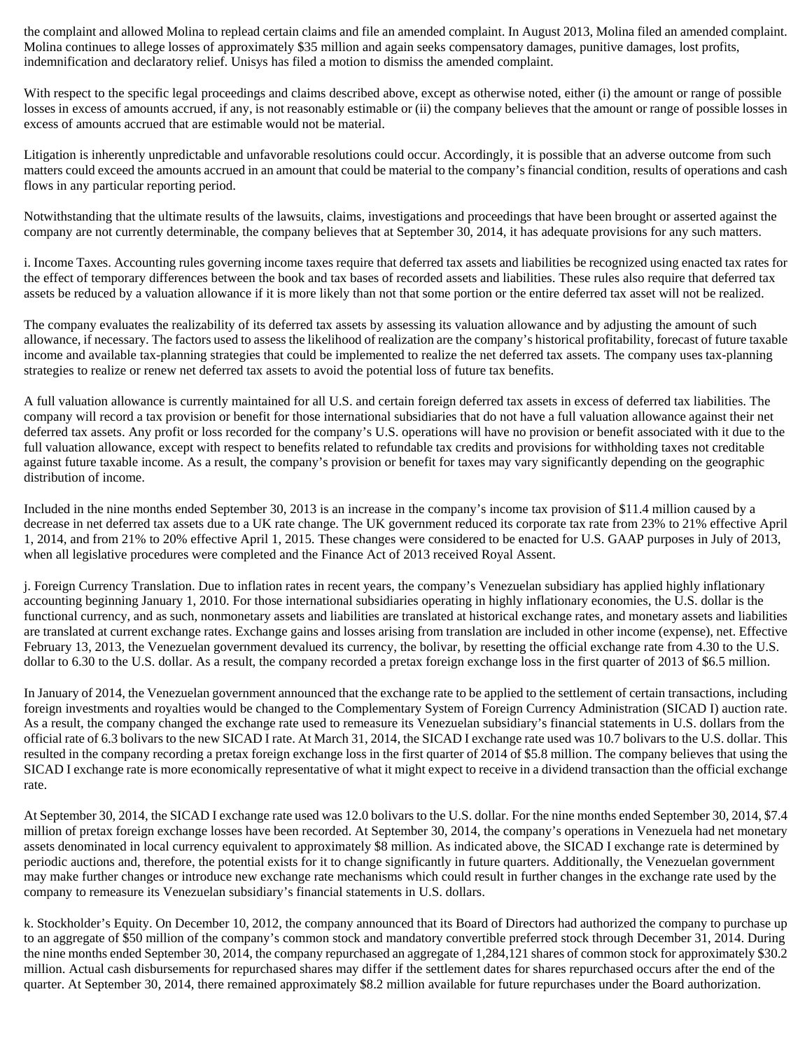the complaint and allowed Molina to replead certain claims and file an amended complaint. In August 2013, Molina filed an amended complaint. Molina continues to allege losses of approximately $35 million and again seeks compensatory damages, punitive damages, lost profits, indemnification and declaratory relief. Unisys has filed a motion to dismiss the amended complaint.

With respect to the specific legal proceedings and claims described above, except as otherwise noted, either (i) the amount or range of possible losses in excess of amounts accrued, if any, is not reasonably estimable or (ii) the company believes that the amount or range of possible losses in excess of amounts accrued that are estimable would not be material.

Litigation is inherently unpredictable and unfavorable resolutions could occur. Accordingly, it is possible that an adverse outcome from such matters could exceed the amounts accrued in an amount that could be material to the company's financial condition, results of operations and cash flows in any particular reporting period.

Notwithstanding that the ultimate results of the lawsuits, claims, investigations and proceedings that have been brought or asserted against the company are not currently determinable, the company believes that at September 30, 2014, it has adequate provisions for any such matters.

i. Income Taxes. Accounting rules governing income taxes require that deferred tax assets and liabilities be recognized using enacted tax rates for the effect of temporary differences between the book and tax bases of recorded assets and liabilities. These rules also require that deferred tax assets be reduced by a valuation allowance if it is more likely than not that some portion or the entire deferred tax asset will not be realized.

The company evaluates the realizability of its deferred tax assets by assessing its valuation allowance and by adjusting the amount of such allowance, if necessary. The factors used to assess the likelihood of realization are the company's historical profitability, forecast of future taxable income and available tax-planning strategies that could be implemented to realize the net deferred tax assets. The company uses tax-planning strategies to realize or renew net deferred tax assets to avoid the potential loss of future tax benefits.

A full valuation allowance is currently maintained for all U.S. and certain foreign deferred tax assets in excess of deferred tax liabilities. The company will record a tax provision or benefit for those international subsidiaries that do not have a full valuation allowance against their net deferred tax assets. Any profit or loss recorded for the company's U.S. operations will have no provision or benefit associated with it due to the full valuation allowance, except with respect to benefits related to refundable tax credits and provisions for withholding taxes not creditable against future taxable income. As a result, the company's provision or benefit for taxes may vary significantly depending on the geographic distribution of income.

Included in the nine months ended September 30, 2013 is an increase in the company's income tax provision of $11.4 million caused by a decrease in net deferred tax assets due to a UK rate change. The UK government reduced its corporate tax rate from 23% to 21% effective April 1, 2014, and from 21% to 20% effective April 1, 2015. These changes were considered to be enacted for U.S. GAAP purposes in July of 2013, when all legislative procedures were completed and the Finance Act of 2013 received Royal Assent.

j. Foreign Currency Translation. Due to inflation rates in recent years, the company's Venezuelan subsidiary has applied highly inflationary accounting beginning January 1, 2010. For those international subsidiaries operating in highly inflationary economies, the U.S. dollar is the functional currency, and as such, nonmonetary assets and liabilities are translated at historical exchange rates, and monetary assets and liabilities are translated at current exchange rates. Exchange gains and losses arising from translation are included in other income (expense), net. Effective February 13, 2013, the Venezuelan government devalued its currency, the bolivar, by resetting the official exchange rate from 4.30 to the U.S. dollar to 6.30 to the U.S. dollar. As a result, the company recorded a pretax foreign exchange loss in the first quarter of 2013 of $6.5 million.

In January of 2014, the Venezuelan government announced that the exchange rate to be applied to the settlement of certain transactions, including foreign investments and royalties would be changed to the Complementary System of Foreign Currency Administration (SICAD I) auction rate. As a result, the company changed the exchange rate used to remeasure its Venezuelan subsidiary's financial statements in U.S. dollars from the official rate of 6.3 bolivars to the new SICAD I rate. At March 31, 2014, the SICAD I exchange rate used was 10.7 bolivars to the U.S. dollar. This resulted in the company recording a pretax foreign exchange loss in the first quarter of 2014 of $5.8 million. The company believes that using the SICAD I exchange rate is more economically representative of what it might expect to receive in a dividend transaction than the official exchange rate.

At September 30, 2014, the SICAD I exchange rate used was 12.0 bolivars to the U.S. dollar. For the nine months ended September 30, 2014, $7.4 million of pretax foreign exchange losses have been recorded. At September 30, 2014, the company's operations in Venezuela had net monetary assets denominated in local currency equivalent to approximately $8 million. As indicated above, the SICAD I exchange rate is determined by periodic auctions and, therefore, the potential exists for it to change significantly in future quarters. Additionally, the Venezuelan government may make further changes or introduce new exchange rate mechanisms which could result in further changes in the exchange rate used by the company to remeasure its Venezuelan subsidiary's financial statements in U.S. dollars.

k. Stockholder's Equity. On December 10, 2012, the company announced that its Board of Directors had authorized the company to purchase up to an aggregate of $50 million of the company's common stock and mandatory convertible preferred stock through December 31, 2014. During the nine months ended September 30, 2014, the company repurchased an aggregate of 1,284,121 shares of common stock for approximately $30.2 million. Actual cash disbursements for repurchased shares may differ if the settlement dates for shares repurchased occurs after the end of the quarter. At September 30, 2014, there remained approximately $8.2 million available for future repurchases under the Board authorization.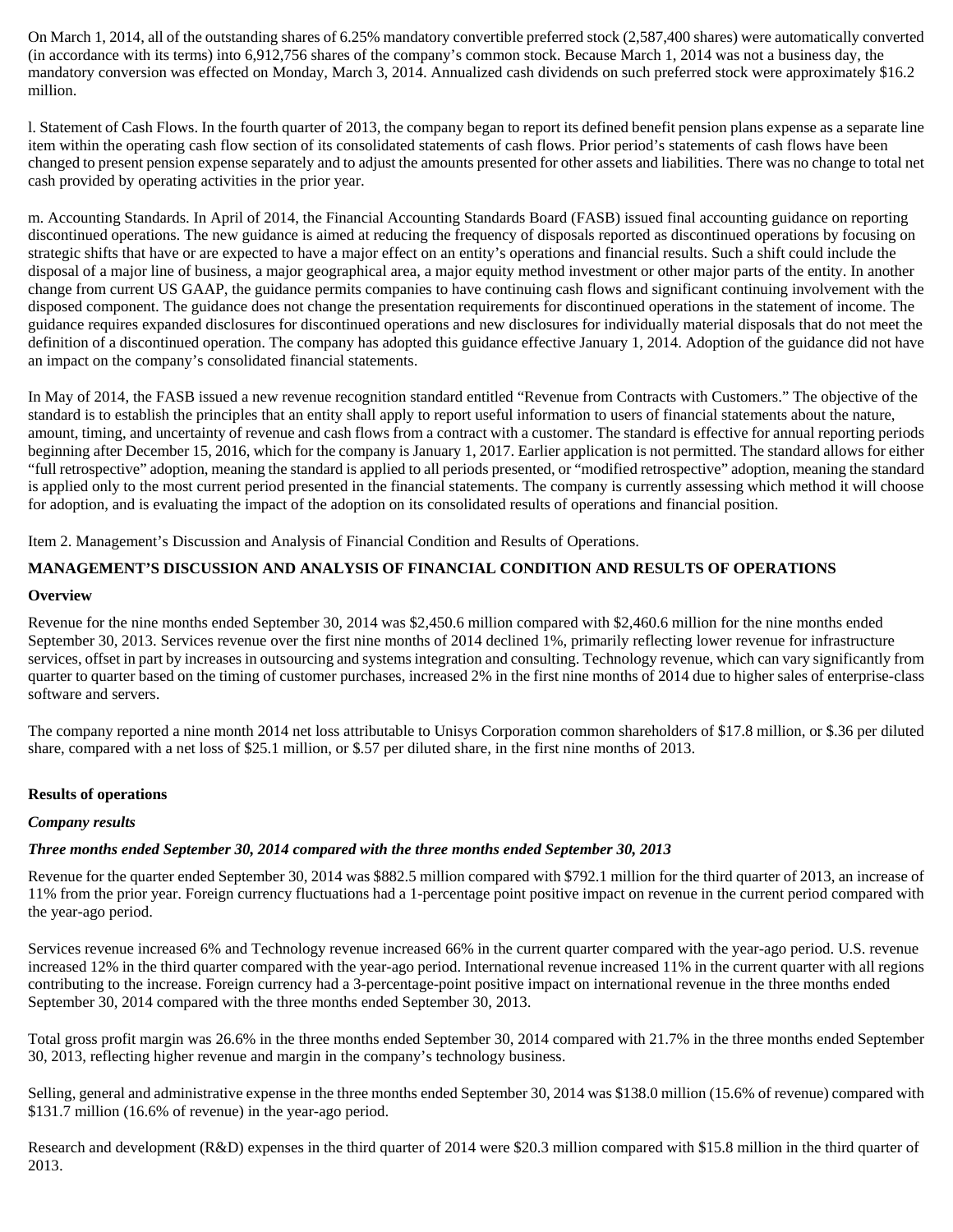On March 1, 2014, all of the outstanding shares of 6.25% mandatory convertible preferred stock (2,587,400 shares) were automatically converted (in accordance with its terms) into 6,912,756 shares of the company's common stock. Because March 1, 2014 was not a business day, the mandatory conversion was effected on Monday, March 3, 2014. Annualized cash dividends on such preferred stock were approximately $16.2 million.

l. Statement of Cash Flows. In the fourth quarter of 2013, the company began to report its defined benefit pension plans expense as a separate line item within the operating cash flow section of its consolidated statements of cash flows. Prior period's statements of cash flows have been changed to present pension expense separately and to adjust the amounts presented for other assets and liabilities. There was no change to total net cash provided by operating activities in the prior year.

m. Accounting Standards. In April of 2014, the Financial Accounting Standards Board (FASB) issued final accounting guidance on reporting discontinued operations. The new guidance is aimed at reducing the frequency of disposals reported as discontinued operations by focusing on strategic shifts that have or are expected to have a major effect on an entity's operations and financial results. Such a shift could include the disposal of a major line of business, a major geographical area, a major equity method investment or other major parts of the entity. In another change from current US GAAP, the guidance permits companies to have continuing cash flows and significant continuing involvement with the disposed component. The guidance does not change the presentation requirements for discontinued operations in the statement of income. The guidance requires expanded disclosures for discontinued operations and new disclosures for individually material disposals that do not meet the definition of a discontinued operation. The company has adopted this guidance effective January 1, 2014. Adoption of the guidance did not have an impact on the company's consolidated financial statements.

In May of 2014, the FASB issued a new revenue recognition standard entitled "Revenue from Contracts with Customers." The objective of the standard is to establish the principles that an entity shall apply to report useful information to users of financial statements about the nature, amount, timing, and uncertainty of revenue and cash flows from a contract with a customer. The standard is effective for annual reporting periods beginning after December 15, 2016, which for the company is January 1, 2017. Earlier application is not permitted. The standard allows for either "full retrospective" adoption, meaning the standard is applied to all periods presented, or "modified retrospective" adoption, meaning the standard is applied only to the most current period presented in the financial statements. The company is currently assessing which method it will choose for adoption, and is evaluating the impact of the adoption on its consolidated results of operations and financial position.

Item 2. Management's Discussion and Analysis of Financial Condition and Results of Operations.

## MANAGEMENT'S DISCUSSION AND ANALYSIS OF FINANCIAL CONDITION AND RESULTS OF OPERATIONS

### Overview

Revenue for the nine months ended September 30, 2014 was $2,450.6 million compared with $2,460.6 million for the nine months ended September 30, 2013. Services revenue over the first nine months of 2014 declined 1%, primarily reflecting lower revenue for infrastructure services, offset in part by increases in outsourcing and systems integration and consulting. Technology revenue, which can vary significantly from quarter to quarter based on the timing of customer purchases, increased 2% in the first nine months of 2014 due to higher sales of enterprise-class software and servers.

The company reported a nine month 2014 net loss attributable to Unisys Corporation common shareholders of $17.8 million, or $.36 per diluted share, compared with a net loss of $25.1 million, or $.57 per diluted share, in the first nine months of 2013.

### Results of operations

***Company results***

***Three months ended September 30, 2014 compared with the three months ended September 30, 2013***

Revenue for the quarter ended September 30, 2014 was $882.5 million compared with $792.1 million for the third quarter of 2013, an increase of 11% from the prior year. Foreign currency fluctuations had a 1-percentage point positive impact on revenue in the current period compared with the year-ago period.

Services revenue increased 6% and Technology revenue increased 66% in the current quarter compared with the year-ago period. U.S. revenue increased 12% in the third quarter compared with the year-ago period. International revenue increased 11% in the current quarter with all regions contributing to the increase. Foreign currency had a 3-percentage-point positive impact on international revenue in the three months ended September 30, 2014 compared with the three months ended September 30, 2013.

Total gross profit margin was 26.6% in the three months ended September 30, 2014 compared with 21.7% in the three months ended September 30, 2013, reflecting higher revenue and margin in the company's technology business.

Selling, general and administrative expense in the three months ended September 30, 2014 was $138.0 million (15.6% of revenue) compared with $131.7 million (16.6% of revenue) in the year-ago period.

Research and development (R&D) expenses in the third quarter of 2014 were $20.3 million compared with $15.8 million in the third quarter of 2013.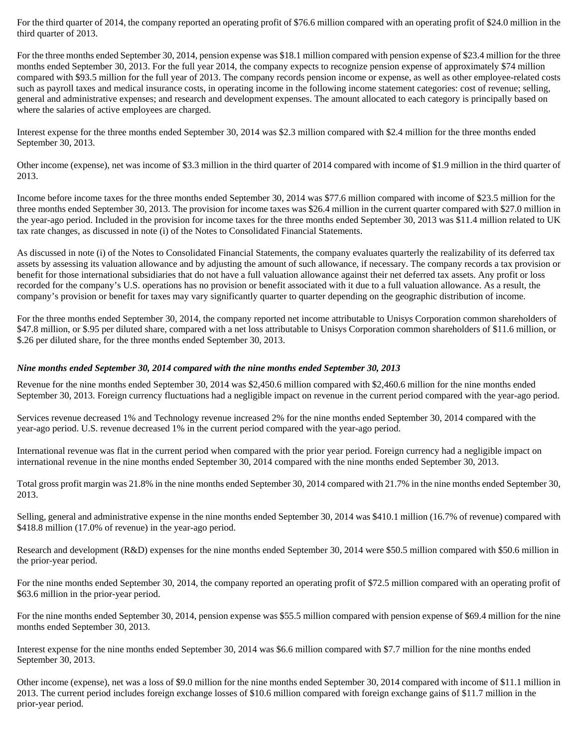For the third quarter of 2014, the company reported an operating profit of $76.6 million compared with an operating profit of $24.0 million in the third quarter of 2013.

For the three months ended September 30, 2014, pension expense was $18.1 million compared with pension expense of $23.4 million for the three months ended September 30, 2013. For the full year 2014, the company expects to recognize pension expense of approximately $74 million compared with $93.5 million for the full year of 2013. The company records pension income or expense, as well as other employee-related costs such as payroll taxes and medical insurance costs, in operating income in the following income statement categories: cost of revenue; selling, general and administrative expenses; and research and development expenses. The amount allocated to each category is principally based on where the salaries of active employees are charged.

Interest expense for the three months ended September 30, 2014 was $2.3 million compared with $2.4 million for the three months ended September 30, 2013.

Other income (expense), net was income of $3.3 million in the third quarter of 2014 compared with income of $1.9 million in the third quarter of 2013.

Income before income taxes for the three months ended September 30, 2014 was $77.6 million compared with income of $23.5 million for the three months ended September 30, 2013. The provision for income taxes was $26.4 million in the current quarter compared with $27.0 million in the year-ago period. Included in the provision for income taxes for the three months ended September 30, 2013 was $11.4 million related to UK tax rate changes, as discussed in note (i) of the Notes to Consolidated Financial Statements.

As discussed in note (i) of the Notes to Consolidated Financial Statements, the company evaluates quarterly the realizability of its deferred tax assets by assessing its valuation allowance and by adjusting the amount of such allowance, if necessary. The company records a tax provision or benefit for those international subsidiaries that do not have a full valuation allowance against their net deferred tax assets. Any profit or loss recorded for the company's U.S. operations has no provision or benefit associated with it due to a full valuation allowance. As a result, the company's provision or benefit for taxes may vary significantly quarter to quarter depending on the geographic distribution of income.

For the three months ended September 30, 2014, the company reported net income attributable to Unisys Corporation common shareholders of $47.8 million, or $.95 per diluted share, compared with a net loss attributable to Unisys Corporation common shareholders of $11.6 million, or $.26 per diluted share, for the three months ended September 30, 2013.

***Nine months ended September 30, 2014 compared with the nine months ended September 30, 2013***

Revenue for the nine months ended September 30, 2014 was $2,450.6 million compared with $2,460.6 million for the nine months ended September 30, 2013. Foreign currency fluctuations had a negligible impact on revenue in the current period compared with the year-ago period.

Services revenue decreased 1% and Technology revenue increased 2% for the nine months ended September 30, 2014 compared with the year-ago period. U.S. revenue decreased 1% in the current period compared with the year-ago period.

International revenue was flat in the current period when compared with the prior year period. Foreign currency had a negligible impact on international revenue in the nine months ended September 30, 2014 compared with the nine months ended September 30, 2013.

Total gross profit margin was 21.8% in the nine months ended September 30, 2014 compared with 21.7% in the nine months ended September 30, 2013.

Selling, general and administrative expense in the nine months ended September 30, 2014 was $410.1 million (16.7% of revenue) compared with $418.8 million (17.0% of revenue) in the year-ago period.

Research and development (R&D) expenses for the nine months ended September 30, 2014 were $50.5 million compared with $50.6 million in the prior-year period.

For the nine months ended September 30, 2014, the company reported an operating profit of $72.5 million compared with an operating profit of $63.6 million in the prior-year period.

For the nine months ended September 30, 2014, pension expense was $55.5 million compared with pension expense of $69.4 million for the nine months ended September 30, 2013.

Interest expense for the nine months ended September 30, 2014 was $6.6 million compared with $7.7 million for the nine months ended September 30, 2013.

Other income (expense), net was a loss of $9.0 million for the nine months ended September 30, 2014 compared with income of $11.1 million in 2013. The current period includes foreign exchange losses of $10.6 million compared with foreign exchange gains of $11.7 million in the prior-year period.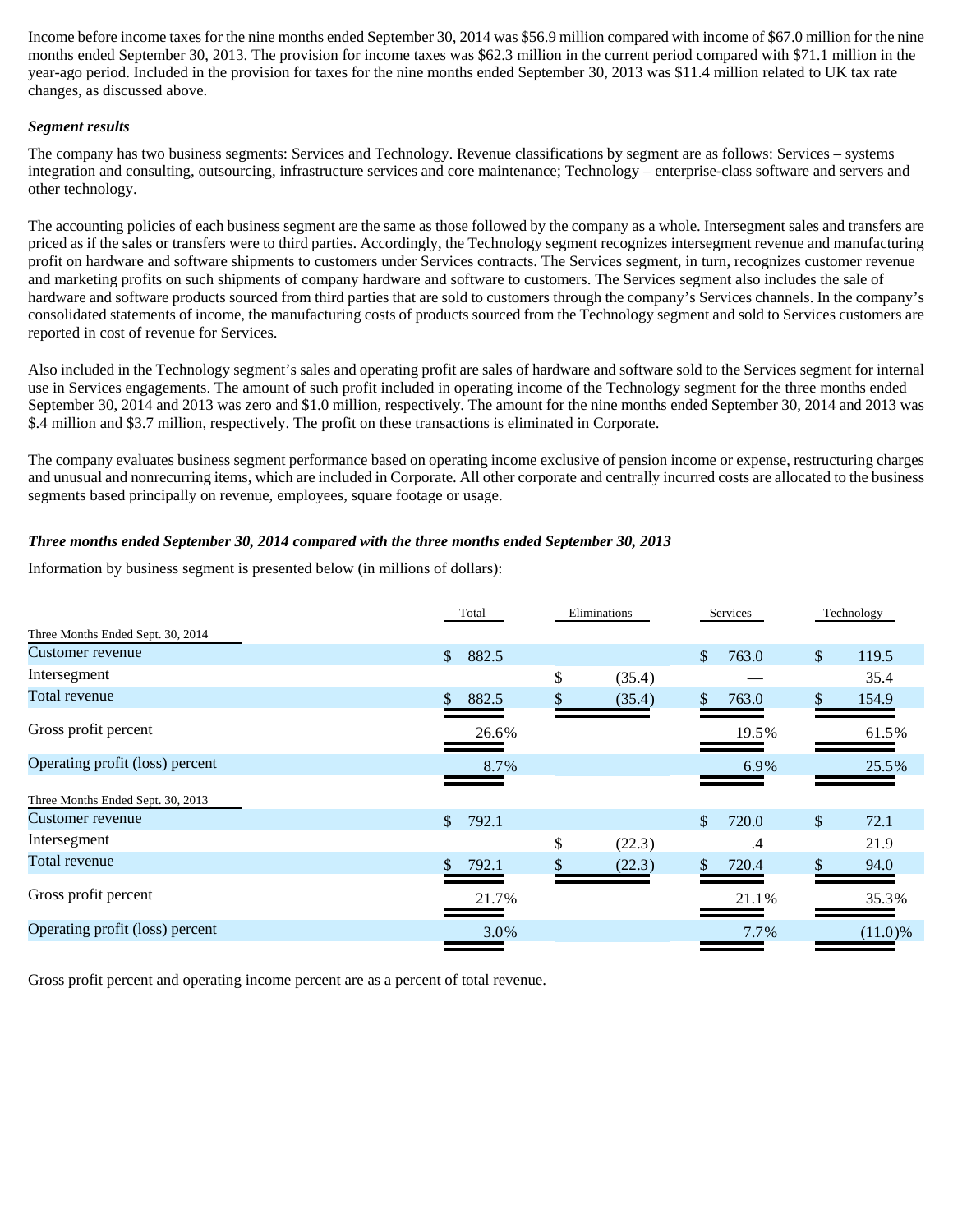Income before income taxes for the nine months ended September 30, 2014 was $56.9 million compared with income of $67.0 million for the nine months ended September 30, 2013. The provision for income taxes was $62.3 million in the current period compared with $71.1 million in the year-ago period. Included in the provision for taxes for the nine months ended September 30, 2013 was $11.4 million related to UK tax rate changes, as discussed above.

***Segment results***

The company has two business segments: Services and Technology. Revenue classifications by segment are as follows: Services – systems integration and consulting, outsourcing, infrastructure services and core maintenance; Technology – enterprise-class software and servers and other technology.

The accounting policies of each business segment are the same as those followed by the company as a whole. Intersegment sales and transfers are priced as if the sales or transfers were to third parties. Accordingly, the Technology segment recognizes intersegment revenue and manufacturing profit on hardware and software shipments to customers under Services contracts. The Services segment, in turn, recognizes customer revenue and marketing profits on such shipments of company hardware and software to customers. The Services segment also includes the sale of hardware and software products sourced from third parties that are sold to customers through the company's Services channels. In the company's consolidated statements of income, the manufacturing costs of products sourced from the Technology segment and sold to Services customers are reported in cost of revenue for Services.

Also included in the Technology segment's sales and operating profit are sales of hardware and software sold to the Services segment for internal use in Services engagements. The amount of such profit included in operating income of the Technology segment for the three months ended September 30, 2014 and 2013 was zero and $1.0 million, respectively. The amount for the nine months ended September 30, 2014 and 2013 was $.4 million and $3.7 million, respectively. The profit on these transactions is eliminated in Corporate.

The company evaluates business segment performance based on operating income exclusive of pension income or expense, restructuring charges and unusual and nonrecurring items, which are included in Corporate. All other corporate and centrally incurred costs are allocated to the business segments based principally on revenue, employees, square footage or usage.

***Three months ended September 30, 2014 compared with the three months ended September 30, 2013***

Information by business segment is presented below (in millions of dollars):

| | Total | Eliminations | Services | Technology |
|---|---|---|---|---|
| Three Months Ended Sept. 30, 2014 | | | | |
| Customer revenue | $ 882.5 | | $ 763.0 | $ 119.5 |
| Intersegment | | $ (35.4) | — | 35.4 |
| Total revenue | $ 882.5 | $ (35.4) | $ 763.0 | $ 154.9 |
| Gross profit percent | 26.6% | | 19.5% | 61.5% |
| Operating profit (loss) percent | 8.7% | | 6.9% | 25.5% |
| Three Months Ended Sept. 30, 2013 | | | | |
| Customer revenue | $ 792.1 | | $ 720.0 | $ 72.1 |
| Intersegment | | $ (22.3) | .4 | 21.9 |
| Total revenue | $ 792.1 | $ (22.3) | $ 720.4 | $ 94.0 |
| Gross profit percent | 21.7% | | 21.1% | 35.3% |
| Operating profit (loss) percent | 3.0% | | 7.7% | (11.0)% |

Gross profit percent and operating income percent are as a percent of total revenue.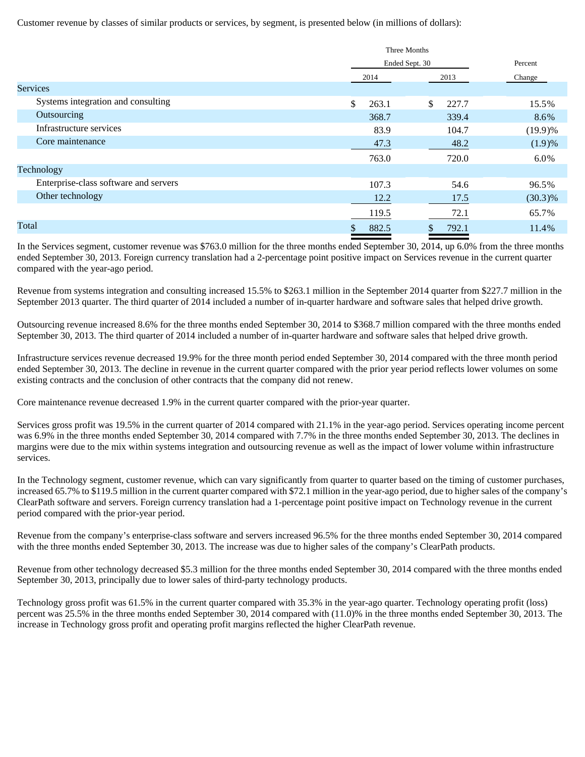Customer revenue by classes of similar products or services, by segment, is presented below (in millions of dollars):

| | Three Months Ended Sept. 30 | | Percent |
|---|---|---|---|
| | 2014 | 2013 | Change |
| **Services** | | | |
| Systems integration and consulting | $ 263.1 | $ 227.7 | 15.5% |
| Outsourcing | 368.7 | 339.4 | 8.6% |
| Infrastructure services | 83.9 | 104.7 | (19.9)% |
| Core maintenance | 47.3 | 48.2 | (1.9)% |
| | 763.0 | 720.0 | 6.0% |
| **Technology** | | | |
| Enterprise-class software and servers | 107.3 | 54.6 | 96.5% |
| Other technology | 12.2 | 17.5 | (30.3)% |
| | 119.5 | 72.1 | 65.7% |
| **Total** | $ 882.5 | $ 792.1 | 11.4% |

In the Services segment, customer revenue was $763.0 million for the three months ended September 30, 2014, up 6.0% from the three months ended September 30, 2013. Foreign currency translation had a 2-percentage point positive impact on Services revenue in the current quarter compared with the year-ago period.

Revenue from systems integration and consulting increased 15.5% to $263.1 million in the September 2014 quarter from $227.7 million in the September 2013 quarter. The third quarter of 2014 included a number of in-quarter hardware and software sales that helped drive growth.

Outsourcing revenue increased 8.6% for the three months ended September 30, 2014 to $368.7 million compared with the three months ended September 30, 2013. The third quarter of 2014 included a number of in-quarter hardware and software sales that helped drive growth.

Infrastructure services revenue decreased 19.9% for the three month period ended September 30, 2014 compared with the three month period ended September 30, 2013. The decline in revenue in the current quarter compared with the prior year period reflects lower volumes on some existing contracts and the conclusion of other contracts that the company did not renew.

Core maintenance revenue decreased 1.9% in the current quarter compared with the prior-year quarter.

Services gross profit was 19.5% in the current quarter of 2014 compared with 21.1% in the year-ago period. Services operating income percent was 6.9% in the three months ended September 30, 2014 compared with 7.7% in the three months ended September 30, 2013. The declines in margins were due to the mix within systems integration and outsourcing revenue as well as the impact of lower volume within infrastructure services.

In the Technology segment, customer revenue, which can vary significantly from quarter to quarter based on the timing of customer purchases, increased 65.7% to $119.5 million in the current quarter compared with $72.1 million in the year-ago period, due to higher sales of the company's ClearPath software and servers. Foreign currency translation had a 1-percentage point positive impact on Technology revenue in the current period compared with the prior-year period.

Revenue from the company's enterprise-class software and servers increased 96.5% for the three months ended September 30, 2014 compared with the three months ended September 30, 2013. The increase was due to higher sales of the company's ClearPath products.

Revenue from other technology decreased $5.3 million for the three months ended September 30, 2014 compared with the three months ended September 30, 2013, principally due to lower sales of third-party technology products.

Technology gross profit was 61.5% in the current quarter compared with 35.3% in the year-ago quarter. Technology operating profit (loss) percent was 25.5% in the three months ended September 30, 2014 compared with (11.0)% in the three months ended September 30, 2013. The increase in Technology gross profit and operating profit margins reflected the higher ClearPath revenue.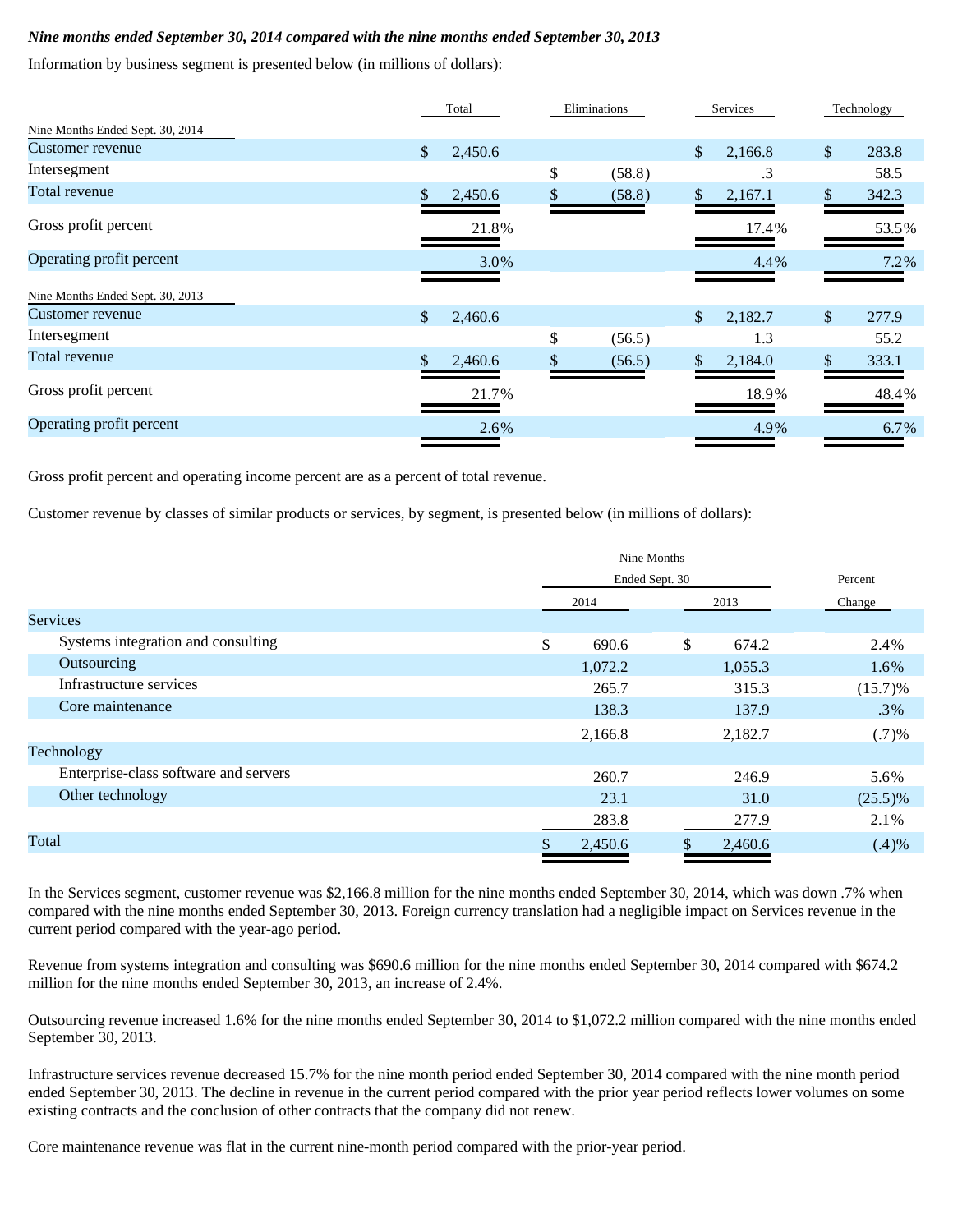*Nine months ended September 30, 2014 compared with the nine months ended September 30, 2013*

Information by business segment is presented below (in millions of dollars):

| | Total | Eliminations | Services | Technology |
|---|---|---|---|---|
| **Nine Months Ended Sept. 30, 2014** | | | | |
| Customer revenue | $ 2,450.6 | | $ 2,166.8 | $ 283.8 |
| Intersegment | | $ (58.8) | .3 | 58.5 |
| Total revenue | $ 2,450.6 | $ (58.8) | $ 2,167.1 | $ 342.3 |
| Gross profit percent | 21.8% | | 17.4% | 53.5% |
| Operating profit percent | 3.0% | | 4.4% | 7.2% |
| **Nine Months Ended Sept. 30, 2013** | | | | |
| Customer revenue | $ 2,460.6 | | $ 2,182.7 | $ 277.9 |
| Intersegment | | $ (56.5) | 1.3 | 55.2 |
| Total revenue | $ 2,460.6 | $ (56.5) | $ 2,184.0 | $ 333.1 |
| Gross profit percent | 21.7% | | 18.9% | 48.4% |
| Operating profit percent | 2.6% | | 4.9% | 6.7% |

Gross profit percent and operating income percent are as a percent of total revenue.

Customer revenue by classes of similar products or services, by segment, is presented below (in millions of dollars):

| | Nine Months Ended Sept. 30 | | Percent |
|---|---|---|---|
| | 2014 | 2013 | Change |
| Services | | | |
| Systems integration and consulting | $ 690.6 | $ 674.2 | 2.4% |
| Outsourcing | 1,072.2 | 1,055.3 | 1.6% |
| Infrastructure services | 265.7 | 315.3 | (15.7)% |
| Core maintenance | 138.3 | 137.9 | .3% |
| | 2,166.8 | 2,182.7 | (.7)% |
| Technology | | | |
| Enterprise-class software and servers | 260.7 | 246.9 | 5.6% |
| Other technology | 23.1 | 31.0 | (25.5)% |
| | 283.8 | 277.9 | 2.1% |
| Total | $ 2,450.6 | $ 2,460.6 | (.4)% |

In the Services segment, customer revenue was $2,166.8 million for the nine months ended September 30, 2014, which was down .7% when compared with the nine months ended September 30, 2013. Foreign currency translation had a negligible impact on Services revenue in the current period compared with the year-ago period.

Revenue from systems integration and consulting was $690.6 million for the nine months ended September 30, 2014 compared with $674.2 million for the nine months ended September 30, 2013, an increase of 2.4%.

Outsourcing revenue increased 1.6% for the nine months ended September 30, 2014 to $1,072.2 million compared with the nine months ended September 30, 2013.

Infrastructure services revenue decreased 15.7% for the nine month period ended September 30, 2014 compared with the nine month period ended September 30, 2013. The decline in revenue in the current period compared with the prior year period reflects lower volumes on some existing contracts and the conclusion of other contracts that the company did not renew.

Core maintenance revenue was flat in the current nine-month period compared with the prior-year period.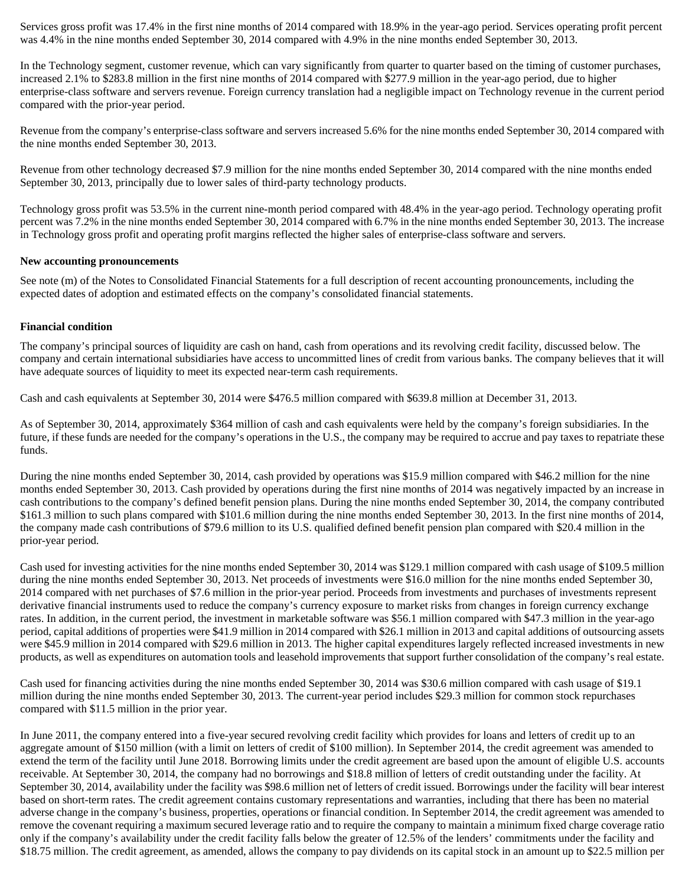Services gross profit was 17.4% in the first nine months of 2014 compared with 18.9% in the year-ago period. Services operating profit percent was 4.4% in the nine months ended September 30, 2014 compared with 4.9% in the nine months ended September 30, 2013.

In the Technology segment, customer revenue, which can vary significantly from quarter to quarter based on the timing of customer purchases, increased 2.1% to $283.8 million in the first nine months of 2014 compared with $277.9 million in the year-ago period, due to higher enterprise-class software and servers revenue. Foreign currency translation had a negligible impact on Technology revenue in the current period compared with the prior-year period.

Revenue from the company's enterprise-class software and servers increased 5.6% for the nine months ended September 30, 2014 compared with the nine months ended September 30, 2013.

Revenue from other technology decreased $7.9 million for the nine months ended September 30, 2014 compared with the nine months ended September 30, 2013, principally due to lower sales of third-party technology products.

Technology gross profit was 53.5% in the current nine-month period compared with 48.4% in the year-ago period. Technology operating profit percent was 7.2% in the nine months ended September 30, 2014 compared with 6.7% in the nine months ended September 30, 2013. The increase in Technology gross profit and operating profit margins reflected the higher sales of enterprise-class software and servers.

**New accounting pronouncements**

See note (m) of the Notes to Consolidated Financial Statements for a full description of recent accounting pronouncements, including the expected dates of adoption and estimated effects on the company's consolidated financial statements.

**Financial condition**

The company's principal sources of liquidity are cash on hand, cash from operations and its revolving credit facility, discussed below. The company and certain international subsidiaries have access to uncommitted lines of credit from various banks. The company believes that it will have adequate sources of liquidity to meet its expected near-term cash requirements.

Cash and cash equivalents at September 30, 2014 were $476.5 million compared with $639.8 million at December 31, 2013.

As of September 30, 2014, approximately $364 million of cash and cash equivalents were held by the company's foreign subsidiaries. In the future, if these funds are needed for the company's operations in the U.S., the company may be required to accrue and pay taxes to repatriate these funds.

During the nine months ended September 30, 2014, cash provided by operations was $15.9 million compared with $46.2 million for the nine months ended September 30, 2013. Cash provided by operations during the first nine months of 2014 was negatively impacted by an increase in cash contributions to the company's defined benefit pension plans. During the nine months ended September 30, 2014, the company contributed $161.3 million to such plans compared with $101.6 million during the nine months ended September 30, 2013. In the first nine months of 2014, the company made cash contributions of $79.6 million to its U.S. qualified defined benefit pension plan compared with $20.4 million in the prior-year period.

Cash used for investing activities for the nine months ended September 30, 2014 was $129.1 million compared with cash usage of $109.5 million during the nine months ended September 30, 2013. Net proceeds of investments were $16.0 million for the nine months ended September 30, 2014 compared with net purchases of $7.6 million in the prior-year period. Proceeds from investments and purchases of investments represent derivative financial instruments used to reduce the company's currency exposure to market risks from changes in foreign currency exchange rates. In addition, in the current period, the investment in marketable software was $56.1 million compared with $47.3 million in the year-ago period, capital additions of properties were $41.9 million in 2014 compared with $26.1 million in 2013 and capital additions of outsourcing assets were $45.9 million in 2014 compared with $29.6 million in 2013. The higher capital expenditures largely reflected increased investments in new products, as well as expenditures on automation tools and leasehold improvements that support further consolidation of the company's real estate.

Cash used for financing activities during the nine months ended September 30, 2014 was $30.6 million compared with cash usage of $19.1 million during the nine months ended September 30, 2013. The current-year period includes $29.3 million for common stock repurchases compared with $11.5 million in the prior year.

In June 2011, the company entered into a five-year secured revolving credit facility which provides for loans and letters of credit up to an aggregate amount of $150 million (with a limit on letters of credit of $100 million). In September 2014, the credit agreement was amended to extend the term of the facility until June 2018. Borrowing limits under the credit agreement are based upon the amount of eligible U.S. accounts receivable. At September 30, 2014, the company had no borrowings and $18.8 million of letters of credit outstanding under the facility. At September 30, 2014, availability under the facility was $98.6 million net of letters of credit issued. Borrowings under the facility will bear interest based on short-term rates. The credit agreement contains customary representations and warranties, including that there has been no material adverse change in the company's business, properties, operations or financial condition. In September 2014, the credit agreement was amended to remove the covenant requiring a maximum secured leverage ratio and to require the company to maintain a minimum fixed charge coverage ratio only if the company's availability under the credit facility falls below the greater of 12.5% of the lenders' commitments under the facility and $18.75 million. The credit agreement, as amended, allows the company to pay dividends on its capital stock in an amount up to $22.5 million per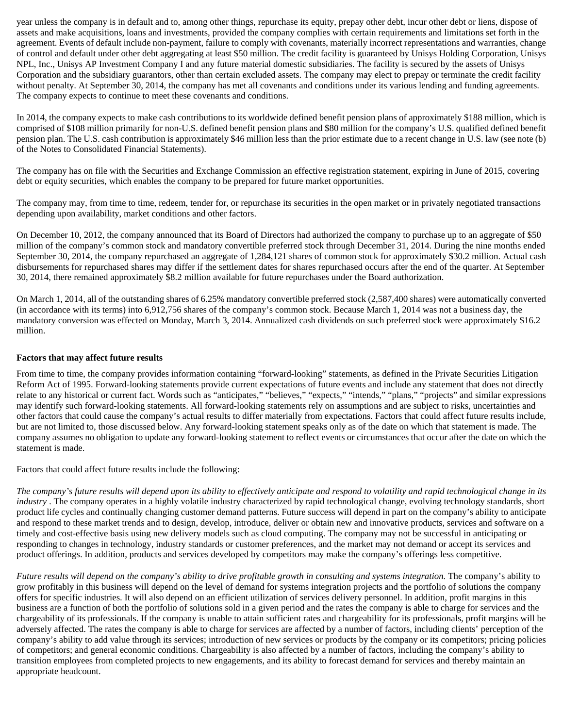year unless the company is in default and to, among other things, repurchase its equity, prepay other debt, incur other debt or liens, dispose of assets and make acquisitions, loans and investments, provided the company complies with certain requirements and limitations set forth in the agreement. Events of default include non-payment, failure to comply with covenants, materially incorrect representations and warranties, change of control and default under other debt aggregating at least $50 million. The credit facility is guaranteed by Unisys Holding Corporation, Unisys NPL, Inc., Unisys AP Investment Company I and any future material domestic subsidiaries. The facility is secured by the assets of Unisys Corporation and the subsidiary guarantors, other than certain excluded assets. The company may elect to prepay or terminate the credit facility without penalty. At September 30, 2014, the company has met all covenants and conditions under its various lending and funding agreements. The company expects to continue to meet these covenants and conditions.

In 2014, the company expects to make cash contributions to its worldwide defined benefit pension plans of approximately $188 million, which is comprised of $108 million primarily for non-U.S. defined benefit pension plans and $80 million for the company's U.S. qualified defined benefit pension plan. The U.S. cash contribution is approximately $46 million less than the prior estimate due to a recent change in U.S. law (see note (b) of the Notes to Consolidated Financial Statements).

The company has on file with the Securities and Exchange Commission an effective registration statement, expiring in June of 2015, covering debt or equity securities, which enables the company to be prepared for future market opportunities.

The company may, from time to time, redeem, tender for, or repurchase its securities in the open market or in privately negotiated transactions depending upon availability, market conditions and other factors.

On December 10, 2012, the company announced that its Board of Directors had authorized the company to purchase up to an aggregate of $50 million of the company's common stock and mandatory convertible preferred stock through December 31, 2014. During the nine months ended September 30, 2014, the company repurchased an aggregate of 1,284,121 shares of common stock for approximately $30.2 million. Actual cash disbursements for repurchased shares may differ if the settlement dates for shares repurchased occurs after the end of the quarter. At September 30, 2014, there remained approximately $8.2 million available for future repurchases under the Board authorization.

On March 1, 2014, all of the outstanding shares of 6.25% mandatory convertible preferred stock (2,587,400 shares) were automatically converted (in accordance with its terms) into 6,912,756 shares of the company's common stock. Because March 1, 2014 was not a business day, the mandatory conversion was effected on Monday, March 3, 2014. Annualized cash dividends on such preferred stock were approximately $16.2 million.

**Factors that may affect future results**

From time to time, the company provides information containing "forward-looking" statements, as defined in the Private Securities Litigation Reform Act of 1995. Forward-looking statements provide current expectations of future events and include any statement that does not directly relate to any historical or current fact. Words such as "anticipates," "believes," "expects," "intends," "plans," "projects" and similar expressions may identify such forward-looking statements. All forward-looking statements rely on assumptions and are subject to risks, uncertainties and other factors that could cause the company's actual results to differ materially from expectations. Factors that could affect future results include, but are not limited to, those discussed below. Any forward-looking statement speaks only as of the date on which that statement is made. The company assumes no obligation to update any forward-looking statement to reflect events or circumstances that occur after the date on which the statement is made.

Factors that could affect future results include the following:

*The company's future results will depend upon its ability to effectively anticipate and respond to volatility and rapid technological change in its industry* . The company operates in a highly volatile industry characterized by rapid technological change, evolving technology standards, short product life cycles and continually changing customer demand patterns. Future success will depend in part on the company's ability to anticipate and respond to these market trends and to design, develop, introduce, deliver or obtain new and innovative products, services and software on a timely and cost-effective basis using new delivery models such as cloud computing. The company may not be successful in anticipating or responding to changes in technology, industry standards or customer preferences, and the market may not demand or accept its services and product offerings. In addition, products and services developed by competitors may make the company's offerings less competitive.

*Future results will depend on the company's ability to drive profitable growth in consulting and systems integration.* The company's ability to grow profitably in this business will depend on the level of demand for systems integration projects and the portfolio of solutions the company offers for specific industries. It will also depend on an efficient utilization of services delivery personnel. In addition, profit margins in this business are a function of both the portfolio of solutions sold in a given period and the rates the company is able to charge for services and the chargeability of its professionals. If the company is unable to attain sufficient rates and chargeability for its professionals, profit margins will be adversely affected. The rates the company is able to charge for services are affected by a number of factors, including clients' perception of the company's ability to add value through its services; introduction of new services or products by the company or its competitors; pricing policies of competitors; and general economic conditions. Chargeability is also affected by a number of factors, including the company's ability to transition employees from completed projects to new engagements, and its ability to forecast demand for services and thereby maintain an appropriate headcount.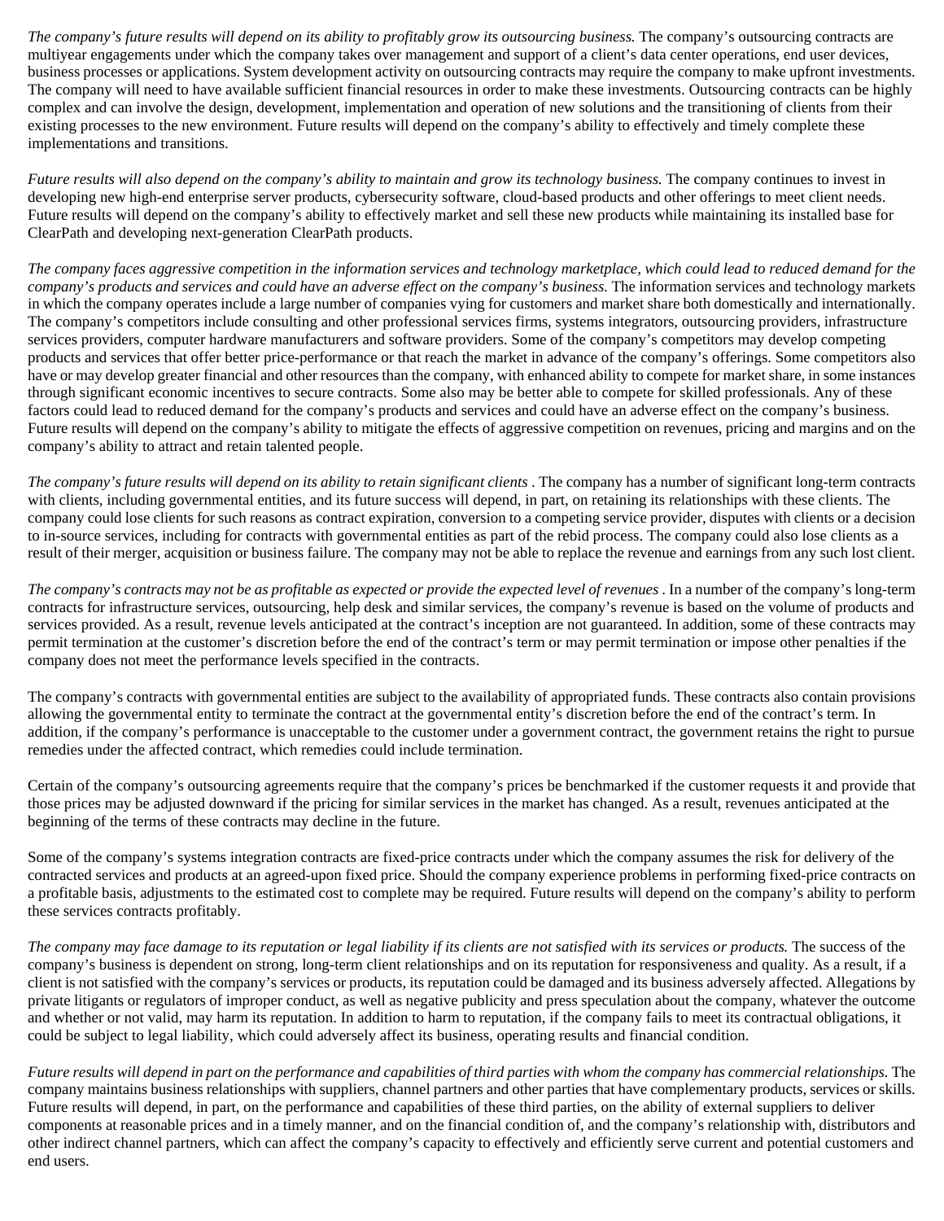*The company's future results will depend on its ability to profitably grow its outsourcing business.* The company's outsourcing contracts are multiyear engagements under which the company takes over management and support of a client's data center operations, end user devices, business processes or applications. System development activity on outsourcing contracts may require the company to make upfront investments. The company will need to have available sufficient financial resources in order to make these investments. Outsourcing contracts can be highly complex and can involve the design, development, implementation and operation of new solutions and the transitioning of clients from their existing processes to the new environment. Future results will depend on the company's ability to effectively and timely complete these implementations and transitions.

*Future results will also depend on the company's ability to maintain and grow its technology business.* The company continues to invest in developing new high-end enterprise server products, cybersecurity software, cloud-based products and other offerings to meet client needs. Future results will depend on the company's ability to effectively market and sell these new products while maintaining its installed base for ClearPath and developing next-generation ClearPath products.

*The company faces aggressive competition in the information services and technology marketplace, which could lead to reduced demand for the company's products and services and could have an adverse effect on the company's business.* The information services and technology markets in which the company operates include a large number of companies vying for customers and market share both domestically and internationally. The company's competitors include consulting and other professional services firms, systems integrators, outsourcing providers, infrastructure services providers, computer hardware manufacturers and software providers. Some of the company's competitors may develop competing products and services that offer better price-performance or that reach the market in advance of the company's offerings. Some competitors also have or may develop greater financial and other resources than the company, with enhanced ability to compete for market share, in some instances through significant economic incentives to secure contracts. Some also may be better able to compete for skilled professionals. Any of these factors could lead to reduced demand for the company's products and services and could have an adverse effect on the company's business. Future results will depend on the company's ability to mitigate the effects of aggressive competition on revenues, pricing and margins and on the company's ability to attract and retain talented people.

*The company's future results will depend on its ability to retain significant clients* . The company has a number of significant long-term contracts with clients, including governmental entities, and its future success will depend, in part, on retaining its relationships with these clients. The company could lose clients for such reasons as contract expiration, conversion to a competing service provider, disputes with clients or a decision to in-source services, including for contracts with governmental entities as part of the rebid process. The company could also lose clients as a result of their merger, acquisition or business failure. The company may not be able to replace the revenue and earnings from any such lost client.

*The company's contracts may not be as profitable as expected or provide the expected level of revenues* . In a number of the company's long-term contracts for infrastructure services, outsourcing, help desk and similar services, the company's revenue is based on the volume of products and services provided. As a result, revenue levels anticipated at the contract's inception are not guaranteed. In addition, some of these contracts may permit termination at the customer's discretion before the end of the contract's term or may permit termination or impose other penalties if the company does not meet the performance levels specified in the contracts.

The company's contracts with governmental entities are subject to the availability of appropriated funds. These contracts also contain provisions allowing the governmental entity to terminate the contract at the governmental entity's discretion before the end of the contract's term. In addition, if the company's performance is unacceptable to the customer under a government contract, the government retains the right to pursue remedies under the affected contract, which remedies could include termination.

Certain of the company's outsourcing agreements require that the company's prices be benchmarked if the customer requests it and provide that those prices may be adjusted downward if the pricing for similar services in the market has changed. As a result, revenues anticipated at the beginning of the terms of these contracts may decline in the future.

Some of the company's systems integration contracts are fixed-price contracts under which the company assumes the risk for delivery of the contracted services and products at an agreed-upon fixed price. Should the company experience problems in performing fixed-price contracts on a profitable basis, adjustments to the estimated cost to complete may be required. Future results will depend on the company's ability to perform these services contracts profitably.

*The company may face damage to its reputation or legal liability if its clients are not satisfied with its services or products.* The success of the company's business is dependent on strong, long-term client relationships and on its reputation for responsiveness and quality. As a result, if a client is not satisfied with the company's services or products, its reputation could be damaged and its business adversely affected. Allegations by private litigants or regulators of improper conduct, as well as negative publicity and press speculation about the company, whatever the outcome and whether or not valid, may harm its reputation. In addition to harm to reputation, if the company fails to meet its contractual obligations, it could be subject to legal liability, which could adversely affect its business, operating results and financial condition.

*Future results will depend in part on the performance and capabilities of third parties with whom the company has commercial relationships.* The company maintains business relationships with suppliers, channel partners and other parties that have complementary products, services or skills. Future results will depend, in part, on the performance and capabilities of these third parties, on the ability of external suppliers to deliver components at reasonable prices and in a timely manner, and on the financial condition of, and the company's relationship with, distributors and other indirect channel partners, which can affect the company's capacity to effectively and efficiently serve current and potential customers and end users.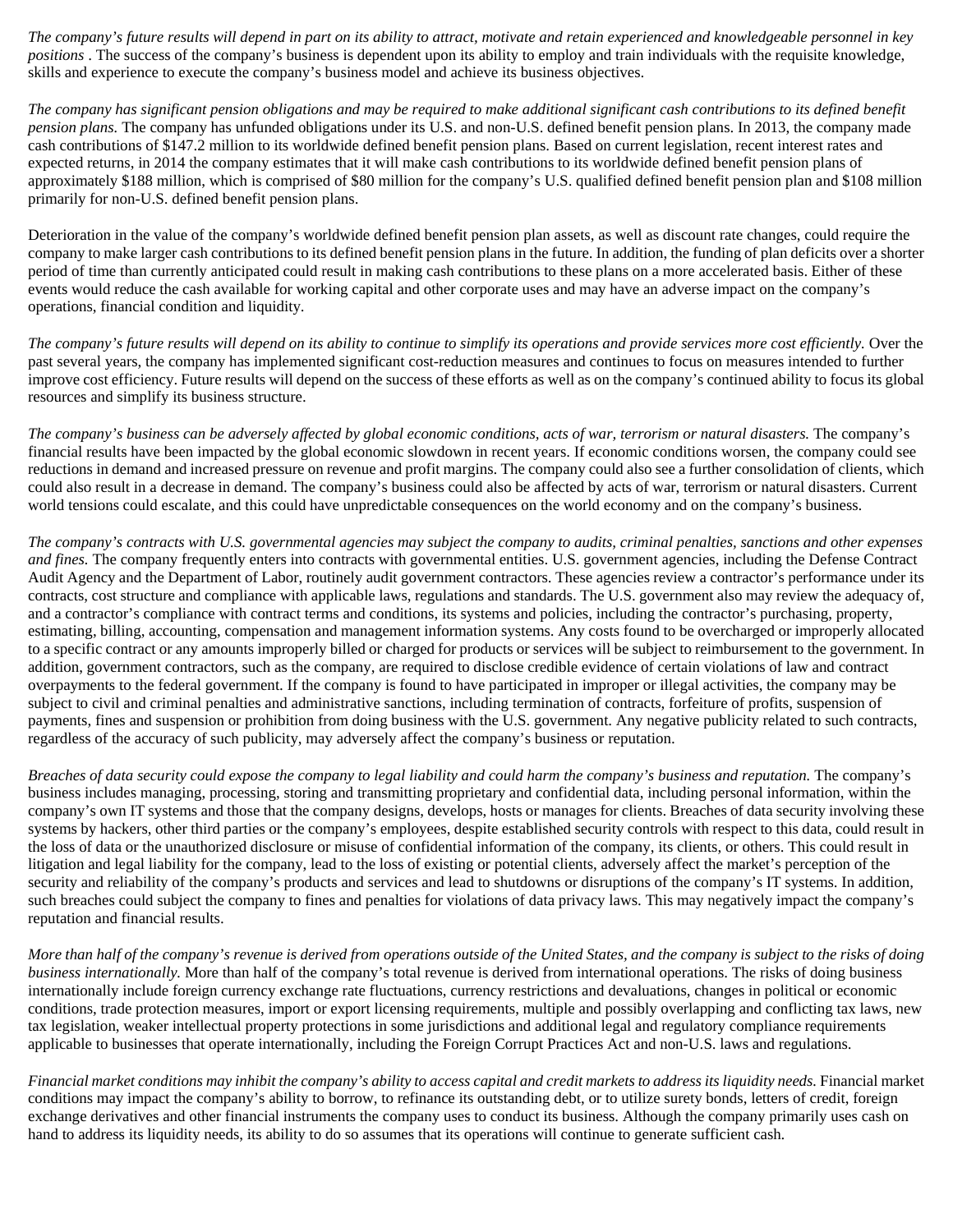*The company's future results will depend in part on its ability to attract, motivate and retain experienced and knowledgeable personnel in key positions* . The success of the company's business is dependent upon its ability to employ and train individuals with the requisite knowledge, skills and experience to execute the company's business model and achieve its business objectives.

*The company has significant pension obligations and may be required to make additional significant cash contributions to its defined benefit pension plans.* The company has unfunded obligations under its U.S. and non-U.S. defined benefit pension plans. In 2013, the company made cash contributions of $147.2 million to its worldwide defined benefit pension plans. Based on current legislation, recent interest rates and expected returns, in 2014 the company estimates that it will make cash contributions to its worldwide defined benefit pension plans of approximately $188 million, which is comprised of $80 million for the company's U.S. qualified defined benefit pension plan and $108 million primarily for non-U.S. defined benefit pension plans.

Deterioration in the value of the company's worldwide defined benefit pension plan assets, as well as discount rate changes, could require the company to make larger cash contributions to its defined benefit pension plans in the future. In addition, the funding of plan deficits over a shorter period of time than currently anticipated could result in making cash contributions to these plans on a more accelerated basis. Either of these events would reduce the cash available for working capital and other corporate uses and may have an adverse impact on the company's operations, financial condition and liquidity.

*The company's future results will depend on its ability to continue to simplify its operations and provide services more cost efficiently.* Over the past several years, the company has implemented significant cost-reduction measures and continues to focus on measures intended to further improve cost efficiency. Future results will depend on the success of these efforts as well as on the company's continued ability to focus its global resources and simplify its business structure.

*The company's business can be adversely affected by global economic conditions, acts of war, terrorism or natural disasters.* The company's financial results have been impacted by the global economic slowdown in recent years. If economic conditions worsen, the company could see reductions in demand and increased pressure on revenue and profit margins. The company could also see a further consolidation of clients, which could also result in a decrease in demand. The company's business could also be affected by acts of war, terrorism or natural disasters. Current world tensions could escalate, and this could have unpredictable consequences on the world economy and on the company's business.

*The company's contracts with U.S. governmental agencies may subject the company to audits, criminal penalties, sanctions and other expenses and fines.* The company frequently enters into contracts with governmental entities. U.S. government agencies, including the Defense Contract Audit Agency and the Department of Labor, routinely audit government contractors. These agencies review a contractor's performance under its contracts, cost structure and compliance with applicable laws, regulations and standards. The U.S. government also may review the adequacy of, and a contractor's compliance with contract terms and conditions, its systems and policies, including the contractor's purchasing, property, estimating, billing, accounting, compensation and management information systems. Any costs found to be overcharged or improperly allocated to a specific contract or any amounts improperly billed or charged for products or services will be subject to reimbursement to the government. In addition, government contractors, such as the company, are required to disclose credible evidence of certain violations of law and contract overpayments to the federal government. If the company is found to have participated in improper or illegal activities, the company may be subject to civil and criminal penalties and administrative sanctions, including termination of contracts, forfeiture of profits, suspension of payments, fines and suspension or prohibition from doing business with the U.S. government. Any negative publicity related to such contracts, regardless of the accuracy of such publicity, may adversely affect the company's business or reputation.

*Breaches of data security could expose the company to legal liability and could harm the company's business and reputation.* The company's business includes managing, processing, storing and transmitting proprietary and confidential data, including personal information, within the company's own IT systems and those that the company designs, develops, hosts or manages for clients. Breaches of data security involving these systems by hackers, other third parties or the company's employees, despite established security controls with respect to this data, could result in the loss of data or the unauthorized disclosure or misuse of confidential information of the company, its clients, or others. This could result in litigation and legal liability for the company, lead to the loss of existing or potential clients, adversely affect the market's perception of the security and reliability of the company's products and services and lead to shutdowns or disruptions of the company's IT systems. In addition, such breaches could subject the company to fines and penalties for violations of data privacy laws. This may negatively impact the company's reputation and financial results.

*More than half of the company's revenue is derived from operations outside of the United States, and the company is subject to the risks of doing business internationally.* More than half of the company's total revenue is derived from international operations. The risks of doing business internationally include foreign currency exchange rate fluctuations, currency restrictions and devaluations, changes in political or economic conditions, trade protection measures, import or export licensing requirements, multiple and possibly overlapping and conflicting tax laws, new tax legislation, weaker intellectual property protections in some jurisdictions and additional legal and regulatory compliance requirements applicable to businesses that operate internationally, including the Foreign Corrupt Practices Act and non-U.S. laws and regulations.

*Financial market conditions may inhibit the company's ability to access capital and credit markets to address its liquidity needs.* Financial market conditions may impact the company's ability to borrow, to refinance its outstanding debt, or to utilize surety bonds, letters of credit, foreign exchange derivatives and other financial instruments the company uses to conduct its business. Although the company primarily uses cash on hand to address its liquidity needs, its ability to do so assumes that its operations will continue to generate sufficient cash.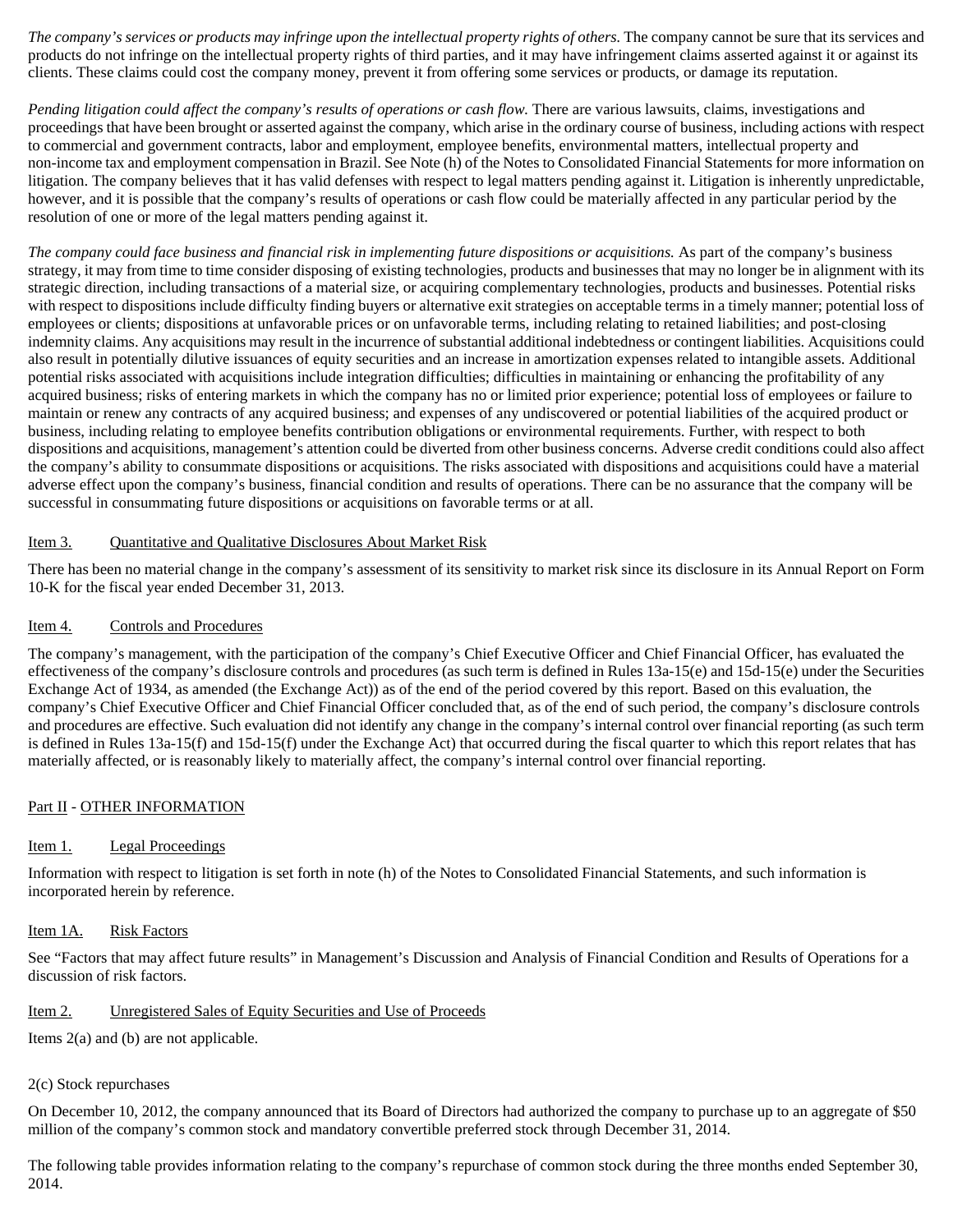*The company's services or products may infringe upon the intellectual property rights of others.* The company cannot be sure that its services and products do not infringe on the intellectual property rights of third parties, and it may have infringement claims asserted against it or against its clients. These claims could cost the company money, prevent it from offering some services or products, or damage its reputation.

*Pending litigation could affect the company's results of operations or cash flow.* There are various lawsuits, claims, investigations and proceedings that have been brought or asserted against the company, which arise in the ordinary course of business, including actions with respect to commercial and government contracts, labor and employment, employee benefits, environmental matters, intellectual property and non-income tax and employment compensation in Brazil. See Note (h) of the Notes to Consolidated Financial Statements for more information on litigation. The company believes that it has valid defenses with respect to legal matters pending against it. Litigation is inherently unpredictable, however, and it is possible that the company's results of operations or cash flow could be materially affected in any particular period by the resolution of one or more of the legal matters pending against it.

*The company could face business and financial risk in implementing future dispositions or acquisitions.* As part of the company's business strategy, it may from time to time consider disposing of existing technologies, products and businesses that may no longer be in alignment with its strategic direction, including transactions of a material size, or acquiring complementary technologies, products and businesses. Potential risks with respect to dispositions include difficulty finding buyers or alternative exit strategies on acceptable terms in a timely manner; potential loss of employees or clients; dispositions at unfavorable prices or on unfavorable terms, including relating to retained liabilities; and post-closing indemnity claims. Any acquisitions may result in the incurrence of substantial additional indebtedness or contingent liabilities. Acquisitions could also result in potentially dilutive issuances of equity securities and an increase in amortization expenses related to intangible assets. Additional potential risks associated with acquisitions include integration difficulties; difficulties in maintaining or enhancing the profitability of any acquired business; risks of entering markets in which the company has no or limited prior experience; potential loss of employees or failure to maintain or renew any contracts of any acquired business; and expenses of any undiscovered or potential liabilities of the acquired product or business, including relating to employee benefits contribution obligations or environmental requirements. Further, with respect to both dispositions and acquisitions, management's attention could be diverted from other business concerns. Adverse credit conditions could also affect the company's ability to consummate dispositions or acquisitions. The risks associated with dispositions and acquisitions could have a material adverse effect upon the company's business, financial condition and results of operations. There can be no assurance that the company will be successful in consummating future dispositions or acquisitions on favorable terms or at all.

## Item 3. Quantitative and Qualitative Disclosures About Market Risk

There has been no material change in the company's assessment of its sensitivity to market risk since its disclosure in its Annual Report on Form 10-K for the fiscal year ended December 31, 2013.

## Item 4. Controls and Procedures

The company's management, with the participation of the company's Chief Executive Officer and Chief Financial Officer, has evaluated the effectiveness of the company's disclosure controls and procedures (as such term is defined in Rules 13a-15(e) and 15d-15(e) under the Securities Exchange Act of 1934, as amended (the Exchange Act)) as of the end of the period covered by this report. Based on this evaluation, the company's Chief Executive Officer and Chief Financial Officer concluded that, as of the end of such period, the company's disclosure controls and procedures are effective. Such evaluation did not identify any change in the company's internal control over financial reporting (as such term is defined in Rules 13a-15(f) and 15d-15(f) under the Exchange Act) that occurred during the fiscal quarter to which this report relates that has materially affected, or is reasonably likely to materially affect, the company's internal control over financial reporting.

# Part II - OTHER INFORMATION

## Item 1. Legal Proceedings

Information with respect to litigation is set forth in note (h) of the Notes to Consolidated Financial Statements, and such information is incorporated herein by reference.

## Item 1A. Risk Factors

See "Factors that may affect future results" in Management's Discussion and Analysis of Financial Condition and Results of Operations for a discussion of risk factors.

## Item 2. Unregistered Sales of Equity Securities and Use of Proceeds

Items 2(a) and (b) are not applicable.

2(c) Stock repurchases

On December 10, 2012, the company announced that its Board of Directors had authorized the company to purchase up to an aggregate of $50 million of the company's common stock and mandatory convertible preferred stock through December 31, 2014.

The following table provides information relating to the company's repurchase of common stock during the three months ended September 30, 2014.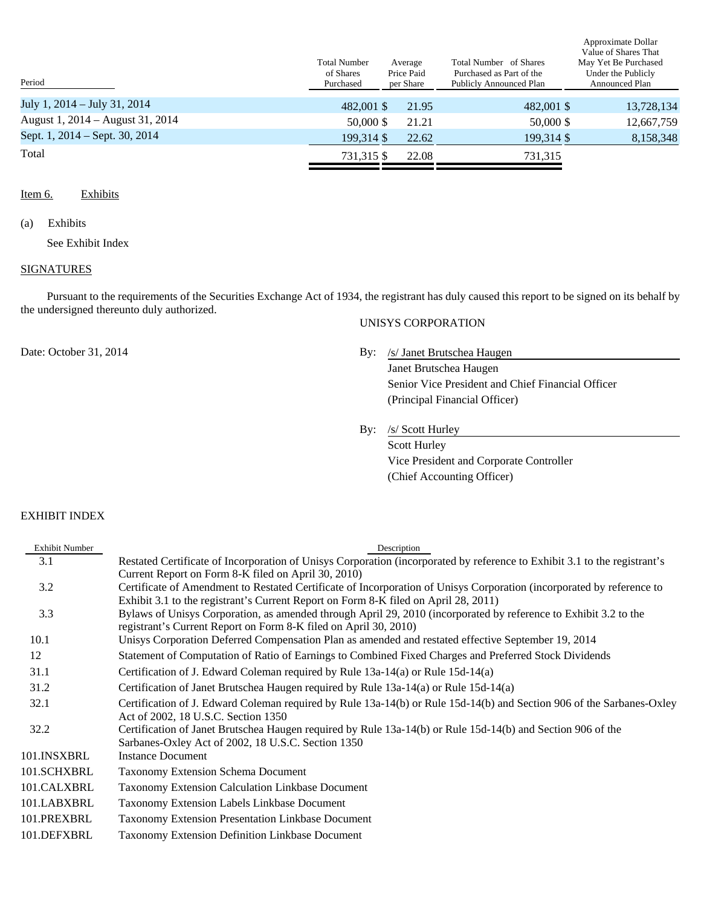| Period | Total Number of Shares Purchased | Average Price Paid per Share | Total Number of Shares Purchased as Part of the Publicly Announced Plan | Approximate Dollar Value of Shares That May Yet Be Purchased Under the Publicly Announced Plan |
|---|---|---|---|---|
| July 1, 2014 – July 31, 2014 | 482,001 | $ 21.95 | 482,001 | $ 13,728,134 |
| August 1, 2014 – August 31, 2014 | 50,000 | $ 21.21 | 50,000 | $ 12,667,759 |
| Sept. 1, 2014 – Sept. 30, 2014 | 199,314 | $ 22.62 | 199,314 | $ 8,158,348 |
| Total | 731,315 | $ 22.08 | 731,315 | |

Item 6. Exhibits

(a) Exhibits

See Exhibit Index

SIGNATURES

Pursuant to the requirements of the Securities Exchange Act of 1934, the registrant has duly caused this report to be signed on its behalf by the undersigned thereunto duly authorized.

UNISYS CORPORATION

Date: October 31, 2014

By: /s/ Janet Brutschea Haugen
Janet Brutschea Haugen
Senior Vice President and Chief Financial Officer
(Principal Financial Officer)

By: /s/ Scott Hurley
Scott Hurley
Vice President and Corporate Controller
(Chief Accounting Officer)

EXHIBIT INDEX

| Exhibit Number | Description |
|---|---|
| 3.1 | Restated Certificate of Incorporation of Unisys Corporation (incorporated by reference to Exhibit 3.1 to the registrant's Current Report on Form 8-K filed on April 30, 2010) |
| 3.2 | Certificate of Amendment to Restated Certificate of Incorporation of Unisys Corporation (incorporated by reference to Exhibit 3.1 to the registrant's Current Report on Form 8-K filed on April 28, 2011) |
| 3.3 | Bylaws of Unisys Corporation, as amended through April 29, 2010 (incorporated by reference to Exhibit 3.2 to the registrant's Current Report on Form 8-K filed on April 30, 2010) |
| 10.1 | Unisys Corporation Deferred Compensation Plan as amended and restated effective September 19, 2014 |
| 12 | Statement of Computation of Ratio of Earnings to Combined Fixed Charges and Preferred Stock Dividends |
| 31.1 | Certification of J. Edward Coleman required by Rule 13a-14(a) or Rule 15d-14(a) |
| 31.2 | Certification of Janet Brutschea Haugen required by Rule 13a-14(a) or Rule 15d-14(a) |
| 32.1 | Certification of J. Edward Coleman required by Rule 13a-14(b) or Rule 15d-14(b) and Section 906 of the Sarbanes-Oxley Act of 2002, 18 U.S.C. Section 1350 |
| 32.2 | Certification of Janet Brutschea Haugen required by Rule 13a-14(b) or Rule 15d-14(b) and Section 906 of the Sarbanes-Oxley Act of 2002, 18 U.S.C. Section 1350 |
| 101.INSXBRL | Instance Document |
| 101.SCHXBRL | Taxonomy Extension Schema Document |
| 101.CALXBRL | Taxonomy Extension Calculation Linkbase Document |
| 101.LABXBRL | Taxonomy Extension Labels Linkbase Document |
| 101.PREXBRL | Taxonomy Extension Presentation Linkbase Document |
| 101.DEFXBRL | Taxonomy Extension Definition Linkbase Document |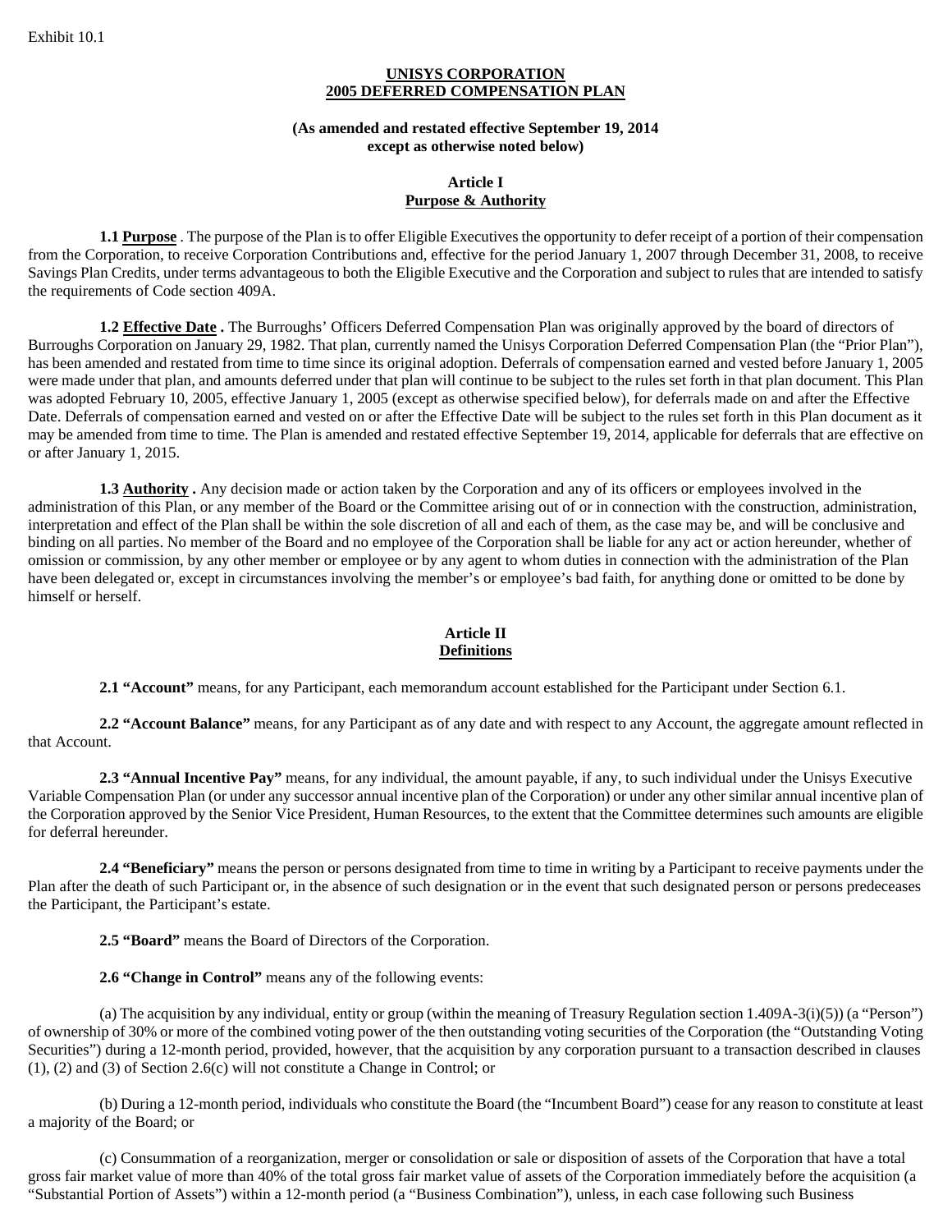Exhibit 10.1

**UNISYS CORPORATION**
**2005 DEFERRED COMPENSATION PLAN**

**(As amended and restated effective September 19, 2014 except as otherwise noted below)**

## Article I
## Purpose & Authority

**1.1 Purpose** . The purpose of the Plan is to offer Eligible Executives the opportunity to defer receipt of a portion of their compensation from the Corporation, to receive Corporation Contributions and, effective for the period January 1, 2007 through December 31, 2008, to receive Savings Plan Credits, under terms advantageous to both the Eligible Executive and the Corporation and subject to rules that are intended to satisfy the requirements of Code section 409A.

**1.2 Effective Date .** The Burroughs' Officers Deferred Compensation Plan was originally approved by the board of directors of Burroughs Corporation on January 29, 1982. That plan, currently named the Unisys Corporation Deferred Compensation Plan (the "Prior Plan"), has been amended and restated from time to time since its original adoption. Deferrals of compensation earned and vested before January 1, 2005 were made under that plan, and amounts deferred under that plan will continue to be subject to the rules set forth in that plan document. This Plan was adopted February 10, 2005, effective January 1, 2005 (except as otherwise specified below), for deferrals made on and after the Effective Date. Deferrals of compensation earned and vested on or after the Effective Date will be subject to the rules set forth in this Plan document as it may be amended from time to time. The Plan is amended and restated effective September 19, 2014, applicable for deferrals that are effective on or after January 1, 2015.

**1.3 Authority .** Any decision made or action taken by the Corporation and any of its officers or employees involved in the administration of this Plan, or any member of the Board or the Committee arising out of or in connection with the construction, administration, interpretation and effect of the Plan shall be within the sole discretion of all and each of them, as the case may be, and will be conclusive and binding on all parties. No member of the Board and no employee of the Corporation shall be liable for any act or action hereunder, whether of omission or commission, by any other member or employee or by any agent to whom duties in connection with the administration of the Plan have been delegated or, except in circumstances involving the member's or employee's bad faith, for anything done or omitted to be done by himself or herself.

## Article II
## Definitions

**2.1 "Account"** means, for any Participant, each memorandum account established for the Participant under Section 6.1.

**2.2 "Account Balance"** means, for any Participant as of any date and with respect to any Account, the aggregate amount reflected in that Account.

**2.3 "Annual Incentive Pay"** means, for any individual, the amount payable, if any, to such individual under the Unisys Executive Variable Compensation Plan (or under any successor annual incentive plan of the Corporation) or under any other similar annual incentive plan of the Corporation approved by the Senior Vice President, Human Resources, to the extent that the Committee determines such amounts are eligible for deferral hereunder.

**2.4 "Beneficiary"** means the person or persons designated from time to time in writing by a Participant to receive payments under the Plan after the death of such Participant or, in the absence of such designation or in the event that such designated person or persons predeceases the Participant, the Participant's estate.

**2.5 "Board"** means the Board of Directors of the Corporation.

**2.6 "Change in Control"** means any of the following events:

(a) The acquisition by any individual, entity or group (within the meaning of Treasury Regulation section 1.409A-3(i)(5)) (a "Person") of ownership of 30% or more of the combined voting power of the then outstanding voting securities of the Corporation (the "Outstanding Voting Securities") during a 12-month period, provided, however, that the acquisition by any corporation pursuant to a transaction described in clauses (1), (2) and (3) of Section 2.6(c) will not constitute a Change in Control; or

(b) During a 12-month period, individuals who constitute the Board (the "Incumbent Board") cease for any reason to constitute at least a majority of the Board; or

(c) Consummation of a reorganization, merger or consolidation or sale or disposition of assets of the Corporation that have a total gross fair market value of more than 40% of the total gross fair market value of assets of the Corporation immediately before the acquisition (a "Substantial Portion of Assets") within a 12-month period (a "Business Combination"), unless, in each case following such Business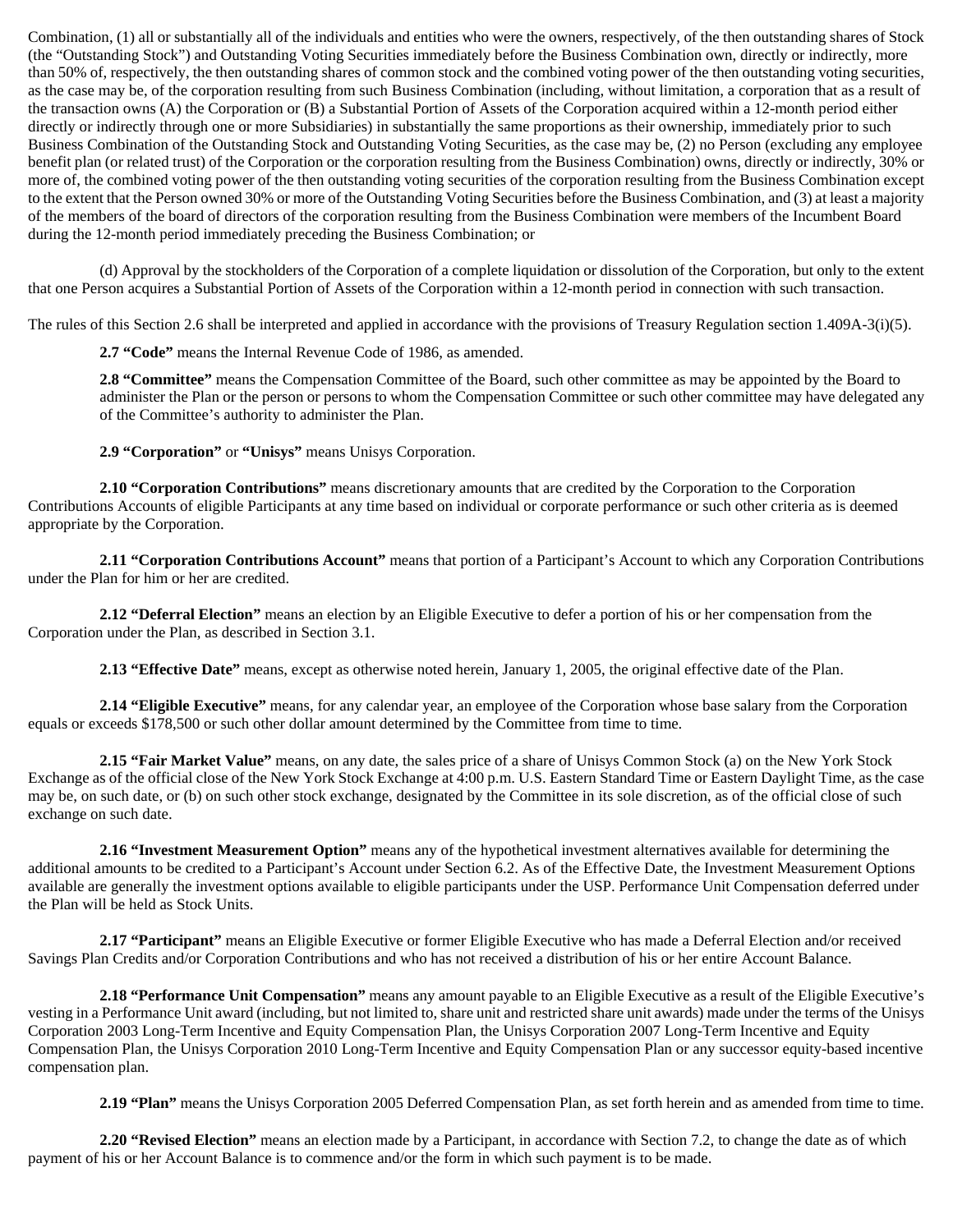Combination, (1) all or substantially all of the individuals and entities who were the owners, respectively, of the then outstanding shares of Stock (the "Outstanding Stock") and Outstanding Voting Securities immediately before the Business Combination own, directly or indirectly, more than 50% of, respectively, the then outstanding shares of common stock and the combined voting power of the then outstanding voting securities, as the case may be, of the corporation resulting from such Business Combination (including, without limitation, a corporation that as a result of the transaction owns (A) the Corporation or (B) a Substantial Portion of Assets of the Corporation acquired within a 12-month period either directly or indirectly through one or more Subsidiaries) in substantially the same proportions as their ownership, immediately prior to such Business Combination of the Outstanding Stock and Outstanding Voting Securities, as the case may be, (2) no Person (excluding any employee benefit plan (or related trust) of the Corporation or the corporation resulting from the Business Combination) owns, directly or indirectly, 30% or more of, the combined voting power of the then outstanding voting securities of the corporation resulting from the Business Combination except to the extent that the Person owned 30% or more of the Outstanding Voting Securities before the Business Combination, and (3) at least a majority of the members of the board of directors of the corporation resulting from the Business Combination were members of the Incumbent Board during the 12-month period immediately preceding the Business Combination; or

(d) Approval by the stockholders of the Corporation of a complete liquidation or dissolution of the Corporation, but only to the extent that one Person acquires a Substantial Portion of Assets of the Corporation within a 12-month period in connection with such transaction.

The rules of this Section 2.6 shall be interpreted and applied in accordance with the provisions of Treasury Regulation section 1.409A-3(i)(5).

**2.7 "Code"** means the Internal Revenue Code of 1986, as amended.

**2.8 "Committee"** means the Compensation Committee of the Board, such other committee as may be appointed by the Board to administer the Plan or the person or persons to whom the Compensation Committee or such other committee may have delegated any of the Committee's authority to administer the Plan.

**2.9 "Corporation"** or **"Unisys"** means Unisys Corporation.

**2.10 "Corporation Contributions"** means discretionary amounts that are credited by the Corporation to the Corporation Contributions Accounts of eligible Participants at any time based on individual or corporate performance or such other criteria as is deemed appropriate by the Corporation.

**2.11 "Corporation Contributions Account"** means that portion of a Participant's Account to which any Corporation Contributions under the Plan for him or her are credited.

**2.12 "Deferral Election"** means an election by an Eligible Executive to defer a portion of his or her compensation from the Corporation under the Plan, as described in Section 3.1.

**2.13 "Effective Date"** means, except as otherwise noted herein, January 1, 2005, the original effective date of the Plan.

**2.14 "Eligible Executive"** means, for any calendar year, an employee of the Corporation whose base salary from the Corporation equals or exceeds $178,500 or such other dollar amount determined by the Committee from time to time.

**2.15 "Fair Market Value"** means, on any date, the sales price of a share of Unisys Common Stock (a) on the New York Stock Exchange as of the official close of the New York Stock Exchange at 4:00 p.m. U.S. Eastern Standard Time or Eastern Daylight Time, as the case may be, on such date, or (b) on such other stock exchange, designated by the Committee in its sole discretion, as of the official close of such exchange on such date.

**2.16 "Investment Measurement Option"** means any of the hypothetical investment alternatives available for determining the additional amounts to be credited to a Participant's Account under Section 6.2. As of the Effective Date, the Investment Measurement Options available are generally the investment options available to eligible participants under the USP. Performance Unit Compensation deferred under the Plan will be held as Stock Units.

**2.17 "Participant"** means an Eligible Executive or former Eligible Executive who has made a Deferral Election and/or received Savings Plan Credits and/or Corporation Contributions and who has not received a distribution of his or her entire Account Balance.

**2.18 "Performance Unit Compensation"** means any amount payable to an Eligible Executive as a result of the Eligible Executive's vesting in a Performance Unit award (including, but not limited to, share unit and restricted share unit awards) made under the terms of the Unisys Corporation 2003 Long-Term Incentive and Equity Compensation Plan, the Unisys Corporation 2007 Long-Term Incentive and Equity Compensation Plan, the Unisys Corporation 2010 Long-Term Incentive and Equity Compensation Plan or any successor equity-based incentive compensation plan.

**2.19 "Plan"** means the Unisys Corporation 2005 Deferred Compensation Plan, as set forth herein and as amended from time to time.

**2.20 "Revised Election"** means an election made by a Participant, in accordance with Section 7.2, to change the date as of which payment of his or her Account Balance is to commence and/or the form in which such payment is to be made.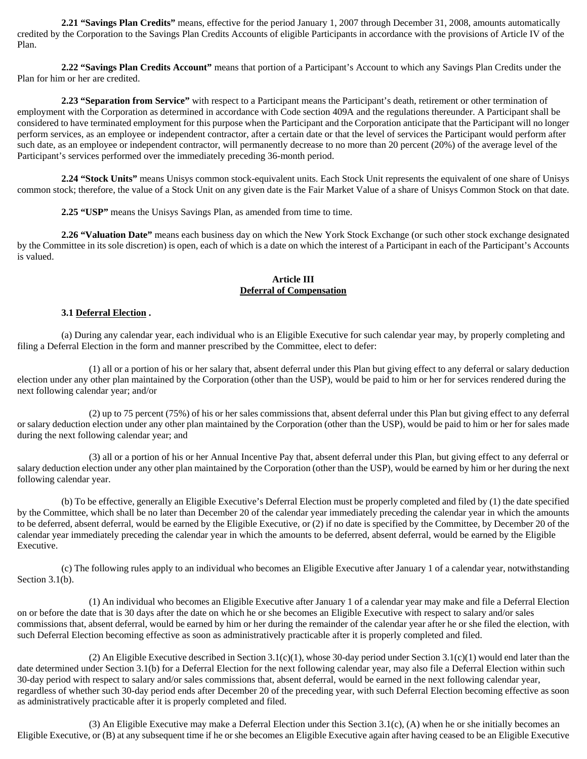**2.21 "Savings Plan Credits"** means, effective for the period January 1, 2007 through December 31, 2008, amounts automatically credited by the Corporation to the Savings Plan Credits Accounts of eligible Participants in accordance with the provisions of Article IV of the Plan.

**2.22 "Savings Plan Credits Account"** means that portion of a Participant's Account to which any Savings Plan Credits under the Plan for him or her are credited.

**2.23 "Separation from Service"** with respect to a Participant means the Participant's death, retirement or other termination of employment with the Corporation as determined in accordance with Code section 409A and the regulations thereunder. A Participant shall be considered to have terminated employment for this purpose when the Participant and the Corporation anticipate that the Participant will no longer perform services, as an employee or independent contractor, after a certain date or that the level of services the Participant would perform after such date, as an employee or independent contractor, will permanently decrease to no more than 20 percent (20%) of the average level of the Participant's services performed over the immediately preceding 36-month period.

**2.24 "Stock Units"** means Unisys common stock-equivalent units. Each Stock Unit represents the equivalent of one share of Unisys common stock; therefore, the value of a Stock Unit on any given date is the Fair Market Value of a share of Unisys Common Stock on that date.

**2.25 "USP"** means the Unisys Savings Plan, as amended from time to time.

**2.26 "Valuation Date"** means each business day on which the New York Stock Exchange (or such other stock exchange designated by the Committee in its sole discretion) is open, each of which is a date on which the interest of a Participant in each of the Participant's Accounts is valued.

## Article III
## Deferral of Compensation

**3.1 Deferral Election .**

(a) During any calendar year, each individual who is an Eligible Executive for such calendar year may, by properly completing and filing a Deferral Election in the form and manner prescribed by the Committee, elect to defer:

(1) all or a portion of his or her salary that, absent deferral under this Plan but giving effect to any deferral or salary deduction election under any other plan maintained by the Corporation (other than the USP), would be paid to him or her for services rendered during the next following calendar year; and/or

(2) up to 75 percent (75%) of his or her sales commissions that, absent deferral under this Plan but giving effect to any deferral or salary deduction election under any other plan maintained by the Corporation (other than the USP), would be paid to him or her for sales made during the next following calendar year; and

(3) all or a portion of his or her Annual Incentive Pay that, absent deferral under this Plan, but giving effect to any deferral or salary deduction election under any other plan maintained by the Corporation (other than the USP), would be earned by him or her during the next following calendar year.

(b) To be effective, generally an Eligible Executive's Deferral Election must be properly completed and filed by (1) the date specified by the Committee, which shall be no later than December 20 of the calendar year immediately preceding the calendar year in which the amounts to be deferred, absent deferral, would be earned by the Eligible Executive, or (2) if no date is specified by the Committee, by December 20 of the calendar year immediately preceding the calendar year in which the amounts to be deferred, absent deferral, would be earned by the Eligible Executive.

(c) The following rules apply to an individual who becomes an Eligible Executive after January 1 of a calendar year, notwithstanding Section 3.1(b).

(1) An individual who becomes an Eligible Executive after January 1 of a calendar year may make and file a Deferral Election on or before the date that is 30 days after the date on which he or she becomes an Eligible Executive with respect to salary and/or sales commissions that, absent deferral, would be earned by him or her during the remainder of the calendar year after he or she filed the election, with such Deferral Election becoming effective as soon as administratively practicable after it is properly completed and filed.

(2) An Eligible Executive described in Section 3.1(c)(1), whose 30-day period under Section 3.1(c)(1) would end later than the date determined under Section 3.1(b) for a Deferral Election for the next following calendar year, may also file a Deferral Election within such 30-day period with respect to salary and/or sales commissions that, absent deferral, would be earned in the next following calendar year, regardless of whether such 30-day period ends after December 20 of the preceding year, with such Deferral Election becoming effective as soon as administratively practicable after it is properly completed and filed.

(3) An Eligible Executive may make a Deferral Election under this Section 3.1(c), (A) when he or she initially becomes an Eligible Executive, or (B) at any subsequent time if he or she becomes an Eligible Executive again after having ceased to be an Eligible Executive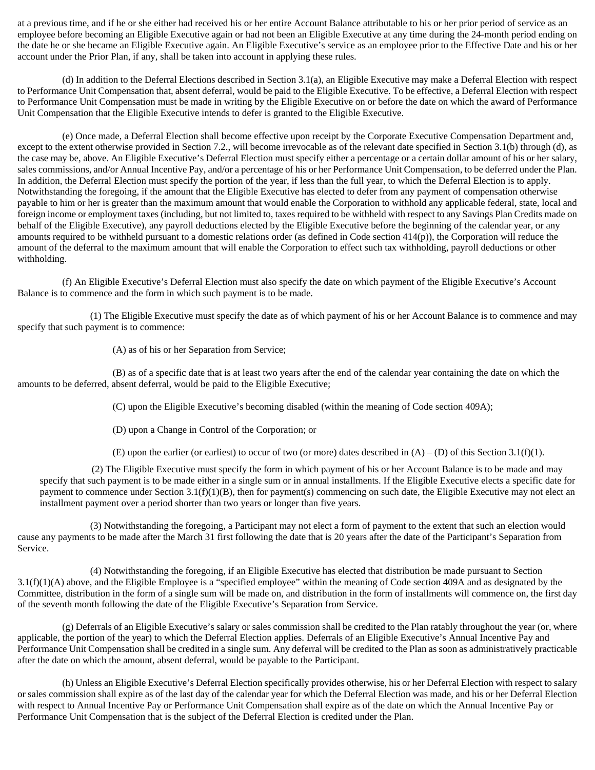at a previous time, and if he or she either had received his or her entire Account Balance attributable to his or her prior period of service as an employee before becoming an Eligible Executive again or had not been an Eligible Executive at any time during the 24-month period ending on the date he or she became an Eligible Executive again. An Eligible Executive's service as an employee prior to the Effective Date and his or her account under the Prior Plan, if any, shall be taken into account in applying these rules.

(d) In addition to the Deferral Elections described in Section 3.1(a), an Eligible Executive may make a Deferral Election with respect to Performance Unit Compensation that, absent deferral, would be paid to the Eligible Executive. To be effective, a Deferral Election with respect to Performance Unit Compensation must be made in writing by the Eligible Executive on or before the date on which the award of Performance Unit Compensation that the Eligible Executive intends to defer is granted to the Eligible Executive.

(e) Once made, a Deferral Election shall become effective upon receipt by the Corporate Executive Compensation Department and, except to the extent otherwise provided in Section 7.2., will become irrevocable as of the relevant date specified in Section 3.1(b) through (d), as the case may be, above. An Eligible Executive's Deferral Election must specify either a percentage or a certain dollar amount of his or her salary, sales commissions, and/or Annual Incentive Pay, and/or a percentage of his or her Performance Unit Compensation, to be deferred under the Plan. In addition, the Deferral Election must specify the portion of the year, if less than the full year, to which the Deferral Election is to apply. Notwithstanding the foregoing, if the amount that the Eligible Executive has elected to defer from any payment of compensation otherwise payable to him or her is greater than the maximum amount that would enable the Corporation to withhold any applicable federal, state, local and foreign income or employment taxes (including, but not limited to, taxes required to be withheld with respect to any Savings Plan Credits made on behalf of the Eligible Executive), any payroll deductions elected by the Eligible Executive before the beginning of the calendar year, or any amounts required to be withheld pursuant to a domestic relations order (as defined in Code section 414(p)), the Corporation will reduce the amount of the deferral to the maximum amount that will enable the Corporation to effect such tax withholding, payroll deductions or other withholding.

(f) An Eligible Executive's Deferral Election must also specify the date on which payment of the Eligible Executive's Account Balance is to commence and the form in which such payment is to be made.

(1) The Eligible Executive must specify the date as of which payment of his or her Account Balance is to commence and may specify that such payment is to commence:

(A) as of his or her Separation from Service;

(B) as of a specific date that is at least two years after the end of the calendar year containing the date on which the amounts to be deferred, absent deferral, would be paid to the Eligible Executive;

(C) upon the Eligible Executive's becoming disabled (within the meaning of Code section 409A);

(D) upon a Change in Control of the Corporation; or

(E) upon the earlier (or earliest) to occur of two (or more) dates described in (A) – (D) of this Section 3.1(f)(1).

(2) The Eligible Executive must specify the form in which payment of his or her Account Balance is to be made and may specify that such payment is to be made either in a single sum or in annual installments. If the Eligible Executive elects a specific date for payment to commence under Section 3.1(f)(1)(B), then for payment(s) commencing on such date, the Eligible Executive may not elect an installment payment over a period shorter than two years or longer than five years.

(3) Notwithstanding the foregoing, a Participant may not elect a form of payment to the extent that such an election would cause any payments to be made after the March 31 first following the date that is 20 years after the date of the Participant's Separation from Service.

(4) Notwithstanding the foregoing, if an Eligible Executive has elected that distribution be made pursuant to Section 3.1(f)(1)(A) above, and the Eligible Employee is a "specified employee" within the meaning of Code section 409A and as designated by the Committee, distribution in the form of a single sum will be made on, and distribution in the form of installments will commence on, the first day of the seventh month following the date of the Eligible Executive's Separation from Service.

(g) Deferrals of an Eligible Executive's salary or sales commission shall be credited to the Plan ratably throughout the year (or, where applicable, the portion of the year) to which the Deferral Election applies. Deferrals of an Eligible Executive's Annual Incentive Pay and Performance Unit Compensation shall be credited in a single sum. Any deferral will be credited to the Plan as soon as administratively practicable after the date on which the amount, absent deferral, would be payable to the Participant.

(h) Unless an Eligible Executive's Deferral Election specifically provides otherwise, his or her Deferral Election with respect to salary or sales commission shall expire as of the last day of the calendar year for which the Deferral Election was made, and his or her Deferral Election with respect to Annual Incentive Pay or Performance Unit Compensation shall expire as of the date on which the Annual Incentive Pay or Performance Unit Compensation that is the subject of the Deferral Election is credited under the Plan.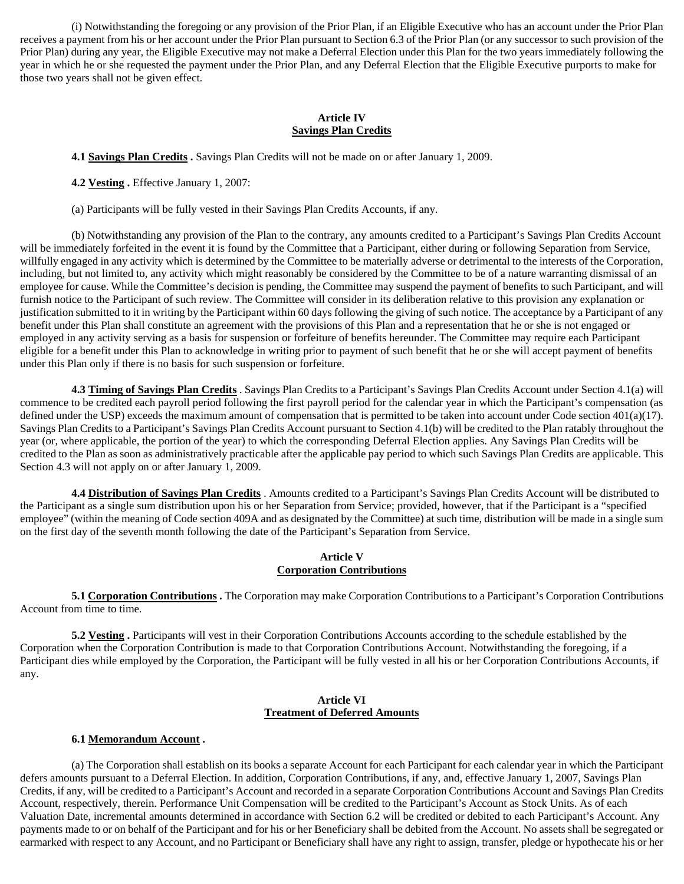(i) Notwithstanding the foregoing or any provision of the Prior Plan, if an Eligible Executive who has an account under the Prior Plan receives a payment from his or her account under the Prior Plan pursuant to Section 6.3 of the Prior Plan (or any successor to such provision of the Prior Plan) during any year, the Eligible Executive may not make a Deferral Election under this Plan for the two years immediately following the year in which he or she requested the payment under the Prior Plan, and any Deferral Election that the Eligible Executive purports to make for those two years shall not be given effect.

## Article IV
## Savings Plan Credits

**4.1 Savings Plan Credits .** Savings Plan Credits will not be made on or after January 1, 2009.

**4.2 Vesting .** Effective January 1, 2007:

(a) Participants will be fully vested in their Savings Plan Credits Accounts, if any.

(b) Notwithstanding any provision of the Plan to the contrary, any amounts credited to a Participant's Savings Plan Credits Account will be immediately forfeited in the event it is found by the Committee that a Participant, either during or following Separation from Service, willfully engaged in any activity which is determined by the Committee to be materially adverse or detrimental to the interests of the Corporation, including, but not limited to, any activity which might reasonably be considered by the Committee to be of a nature warranting dismissal of an employee for cause. While the Committee's decision is pending, the Committee may suspend the payment of benefits to such Participant, and will furnish notice to the Participant of such review. The Committee will consider in its deliberation relative to this provision any explanation or justification submitted to it in writing by the Participant within 60 days following the giving of such notice. The acceptance by a Participant of any benefit under this Plan shall constitute an agreement with the provisions of this Plan and a representation that he or she is not engaged or employed in any activity serving as a basis for suspension or forfeiture of benefits hereunder. The Committee may require each Participant eligible for a benefit under this Plan to acknowledge in writing prior to payment of such benefit that he or she will accept payment of benefits under this Plan only if there is no basis for such suspension or forfeiture.

**4.3 Timing of Savings Plan Credits** . Savings Plan Credits to a Participant's Savings Plan Credits Account under Section 4.1(a) will commence to be credited each payroll period following the first payroll period for the calendar year in which the Participant's compensation (as defined under the USP) exceeds the maximum amount of compensation that is permitted to be taken into account under Code section 401(a)(17). Savings Plan Credits to a Participant's Savings Plan Credits Account pursuant to Section 4.1(b) will be credited to the Plan ratably throughout the year (or, where applicable, the portion of the year) to which the corresponding Deferral Election applies. Any Savings Plan Credits will be credited to the Plan as soon as administratively practicable after the applicable pay period to which such Savings Plan Credits are applicable. This Section 4.3 will not apply on or after January 1, 2009.

**4.4 Distribution of Savings Plan Credits** . Amounts credited to a Participant's Savings Plan Credits Account will be distributed to the Participant as a single sum distribution upon his or her Separation from Service; provided, however, that if the Participant is a "specified employee" (within the meaning of Code section 409A and as designated by the Committee) at such time, distribution will be made in a single sum on the first day of the seventh month following the date of the Participant's Separation from Service.

## Article V
## Corporation Contributions

**5.1 Corporation Contributions .** The Corporation may make Corporation Contributions to a Participant's Corporation Contributions Account from time to time.

**5.2 Vesting .** Participants will vest in their Corporation Contributions Accounts according to the schedule established by the Corporation when the Corporation Contribution is made to that Corporation Contributions Account. Notwithstanding the foregoing, if a Participant dies while employed by the Corporation, the Participant will be fully vested in all his or her Corporation Contributions Accounts, if any.

## Article VI
## Treatment of Deferred Amounts

**6.1 Memorandum Account .**

(a) The Corporation shall establish on its books a separate Account for each Participant for each calendar year in which the Participant defers amounts pursuant to a Deferral Election. In addition, Corporation Contributions, if any, and, effective January 1, 2007, Savings Plan Credits, if any, will be credited to a Participant's Account and recorded in a separate Corporation Contributions Account and Savings Plan Credits Account, respectively, therein. Performance Unit Compensation will be credited to the Participant's Account as Stock Units. As of each Valuation Date, incremental amounts determined in accordance with Section 6.2 will be credited or debited to each Participant's Account. Any payments made to or on behalf of the Participant and for his or her Beneficiary shall be debited from the Account. No assets shall be segregated or earmarked with respect to any Account, and no Participant or Beneficiary shall have any right to assign, transfer, pledge or hypothecate his or her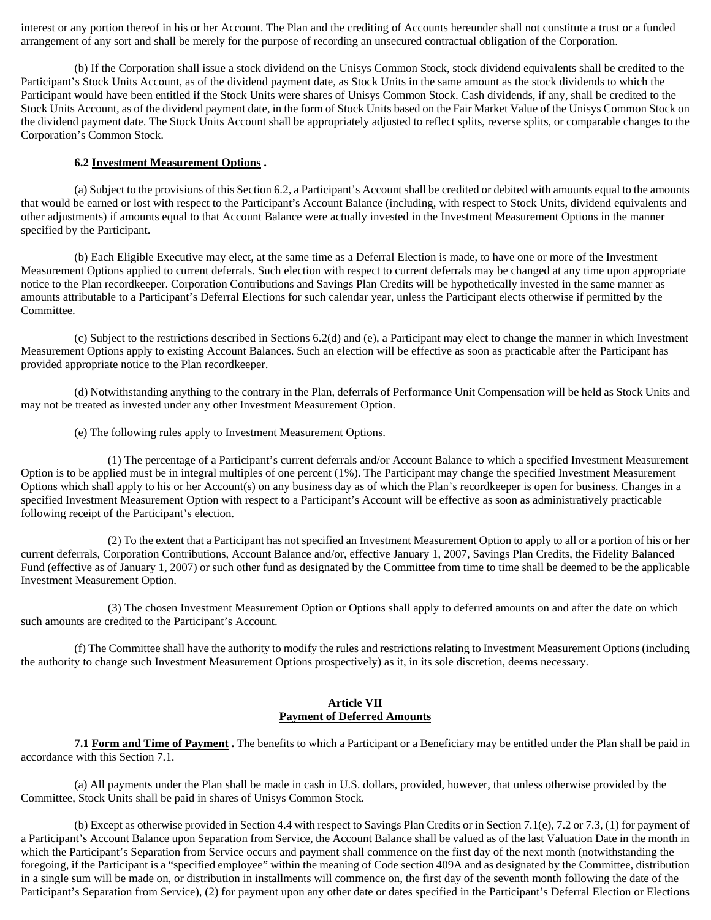interest or any portion thereof in his or her Account. The Plan and the crediting of Accounts hereunder shall not constitute a trust or a funded arrangement of any sort and shall be merely for the purpose of recording an unsecured contractual obligation of the Corporation.

(b) If the Corporation shall issue a stock dividend on the Unisys Common Stock, stock dividend equivalents shall be credited to the Participant's Stock Units Account, as of the dividend payment date, as Stock Units in the same amount as the stock dividends to which the Participant would have been entitled if the Stock Units were shares of Unisys Common Stock. Cash dividends, if any, shall be credited to the Stock Units Account, as of the dividend payment date, in the form of Stock Units based on the Fair Market Value of the Unisys Common Stock on the dividend payment date. The Stock Units Account shall be appropriately adjusted to reflect splits, reverse splits, or comparable changes to the Corporation's Common Stock.

**6.2 Investment Measurement Options .**

(a) Subject to the provisions of this Section 6.2, a Participant's Account shall be credited or debited with amounts equal to the amounts that would be earned or lost with respect to the Participant's Account Balance (including, with respect to Stock Units, dividend equivalents and other adjustments) if amounts equal to that Account Balance were actually invested in the Investment Measurement Options in the manner specified by the Participant.

(b) Each Eligible Executive may elect, at the same time as a Deferral Election is made, to have one or more of the Investment Measurement Options applied to current deferrals. Such election with respect to current deferrals may be changed at any time upon appropriate notice to the Plan recordkeeper. Corporation Contributions and Savings Plan Credits will be hypothetically invested in the same manner as amounts attributable to a Participant's Deferral Elections for such calendar year, unless the Participant elects otherwise if permitted by the Committee.

(c) Subject to the restrictions described in Sections 6.2(d) and (e), a Participant may elect to change the manner in which Investment Measurement Options apply to existing Account Balances. Such an election will be effective as soon as practicable after the Participant has provided appropriate notice to the Plan recordkeeper.

(d) Notwithstanding anything to the contrary in the Plan, deferrals of Performance Unit Compensation will be held as Stock Units and may not be treated as invested under any other Investment Measurement Option.

(e) The following rules apply to Investment Measurement Options.

(1) The percentage of a Participant's current deferrals and/or Account Balance to which a specified Investment Measurement Option is to be applied must be in integral multiples of one percent (1%). The Participant may change the specified Investment Measurement Options which shall apply to his or her Account(s) on any business day as of which the Plan's recordkeeper is open for business. Changes in a specified Investment Measurement Option with respect to a Participant's Account will be effective as soon as administratively practicable following receipt of the Participant's election.

(2) To the extent that a Participant has not specified an Investment Measurement Option to apply to all or a portion of his or her current deferrals, Corporation Contributions, Account Balance and/or, effective January 1, 2007, Savings Plan Credits, the Fidelity Balanced Fund (effective as of January 1, 2007) or such other fund as designated by the Committee from time to time shall be deemed to be the applicable Investment Measurement Option.

(3) The chosen Investment Measurement Option or Options shall apply to deferred amounts on and after the date on which such amounts are credited to the Participant's Account.

(f) The Committee shall have the authority to modify the rules and restrictions relating to Investment Measurement Options (including the authority to change such Investment Measurement Options prospectively) as it, in its sole discretion, deems necessary.

## Article VII
## Payment of Deferred Amounts

**7.1 Form and Time of Payment .** The benefits to which a Participant or a Beneficiary may be entitled under the Plan shall be paid in accordance with this Section 7.1.

(a) All payments under the Plan shall be made in cash in U.S. dollars, provided, however, that unless otherwise provided by the Committee, Stock Units shall be paid in shares of Unisys Common Stock.

(b) Except as otherwise provided in Section 4.4 with respect to Savings Plan Credits or in Section 7.1(e), 7.2 or 7.3, (1) for payment of a Participant's Account Balance upon Separation from Service, the Account Balance shall be valued as of the last Valuation Date in the month in which the Participant's Separation from Service occurs and payment shall commence on the first day of the next month (notwithstanding the foregoing, if the Participant is a "specified employee" within the meaning of Code section 409A and as designated by the Committee, distribution in a single sum will be made on, or distribution in installments will commence on, the first day of the seventh month following the date of the Participant's Separation from Service), (2) for payment upon any other date or dates specified in the Participant's Deferral Election or Elections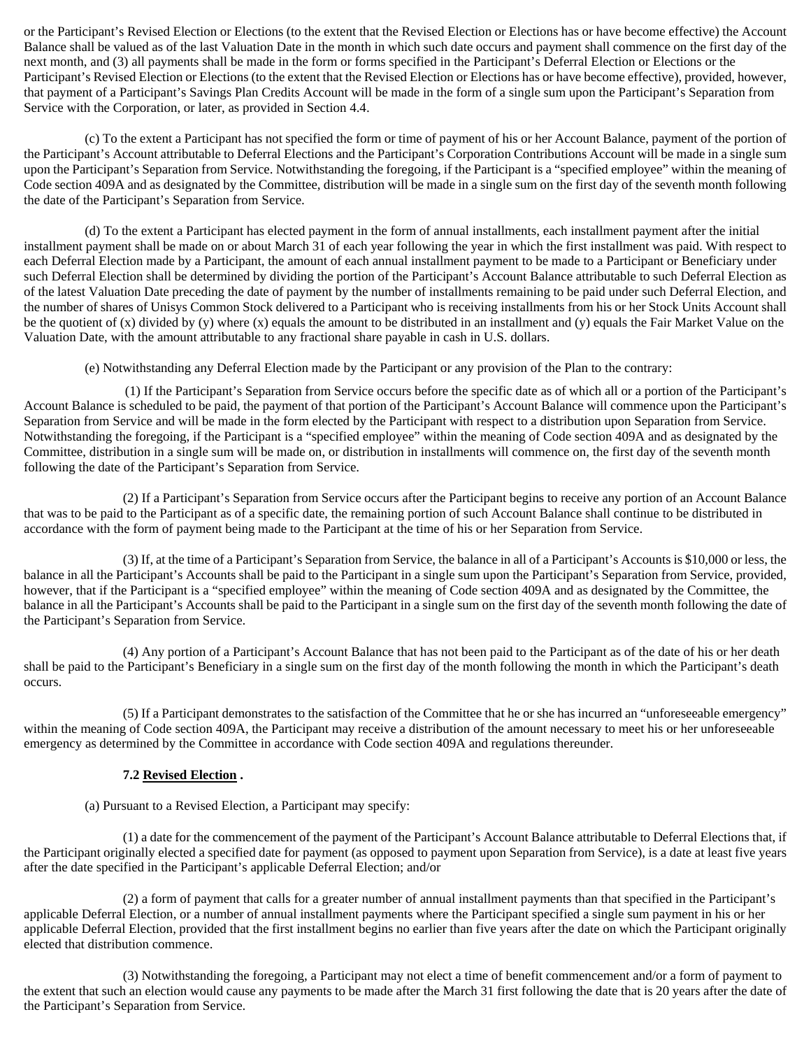or the Participant's Revised Election or Elections (to the extent that the Revised Election or Elections has or have become effective) the Account Balance shall be valued as of the last Valuation Date in the month in which such date occurs and payment shall commence on the first day of the next month, and (3) all payments shall be made in the form or forms specified in the Participant's Deferral Election or Elections or the Participant's Revised Election or Elections (to the extent that the Revised Election or Elections has or have become effective), provided, however, that payment of a Participant's Savings Plan Credits Account will be made in the form of a single sum upon the Participant's Separation from Service with the Corporation, or later, as provided in Section 4.4.

(c) To the extent a Participant has not specified the form or time of payment of his or her Account Balance, payment of the portion of the Participant's Account attributable to Deferral Elections and the Participant's Corporation Contributions Account will be made in a single sum upon the Participant's Separation from Service. Notwithstanding the foregoing, if the Participant is a "specified employee" within the meaning of Code section 409A and as designated by the Committee, distribution will be made in a single sum on the first day of the seventh month following the date of the Participant's Separation from Service.

(d) To the extent a Participant has elected payment in the form of annual installments, each installment payment after the initial installment payment shall be made on or about March 31 of each year following the year in which the first installment was paid. With respect to each Deferral Election made by a Participant, the amount of each annual installment payment to be made to a Participant or Beneficiary under such Deferral Election shall be determined by dividing the portion of the Participant's Account Balance attributable to such Deferral Election as of the latest Valuation Date preceding the date of payment by the number of installments remaining to be paid under such Deferral Election, and the number of shares of Unisys Common Stock delivered to a Participant who is receiving installments from his or her Stock Units Account shall be the quotient of (x) divided by (y) where (x) equals the amount to be distributed in an installment and (y) equals the Fair Market Value on the Valuation Date, with the amount attributable to any fractional share payable in cash in U.S. dollars.

(e) Notwithstanding any Deferral Election made by the Participant or any provision of the Plan to the contrary:

(1) If the Participant's Separation from Service occurs before the specific date as of which all or a portion of the Participant's Account Balance is scheduled to be paid, the payment of that portion of the Participant's Account Balance will commence upon the Participant's Separation from Service and will be made in the form elected by the Participant with respect to a distribution upon Separation from Service. Notwithstanding the foregoing, if the Participant is a "specified employee" within the meaning of Code section 409A and as designated by the Committee, distribution in a single sum will be made on, or distribution in installments will commence on, the first day of the seventh month following the date of the Participant's Separation from Service.

(2) If a Participant's Separation from Service occurs after the Participant begins to receive any portion of an Account Balance that was to be paid to the Participant as of a specific date, the remaining portion of such Account Balance shall continue to be distributed in accordance with the form of payment being made to the Participant at the time of his or her Separation from Service.

(3) If, at the time of a Participant's Separation from Service, the balance in all of a Participant's Accounts is $10,000 or less, the balance in all the Participant's Accounts shall be paid to the Participant in a single sum upon the Participant's Separation from Service, provided, however, that if the Participant is a "specified employee" within the meaning of Code section 409A and as designated by the Committee, the balance in all the Participant's Accounts shall be paid to the Participant in a single sum on the first day of the seventh month following the date of the Participant's Separation from Service.

(4) Any portion of a Participant's Account Balance that has not been paid to the Participant as of the date of his or her death shall be paid to the Participant's Beneficiary in a single sum on the first day of the month following the month in which the Participant's death occurs.

(5) If a Participant demonstrates to the satisfaction of the Committee that he or she has incurred an "unforeseeable emergency" within the meaning of Code section 409A, the Participant may receive a distribution of the amount necessary to meet his or her unforeseeable emergency as determined by the Committee in accordance with Code section 409A and regulations thereunder.

**7.2 Revised Election .**

(a) Pursuant to a Revised Election, a Participant may specify:

(1) a date for the commencement of the payment of the Participant's Account Balance attributable to Deferral Elections that, if the Participant originally elected a specified date for payment (as opposed to payment upon Separation from Service), is a date at least five years after the date specified in the Participant's applicable Deferral Election; and/or

(2) a form of payment that calls for a greater number of annual installment payments than that specified in the Participant's applicable Deferral Election, or a number of annual installment payments where the Participant specified a single sum payment in his or her applicable Deferral Election, provided that the first installment begins no earlier than five years after the date on which the Participant originally elected that distribution commence.

(3) Notwithstanding the foregoing, a Participant may not elect a time of benefit commencement and/or a form of payment to the extent that such an election would cause any payments to be made after the March 31 first following the date that is 20 years after the date of the Participant's Separation from Service.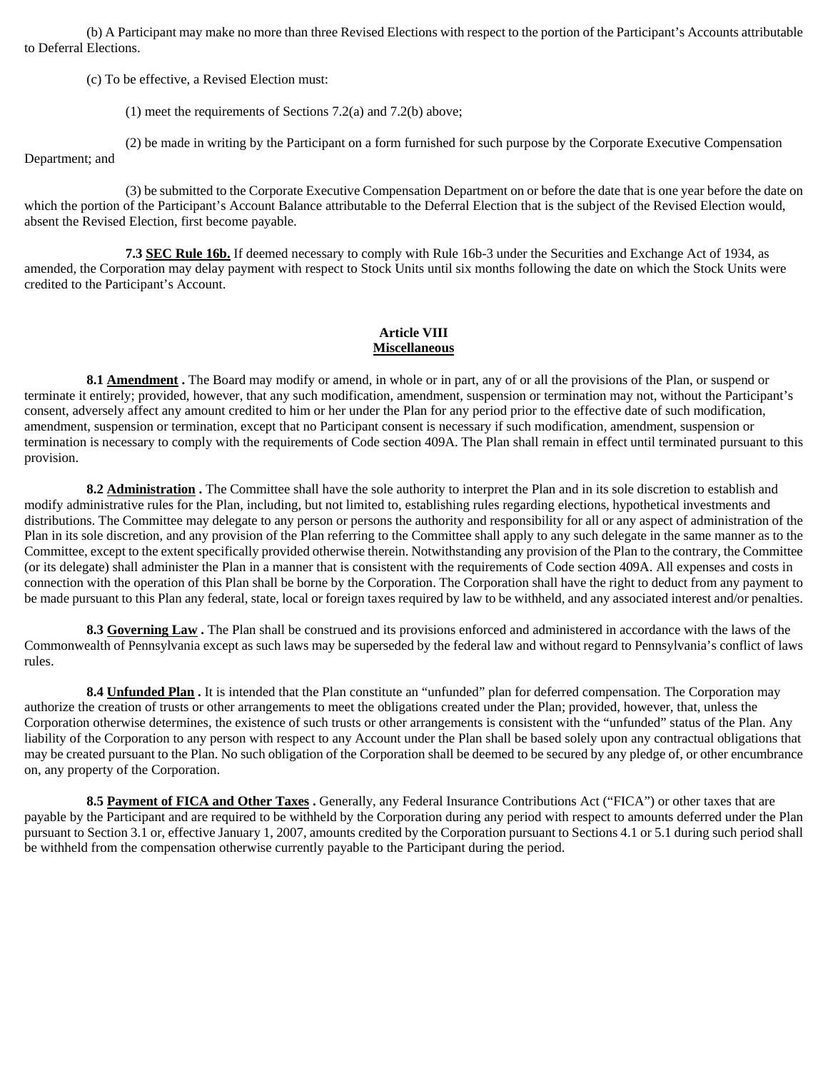(b) A Participant may make no more than three Revised Elections with respect to the portion of the Participant's Accounts attributable to Deferral Elections.

(c) To be effective, a Revised Election must:

(1) meet the requirements of Sections 7.2(a) and 7.2(b) above;

(2) be made in writing by the Participant on a form furnished for such purpose by the Corporate Executive Compensation Department; and

(3) be submitted to the Corporate Executive Compensation Department on or before the date that is one year before the date on which the portion of the Participant's Account Balance attributable to the Deferral Election that is the subject of the Revised Election would, absent the Revised Election, first become payable.

**7.3 SEC Rule 16b.** If deemed necessary to comply with Rule 16b-3 under the Securities and Exchange Act of 1934, as amended, the Corporation may delay payment with respect to Stock Units until six months following the date on which the Stock Units were credited to the Participant's Account.

## Article VIII
## Miscellaneous

**8.1 Amendment .** The Board may modify or amend, in whole or in part, any of or all the provisions of the Plan, or suspend or terminate it entirely; provided, however, that any such modification, amendment, suspension or termination may not, without the Participant's consent, adversely affect any amount credited to him or her under the Plan for any period prior to the effective date of such modification, amendment, suspension or termination, except that no Participant consent is necessary if such modification, amendment, suspension or termination is necessary to comply with the requirements of Code section 409A. The Plan shall remain in effect until terminated pursuant to this provision.

**8.2 Administration .** The Committee shall have the sole authority to interpret the Plan and in its sole discretion to establish and modify administrative rules for the Plan, including, but not limited to, establishing rules regarding elections, hypothetical investments and distributions. The Committee may delegate to any person or persons the authority and responsibility for all or any aspect of administration of the Plan in its sole discretion, and any provision of the Plan referring to the Committee shall apply to any such delegate in the same manner as to the Committee, except to the extent specifically provided otherwise therein. Notwithstanding any provision of the Plan to the contrary, the Committee (or its delegate) shall administer the Plan in a manner that is consistent with the requirements of Code section 409A. All expenses and costs in connection with the operation of this Plan shall be borne by the Corporation. The Corporation shall have the right to deduct from any payment to be made pursuant to this Plan any federal, state, local or foreign taxes required by law to be withheld, and any associated interest and/or penalties.

**8.3 Governing Law .** The Plan shall be construed and its provisions enforced and administered in accordance with the laws of the Commonwealth of Pennsylvania except as such laws may be superseded by the federal law and without regard to Pennsylvania's conflict of laws rules.

**8.4 Unfunded Plan .** It is intended that the Plan constitute an "unfunded" plan for deferred compensation. The Corporation may authorize the creation of trusts or other arrangements to meet the obligations created under the Plan; provided, however, that, unless the Corporation otherwise determines, the existence of such trusts or other arrangements is consistent with the "unfunded" status of the Plan. Any liability of the Corporation to any person with respect to any Account under the Plan shall be based solely upon any contractual obligations that may be created pursuant to the Plan. No such obligation of the Corporation shall be deemed to be secured by any pledge of, or other encumbrance on, any property of the Corporation.

**8.5 Payment of FICA and Other Taxes .** Generally, any Federal Insurance Contributions Act ("FICA") or other taxes that are payable by the Participant and are required to be withheld by the Corporation during any period with respect to amounts deferred under the Plan pursuant to Section 3.1 or, effective January 1, 2007, amounts credited by the Corporation pursuant to Sections 4.1 or 5.1 during such period shall be withheld from the compensation otherwise currently payable to the Participant during the period.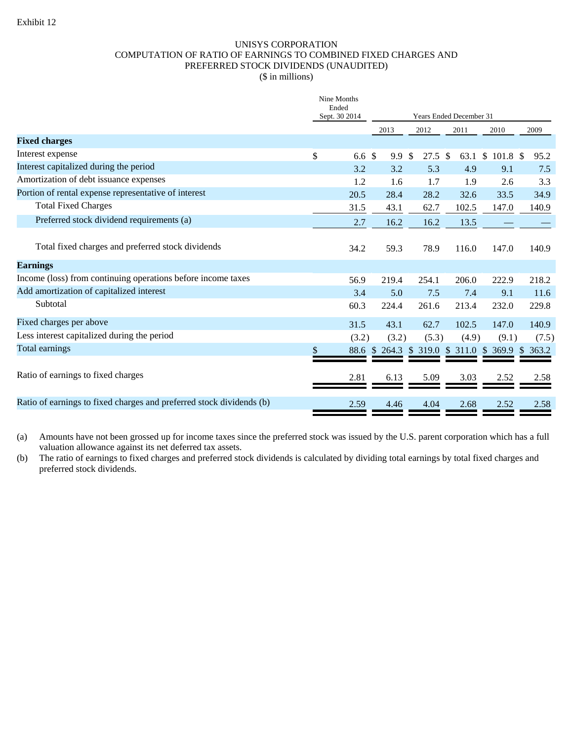Exhibit 12

# UNISYS CORPORATION
## COMPUTATION OF RATIO OF EARNINGS TO COMBINED FIXED CHARGES AND PREFERRED STOCK DIVIDENDS (UNAUDITED)
($ in millions)

| | Nine Months Ended Sept. 30 2014 | Years Ended December 31 | | | | |
|---|---|---|---|---|---|---|
| | | 2013 | 2012 | 2011 | 2010 | 2009 |
| **Fixed charges** | | | | | | |
| Interest expense | $ 6.6 | $ 9.9 | $ 27.5 | $ 63.1 | $ 101.8 | $ 95.2 |
| Interest capitalized during the period | 3.2 | 3.2 | 5.3 | 4.9 | 9.1 | 7.5 |
| Amortization of debt issuance expenses | 1.2 | 1.6 | 1.7 | 1.9 | 2.6 | 3.3 |
| Portion of rental expense representative of interest | 20.5 | 28.4 | 28.2 | 32.6 | 33.5 | 34.9 |
| Total Fixed Charges | 31.5 | 43.1 | 62.7 | 102.5 | 147.0 | 140.9 |
| Preferred stock dividend requirements (a) | 2.7 | 16.2 | 16.2 | 13.5 | — | — |
| Total fixed charges and preferred stock dividends | 34.2 | 59.3 | 78.9 | 116.0 | 147.0 | 140.9 |
| **Earnings** | | | | | | |
| Income (loss) from continuing operations before income taxes | 56.9 | 219.4 | 254.1 | 206.0 | 222.9 | 218.2 |
| Add amortization of capitalized interest | 3.4 | 5.0 | 7.5 | 7.4 | 9.1 | 11.6 |
| Subtotal | 60.3 | 224.4 | 261.6 | 213.4 | 232.0 | 229.8 |
| Fixed charges per above | 31.5 | 43.1 | 62.7 | 102.5 | 147.0 | 140.9 |
| Less interest capitalized during the period | (3.2) | (3.2) | (5.3) | (4.9) | (9.1) | (7.5) |
| Total earnings | $ 88.6 | $ 264.3 | $ 319.0 | $ 311.0 | $ 369.9 | $ 363.2 |
| Ratio of earnings to fixed charges | 2.81 | 6.13 | 5.09 | 3.03 | 2.52 | 2.58 |
| Ratio of earnings to fixed charges and preferred stock dividends (b) | 2.59 | 4.46 | 4.04 | 2.68 | 2.52 | 2.58 |

(a) Amounts have not been grossed up for income taxes since the preferred stock was issued by the U.S. parent corporation which has a full valuation allowance against its net deferred tax assets.

(b) The ratio of earnings to fixed charges and preferred stock dividends is calculated by dividing total earnings by total fixed charges and preferred stock dividends.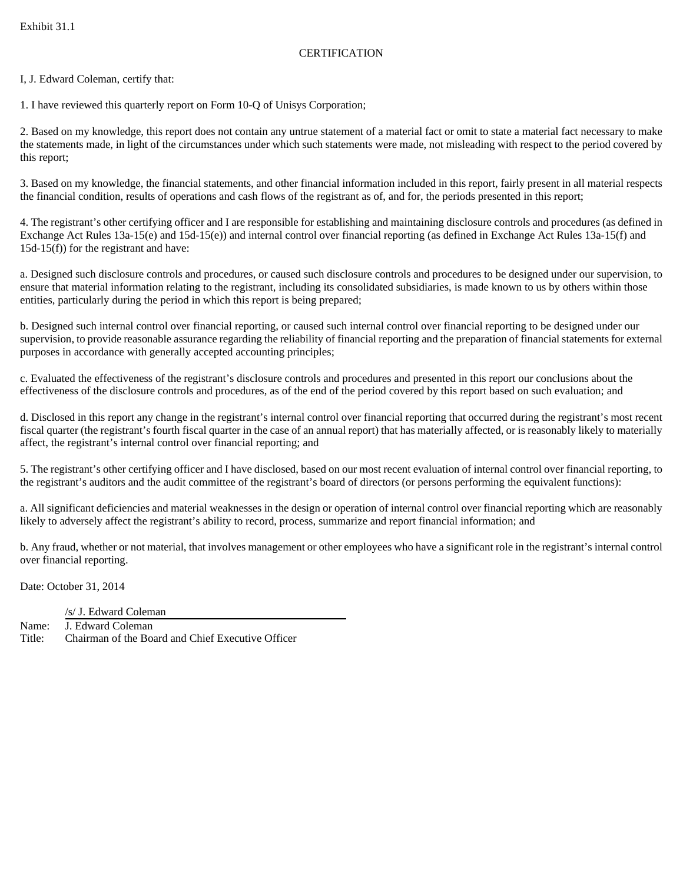Exhibit 31.1

# CERTIFICATION

I, J. Edward Coleman, certify that:

1. I have reviewed this quarterly report on Form 10-Q of Unisys Corporation;

2. Based on my knowledge, this report does not contain any untrue statement of a material fact or omit to state a material fact necessary to make the statements made, in light of the circumstances under which such statements were made, not misleading with respect to the period covered by this report;

3. Based on my knowledge, the financial statements, and other financial information included in this report, fairly present in all material respects the financial condition, results of operations and cash flows of the registrant as of, and for, the periods presented in this report;

4. The registrant's other certifying officer and I are responsible for establishing and maintaining disclosure controls and procedures (as defined in Exchange Act Rules 13a-15(e) and 15d-15(e)) and internal control over financial reporting (as defined in Exchange Act Rules 13a-15(f) and 15d-15(f)) for the registrant and have:

a. Designed such disclosure controls and procedures, or caused such disclosure controls and procedures to be designed under our supervision, to ensure that material information relating to the registrant, including its consolidated subsidiaries, is made known to us by others within those entities, particularly during the period in which this report is being prepared;

b. Designed such internal control over financial reporting, or caused such internal control over financial reporting to be designed under our supervision, to provide reasonable assurance regarding the reliability of financial reporting and the preparation of financial statements for external purposes in accordance with generally accepted accounting principles;

c. Evaluated the effectiveness of the registrant's disclosure controls and procedures and presented in this report our conclusions about the effectiveness of the disclosure controls and procedures, as of the end of the period covered by this report based on such evaluation; and

d. Disclosed in this report any change in the registrant's internal control over financial reporting that occurred during the registrant's most recent fiscal quarter (the registrant's fourth fiscal quarter in the case of an annual report) that has materially affected, or is reasonably likely to materially affect, the registrant's internal control over financial reporting; and

5. The registrant's other certifying officer and I have disclosed, based on our most recent evaluation of internal control over financial reporting, to the registrant's auditors and the audit committee of the registrant's board of directors (or persons performing the equivalent functions):

a. All significant deficiencies and material weaknesses in the design or operation of internal control over financial reporting which are reasonably likely to adversely affect the registrant's ability to record, process, summarize and report financial information; and

b. Any fraud, whether or not material, that involves management or other employees who have a significant role in the registrant's internal control over financial reporting.

Date: October 31, 2014

/s/ J. Edward Coleman

Name: J. Edward Coleman
Title: Chairman of the Board and Chief Executive Officer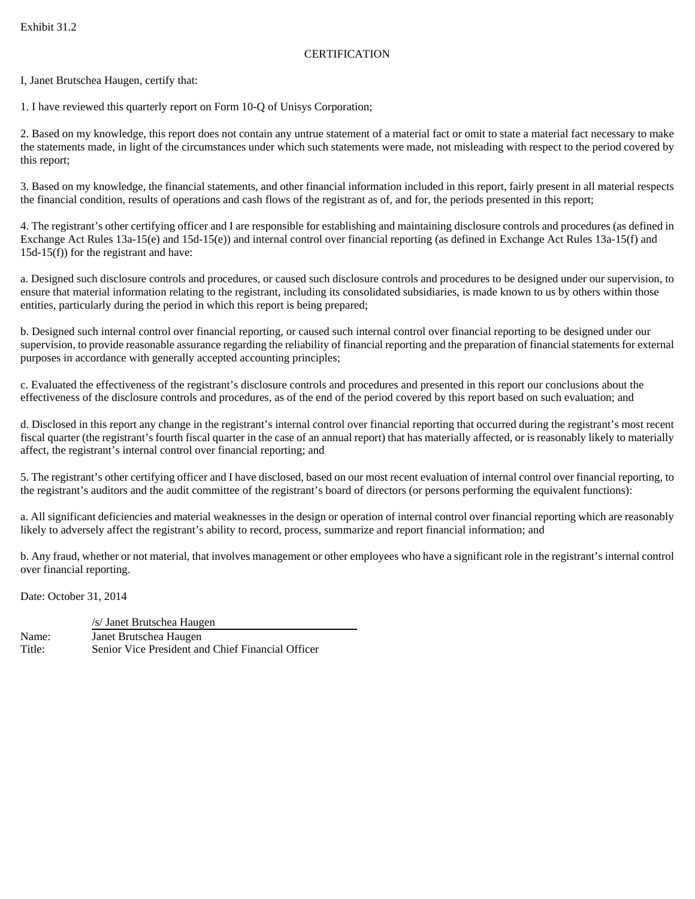Exhibit 31.2

CERTIFICATION

I, Janet Brutschea Haugen, certify that:

1. I have reviewed this quarterly report on Form 10-Q of Unisys Corporation;

2. Based on my knowledge, this report does not contain any untrue statement of a material fact or omit to state a material fact necessary to make the statements made, in light of the circumstances under which such statements were made, not misleading with respect to the period covered by this report;

3. Based on my knowledge, the financial statements, and other financial information included in this report, fairly present in all material respects the financial condition, results of operations and cash flows of the registrant as of, and for, the periods presented in this report;

4. The registrant’s other certifying officer and I are responsible for establishing and maintaining disclosure controls and procedures (as defined in Exchange Act Rules 13a-15(e) and 15d-15(e)) and internal control over financial reporting (as defined in Exchange Act Rules 13a-15(f) and 15d-15(f)) for the registrant and have:

a. Designed such disclosure controls and procedures, or caused such disclosure controls and procedures to be designed under our supervision, to ensure that material information relating to the registrant, including its consolidated subsidiaries, is made known to us by others within those entities, particularly during the period in which this report is being prepared;

b. Designed such internal control over financial reporting, or caused such internal control over financial reporting to be designed under our supervision, to provide reasonable assurance regarding the reliability of financial reporting and the preparation of financial statements for external purposes in accordance with generally accepted accounting principles;

c. Evaluated the effectiveness of the registrant’s disclosure controls and procedures and presented in this report our conclusions about the effectiveness of the disclosure controls and procedures, as of the end of the period covered by this report based on such evaluation; and

d. Disclosed in this report any change in the registrant’s internal control over financial reporting that occurred during the registrant’s most recent fiscal quarter (the registrant’s fourth fiscal quarter in the case of an annual report) that has materially affected, or is reasonably likely to materially affect, the registrant’s internal control over financial reporting; and

5. The registrant’s other certifying officer and I have disclosed, based on our most recent evaluation of internal control over financial reporting, to the registrant’s auditors and the audit committee of the registrant’s board of directors (or persons performing the equivalent functions):

a. All significant deficiencies and material weaknesses in the design or operation of internal control over financial reporting which are reasonably likely to adversely affect the registrant’s ability to record, process, summarize and report financial information; and

b. Any fraud, whether or not material, that involves management or other employees who have a significant role in the registrant’s internal control over financial reporting.

Date: October 31, 2014

/s/ Janet Brutschea Haugen

Name: Janet Brutschea Haugen
Title: Senior Vice President and Chief Financial Officer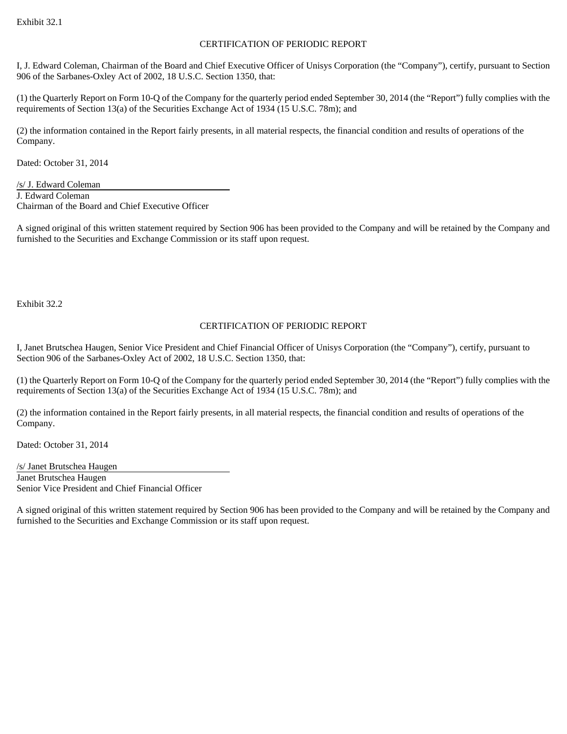Exhibit 32.1

CERTIFICATION OF PERIODIC REPORT

I, J. Edward Coleman, Chairman of the Board and Chief Executive Officer of Unisys Corporation (the "Company"), certify, pursuant to Section 906 of the Sarbanes-Oxley Act of 2002, 18 U.S.C. Section 1350, that:

(1) the Quarterly Report on Form 10-Q of the Company for the quarterly period ended September 30, 2014 (the "Report") fully complies with the requirements of Section 13(a) of the Securities Exchange Act of 1934 (15 U.S.C. 78m); and

(2) the information contained in the Report fairly presents, in all material respects, the financial condition and results of operations of the Company.

Dated: October 31, 2014

/s/ J. Edward Coleman
J. Edward Coleman
Chairman of the Board and Chief Executive Officer

A signed original of this written statement required by Section 906 has been provided to the Company and will be retained by the Company and furnished to the Securities and Exchange Commission or its staff upon request.

Exhibit 32.2

CERTIFICATION OF PERIODIC REPORT

I, Janet Brutschea Haugen, Senior Vice President and Chief Financial Officer of Unisys Corporation (the "Company"), certify, pursuant to Section 906 of the Sarbanes-Oxley Act of 2002, 18 U.S.C. Section 1350, that:

(1) the Quarterly Report on Form 10-Q of the Company for the quarterly period ended September 30, 2014 (the "Report") fully complies with the requirements of Section 13(a) of the Securities Exchange Act of 1934 (15 U.S.C. 78m); and

(2) the information contained in the Report fairly presents, in all material respects, the financial condition and results of operations of the Company.

Dated: October 31, 2014

/s/ Janet Brutschea Haugen
Janet Brutschea Haugen
Senior Vice President and Chief Financial Officer

A signed original of this written statement required by Section 906 has been provided to the Company and will be retained by the Company and furnished to the Securities and Exchange Commission or its staff upon request.